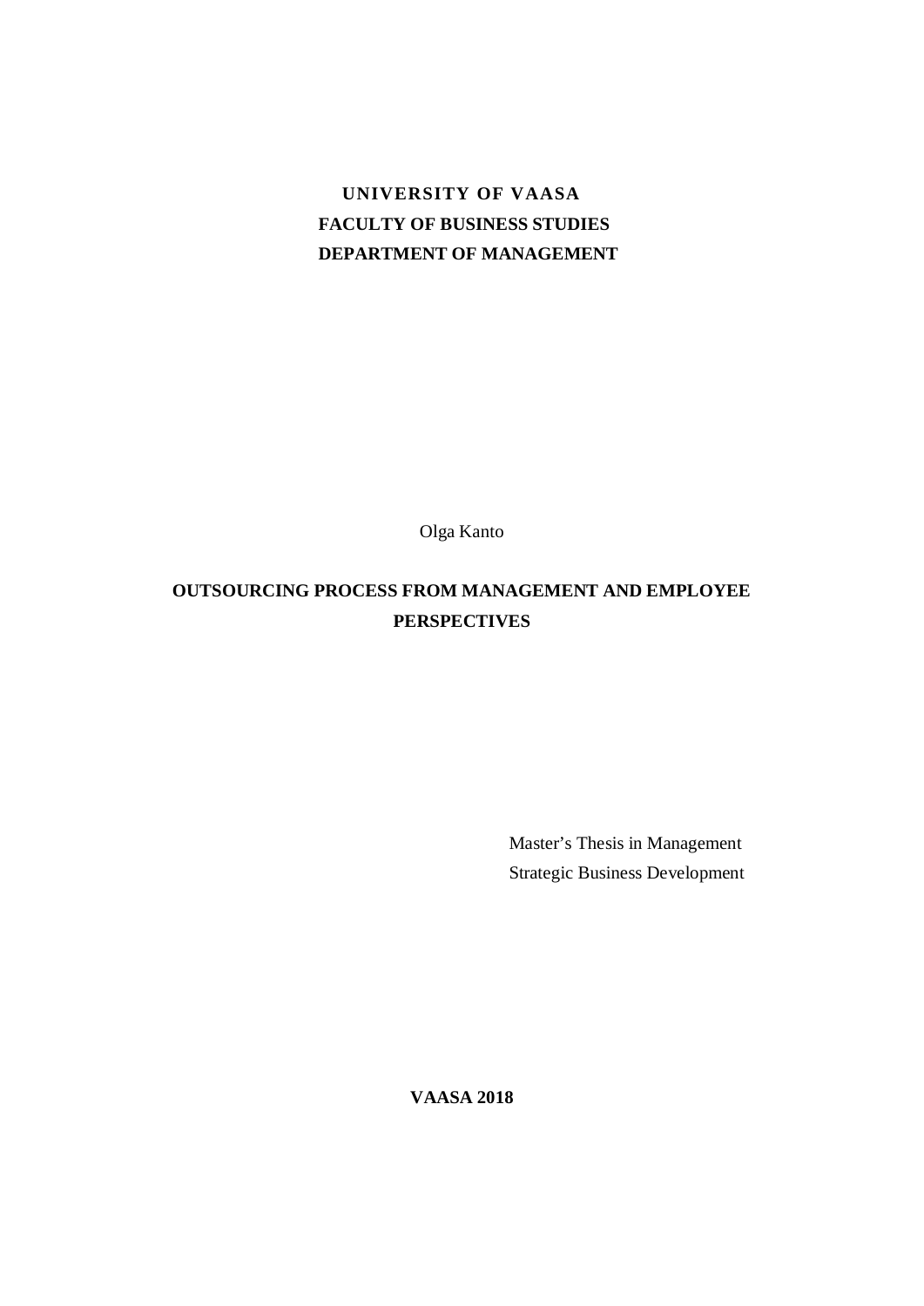**UNIVERSITY OF VAASA**
**FACULTY OF BUSINESS STUDIES**
**DEPARTMENT OF MANAGEMENT**

Olga Kanto

# OUTSOURCING PROCESS FROM MANAGEMENT AND EMPLOYEE PERSPECTIVES

Master's Thesis in Management
Strategic Business Development

**VAASA 2018**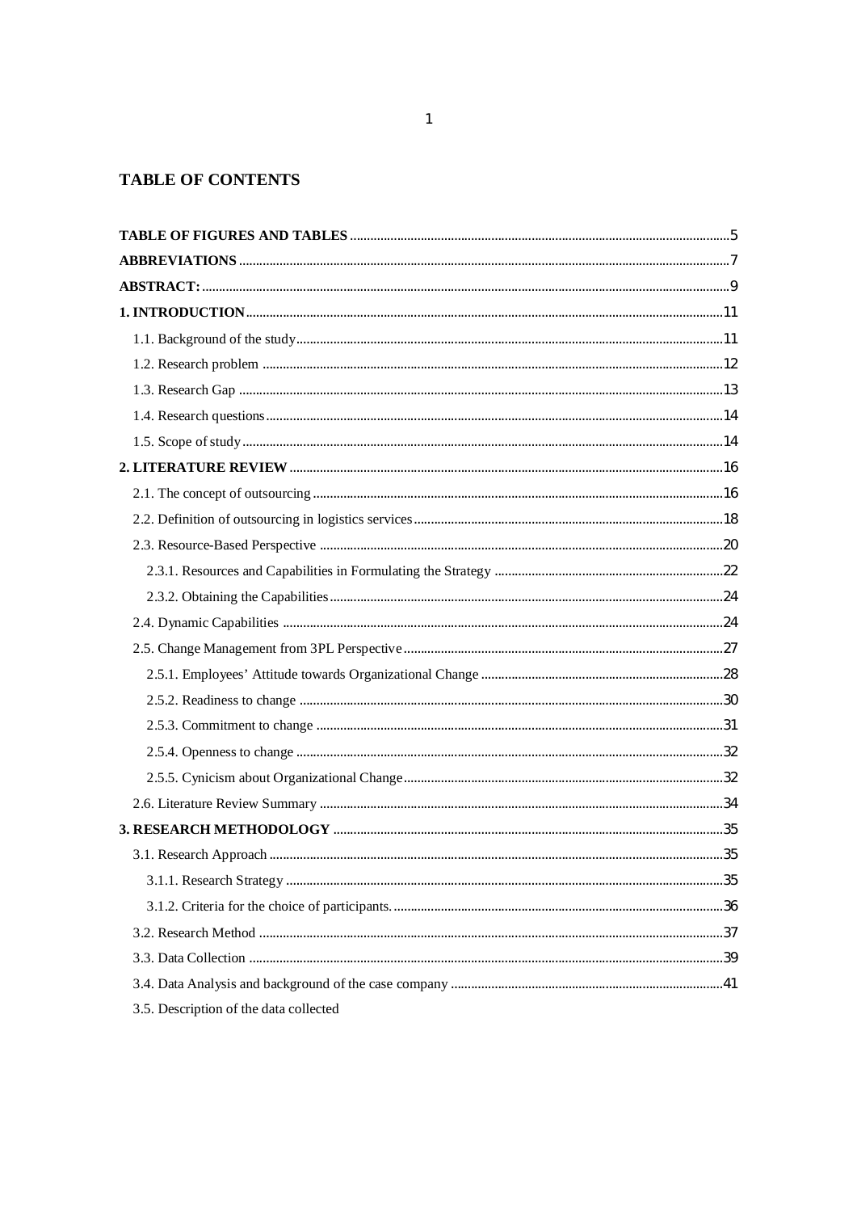# TABLE OF CONTENTS

**TABLE OF FIGURES AND TABLES** ... 5
**ABBREVIATIONS** ... 7
**ABSTRACT:** ... 9
**1. INTRODUCTION** ... 11
- 1.1. Background of the study ... 11
- 1.2. Research problem ... 12
- 1.3. Research Gap ... 13
- 1.4. Research questions ... 14
- 1.5. Scope of study ... 14

**2. LITERATURE REVIEW** ... 16
- 2.1. The concept of outsourcing ... 16
- 2.2. Definition of outsourcing in logistics services ... 18
- 2.3. Resource-Based Perspective ... 20
  - 2.3.1. Resources and Capabilities in Formulating the Strategy ... 22
  - 2.3.2. Obtaining the Capabilities ... 24
- 2.4. Dynamic Capabilities ... 24
- 2.5. Change Management from 3PL Perspective ... 27
  - 2.5.1. Employees' Attitude towards Organizational Change ... 28
  - 2.5.2. Readiness to change ... 30
  - 2.5.3. Commitment to change ... 31
  - 2.5.4. Openness to change ... 32
  - 2.5.5. Cynicism about Organizational Change ... 32
- 2.6. Literature Review Summary ... 34

**3. RESEARCH METHODOLOGY** ... 35
- 3.1. Research Approach ... 35
  - 3.1.1. Research Strategy ... 35
  - 3.1.2. Criteria for the choice of participants. ... 36
- 3.2. Research Method ... 37
- 3.3. Data Collection ... 39
- 3.4. Data Analysis and background of the case company ... 41
- 3.5. Description of the data collected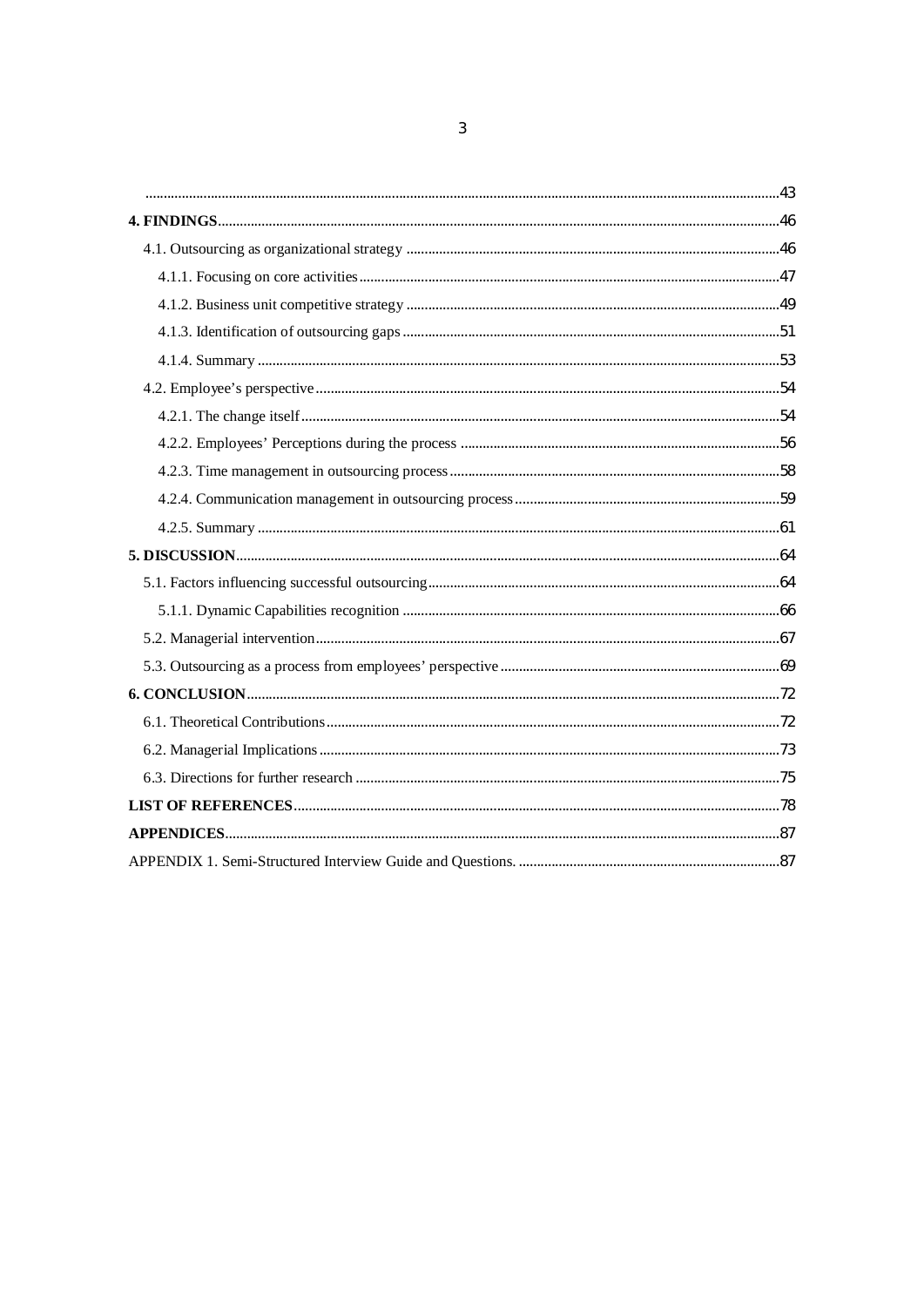................................................................................................................................................................43

**4. FINDINGS**..........................................................................................................................46

4.1. Outsourcing as organizational strategy ....................................................................46

4.1.1. Focusing on core activities....................................................................................47

4.1.2. Business unit competitive strategy ......................................................................49

4.1.3. Identification of outsourcing gaps .......................................................................51

4.1.4. Summary ..............................................................................................................53

4.2. Employee's perspective ..............................................................................................54

4.2.1. The change itself ..................................................................................................54

4.2.2. Employees' Perceptions during the process ........................................................56

4.2.3. Time management in outsourcing process ...........................................................58

4.2.4. Communication management in outsourcing process ..........................................59

4.2.5. Summary ..............................................................................................................61

**5. DISCUSSION**.......................................................................................................................64

5.1. Factors influencing successful outsourcing.................................................................64

5.1.1. Dynamic Capabilities recognition .......................................................................66

5.2. Managerial intervention...............................................................................................67

5.3. Outsourcing as a process from employees' perspective ............................................69

**6. CONCLUSION**.....................................................................................................................72

6.1. Theoretical Contributions............................................................................................72

6.2. Managerial Implications..............................................................................................73

6.3. Directions for further research ....................................................................................75

**LIST OF REFERENCES**.........................................................................................................78

**APPENDICES**..........................................................................................................................87

APPENDIX 1. Semi-Structured Interview Guide and Questions. .........................................87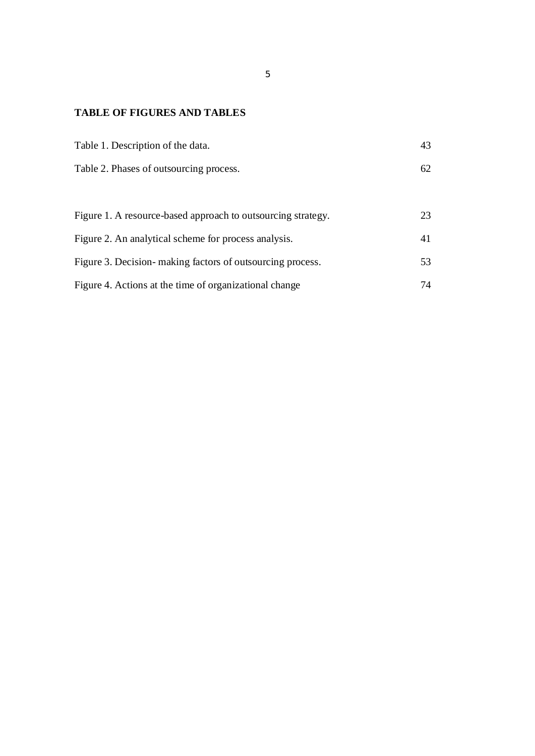**TABLE OF FIGURES AND TABLES**

| | |
|---|---|
| Table 1. Description of the data. | 43 |
| Table 2. Phases of outsourcing process. | 62 |
| | |
| Figure 1. A resource-based approach to outsourcing strategy. | 23 |
| Figure 2. An analytical scheme for process analysis. | 41 |
| Figure 3. Decision- making factors of outsourcing process. | 53 |
| Figure 4. Actions at the time of organizational change | 74 |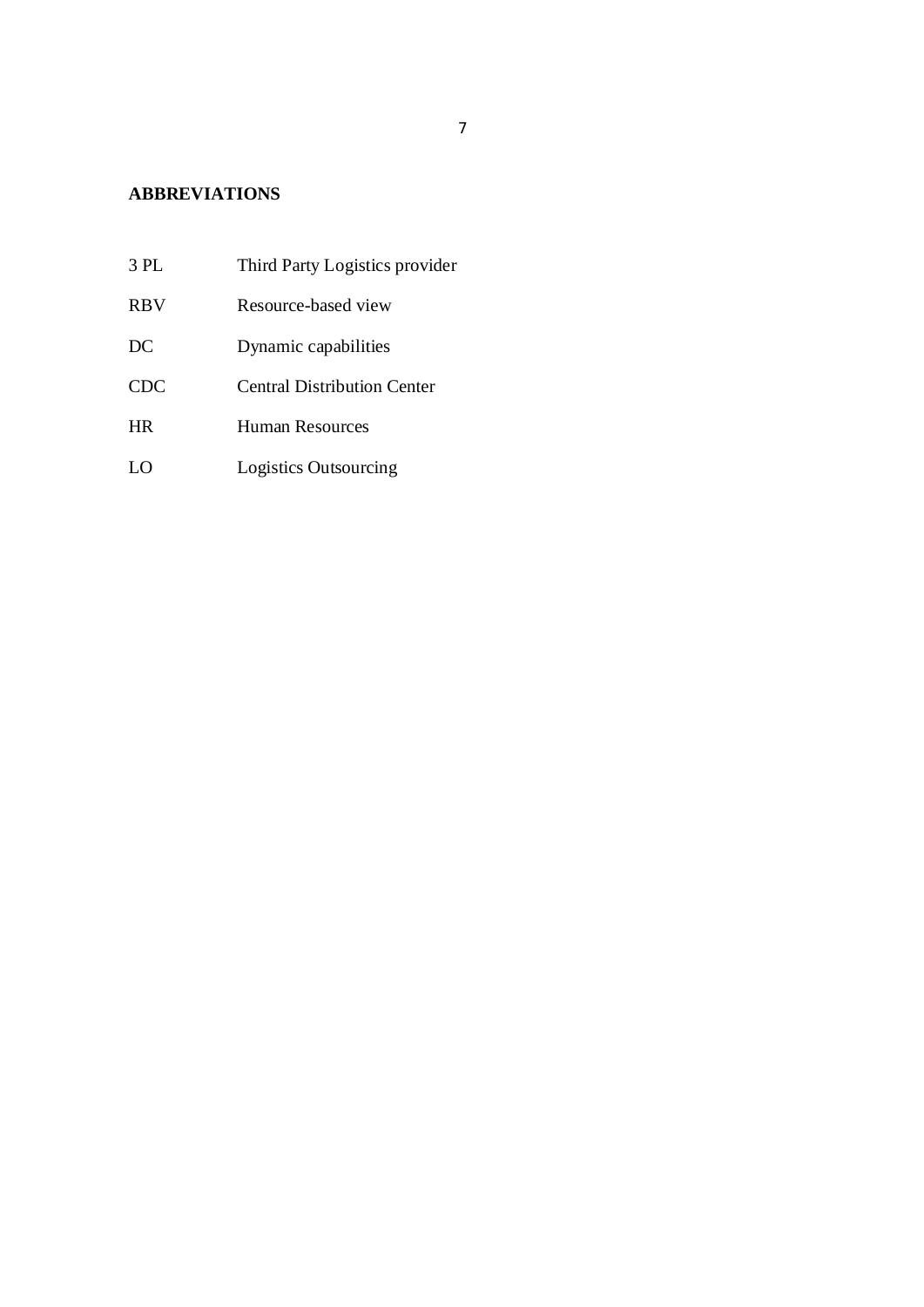**ABBREVIATIONS**

| | |
|---|---|
| 3 PL | Third Party Logistics provider |
| RBV | Resource-based view |
| DC | Dynamic capabilities |
| CDC | Central Distribution Center |
| HR | Human Resources |
| LO | Logistics Outsourcing |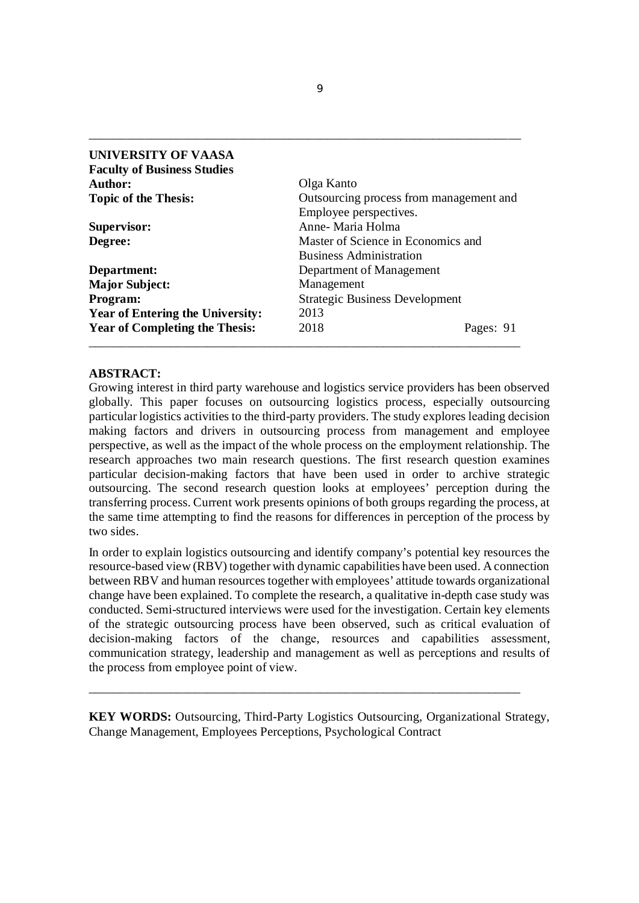**UNIVERSITY OF VAASA**
**Faculty of Business Studies**

| | |
|---|---|
| **Author:** | Olga Kanto |
| **Topic of the Thesis:** | Outsourcing process from management and Employee perspectives. |
| **Supervisor:** | Anne- Maria Holma |
| **Degree:** | Master of Science in Economics and Business Administration |
| **Department:** | Department of Management |
| **Major Subject:** | Management |
| **Program:** | Strategic Business Development |
| **Year of Entering the University:** | 2013 |
| **Year of Completing the Thesis:** | 2018 Pages: 91 |

---

**ABSTRACT:**

Growing interest in third party warehouse and logistics service providers has been observed globally. This paper focuses on outsourcing logistics process, especially outsourcing particular logistics activities to the third-party providers. The study explores leading decision making factors and drivers in outsourcing process from management and employee perspective, as well as the impact of the whole process on the employment relationship. The research approaches two main research questions. The first research question examines particular decision-making factors that have been used in order to archive strategic outsourcing. The second research question looks at employees' perception during the transferring process. Current work presents opinions of both groups regarding the process, at the same time attempting to find the reasons for differences in perception of the process by two sides.

In order to explain logistics outsourcing and identify company's potential key resources the resource-based view (RBV) together with dynamic capabilities have been used. A connection between RBV and human resources together with employees' attitude towards organizational change have been explained. To complete the research, a qualitative in-depth case study was conducted. Semi-structured interviews were used for the investigation. Certain key elements of the strategic outsourcing process have been observed, such as critical evaluation of decision-making factors of the change, resources and capabilities assessment, communication strategy, leadership and management as well as perceptions and results of the process from employee point of view.

---

**KEY WORDS:** Outsourcing, Third-Party Logistics Outsourcing, Organizational Strategy, Change Management, Employees Perceptions, Psychological Contract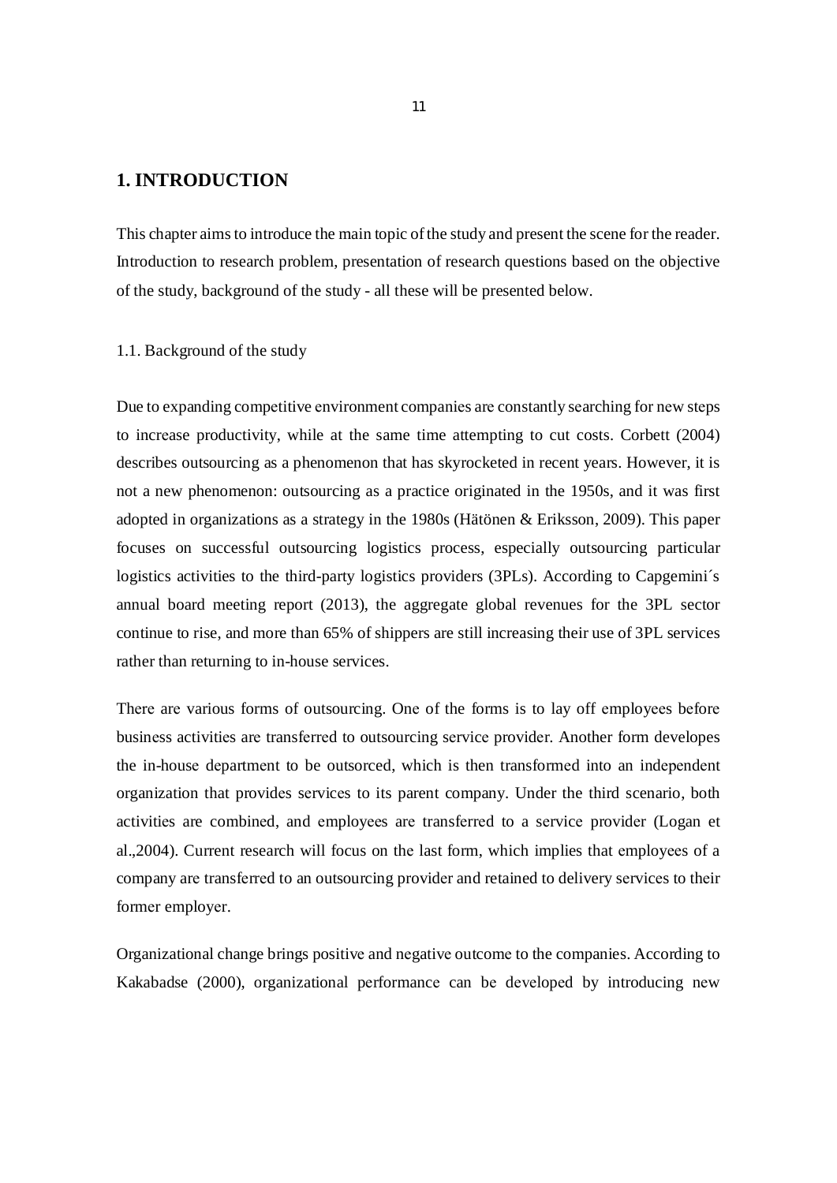# 1. INTRODUCTION

This chapter aims to introduce the main topic of the study and present the scene for the reader. Introduction to research problem, presentation of research questions based on the objective of the study, background of the study - all these will be presented below.

## 1.1. Background of the study

Due to expanding competitive environment companies are constantly searching for new steps to increase productivity, while at the same time attempting to cut costs. Corbett (2004) describes outsourcing as a phenomenon that has skyrocketed in recent years. However, it is not a new phenomenon: outsourcing as a practice originated in the 1950s, and it was first adopted in organizations as a strategy in the 1980s (Hätönen & Eriksson, 2009). This paper focuses on successful outsourcing logistics process, especially outsourcing particular logistics activities to the third-party logistics providers (3PLs). According to Capgemini´s annual board meeting report (2013), the aggregate global revenues for the 3PL sector continue to rise, and more than 65% of shippers are still increasing their use of 3PL services rather than returning to in-house services.

There are various forms of outsourcing. One of the forms is to lay off employees before business activities are transferred to outsourcing service provider. Another form developes the in-house department to be outsorced, which is then transformed into an independent organization that provides services to its parent company. Under the third scenario, both activities are combined, and employees are transferred to a service provider (Logan et al.,2004). Current research will focus on the last form, which implies that employees of a company are transferred to an outsourcing provider and retained to delivery services to their former employer.

Organizational change brings positive and negative outcome to the companies. According to Kakabadse (2000), organizational performance can be developed by introducing new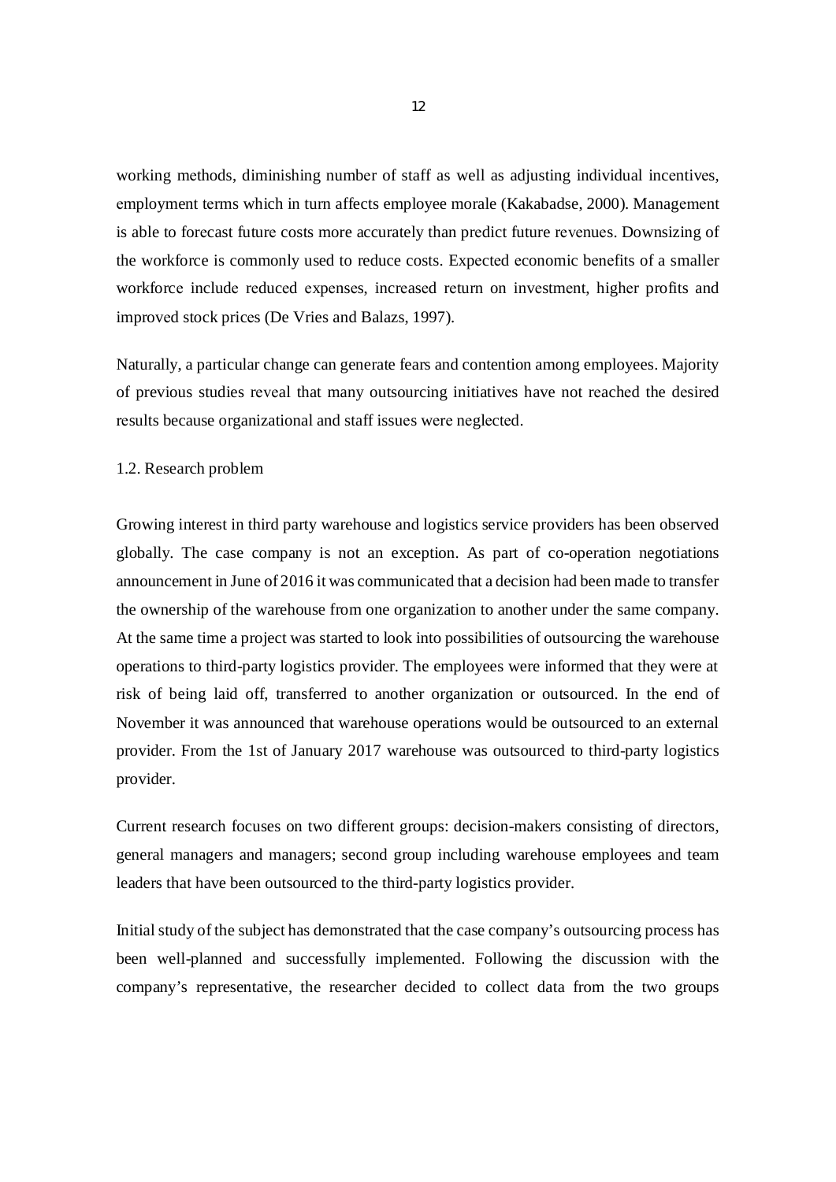working methods, diminishing number of staff as well as adjusting individual incentives, employment terms which in turn affects employee morale (Kakabadse, 2000). Management is able to forecast future costs more accurately than predict future revenues. Downsizing of the workforce is commonly used to reduce costs. Expected economic benefits of a smaller workforce include reduced expenses, increased return on investment, higher profits and improved stock prices (De Vries and Balazs, 1997).

Naturally, a particular change can generate fears and contention among employees. Majority of previous studies reveal that many outsourcing initiatives have not reached the desired results because organizational and staff issues were neglected.

## 1.2. Research problem

Growing interest in third party warehouse and logistics service providers has been observed globally. The case company is not an exception. As part of co-operation negotiations announcement in June of 2016 it was communicated that a decision had been made to transfer the ownership of the warehouse from one organization to another under the same company. At the same time a project was started to look into possibilities of outsourcing the warehouse operations to third-party logistics provider. The employees were informed that they were at risk of being laid off, transferred to another organization or outsourced. In the end of November it was announced that warehouse operations would be outsourced to an external provider. From the 1st of January 2017 warehouse was outsourced to third-party logistics provider.

Current research focuses on two different groups: decision-makers consisting of directors, general managers and managers; second group including warehouse employees and team leaders that have been outsourced to the third-party logistics provider.

Initial study of the subject has demonstrated that the case company's outsourcing process has been well-planned and successfully implemented. Following the discussion with the company's representative, the researcher decided to collect data from the two groups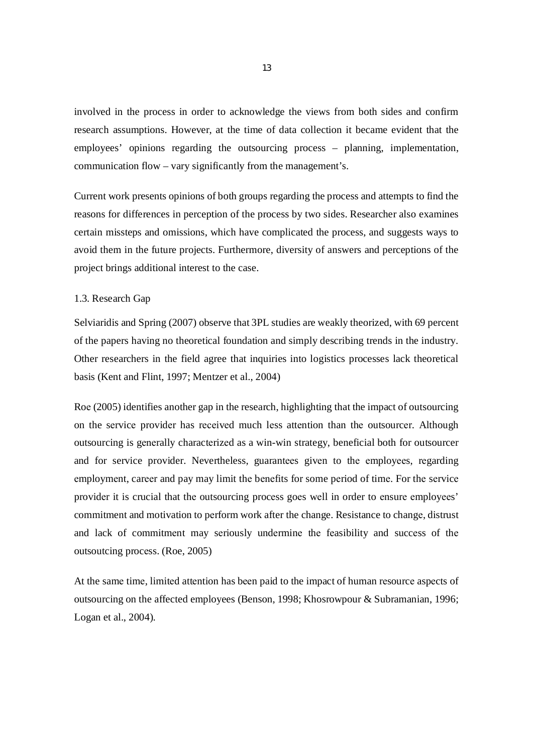involved in the process in order to acknowledge the views from both sides and confirm research assumptions. However, at the time of data collection it became evident that the employees' opinions regarding the outsourcing process – planning, implementation, communication flow – vary significantly from the management's.

Current work presents opinions of both groups regarding the process and attempts to find the reasons for differences in perception of the process by two sides. Researcher also examines certain missteps and omissions, which have complicated the process, and suggests ways to avoid them in the future projects. Furthermore, diversity of answers and perceptions of the project brings additional interest to the case.

### 1.3. Research Gap

Selviaridis and Spring (2007) observe that 3PL studies are weakly theorized, with 69 percent of the papers having no theoretical foundation and simply describing trends in the industry. Other researchers in the field agree that inquiries into logistics processes lack theoretical basis (Kent and Flint, 1997; Mentzer et al., 2004)

Roe (2005) identifies another gap in the research, highlighting that the impact of outsourcing on the service provider has received much less attention than the outsourcer. Although outsourcing is generally characterized as a win-win strategy, beneficial both for outsourcer and for service provider. Nevertheless, guarantees given to the employees, regarding employment, career and pay may limit the benefits for some period of time. For the service provider it is crucial that the outsourcing process goes well in order to ensure employees' commitment and motivation to perform work after the change. Resistance to change, distrust and lack of commitment may seriously undermine the feasibility and success of the outsoutcing process. (Roe, 2005)

At the same time, limited attention has been paid to the impact of human resource aspects of outsourcing on the affected employees (Benson, 1998; Khosrowpour & Subramanian, 1996; Logan et al., 2004).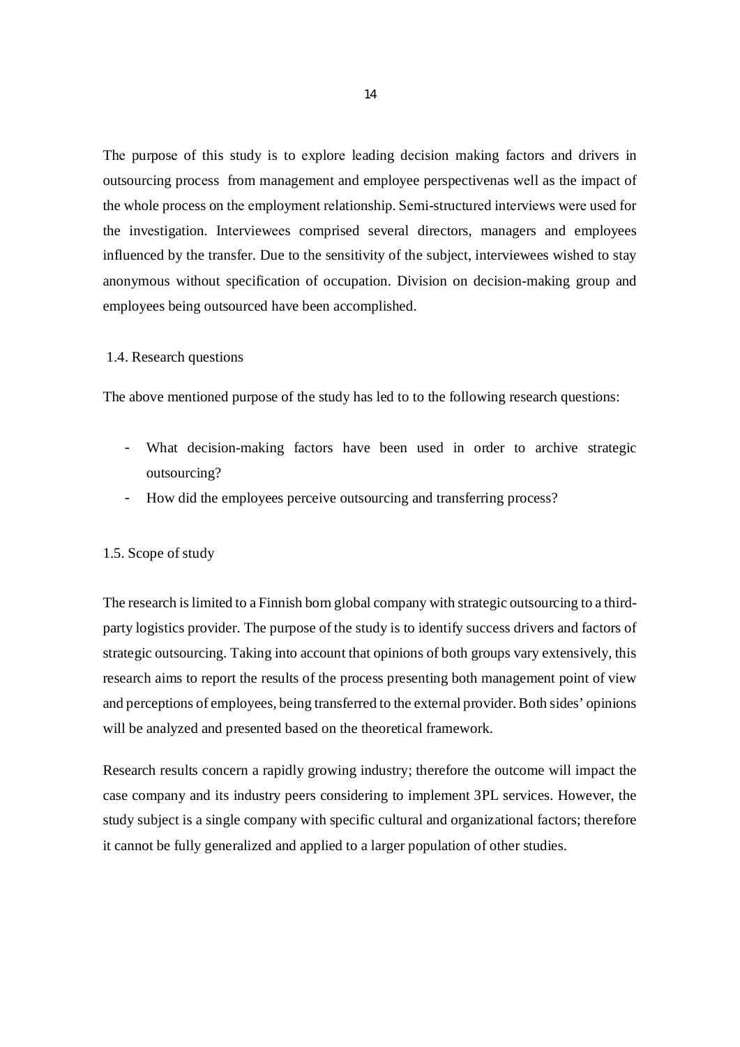The purpose of this study is to explore leading decision making factors and drivers in outsourcing process  from management and employee perspectivenas well as the impact of the whole process on the employment relationship. Semi-structured interviews were used for the investigation. Interviewees comprised several directors, managers and employees influenced by the transfer. Due to the sensitivity of the subject, interviewees wished to stay anonymous without specification of occupation. Division on decision-making group and employees being outsourced have been accomplished.

## 1.4. Research questions

The above mentioned purpose of the study has led to to the following research questions:

- What decision-making factors have been used in order to archive strategic outsourcing?
- How did the employees perceive outsourcing and transferring process?

## 1.5. Scope of study

The research is limited to a Finnish born global company with strategic outsourcing to a third-party logistics provider. The purpose of the study is to identify success drivers and factors of strategic outsourcing. Taking into account that opinions of both groups vary extensively, this research aims to report the results of the process presenting both management point of view and perceptions of employees, being transferred to the external provider. Both sides' opinions will be analyzed and presented based on the theoretical framework.

Research results concern a rapidly growing industry; therefore the outcome will impact the case company and its industry peers considering to implement 3PL services. However, the study subject is a single company with specific cultural and organizational factors; therefore it cannot be fully generalized and applied to a larger population of other studies.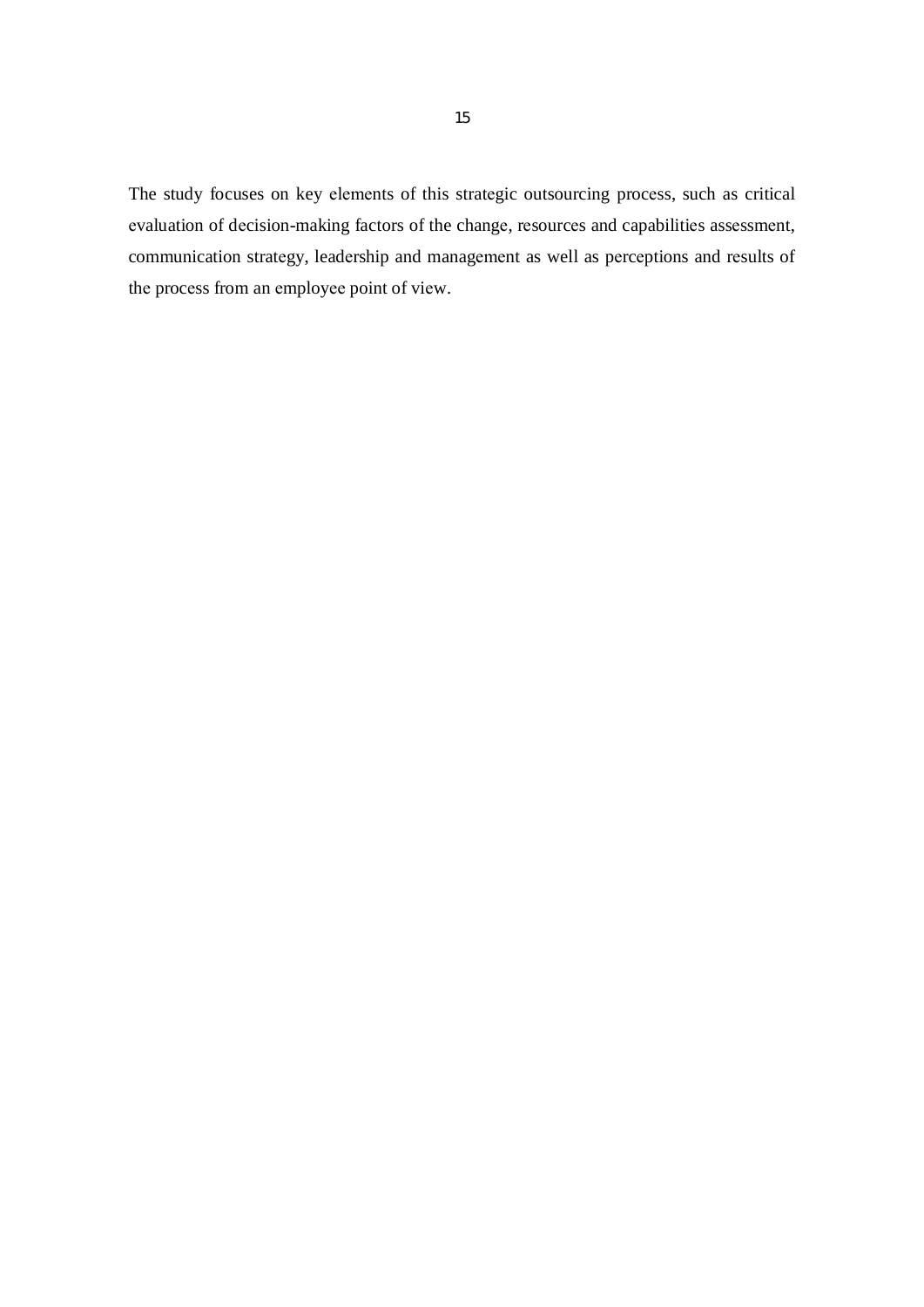The study focuses on key elements of this strategic outsourcing process, such as critical evaluation of decision-making factors of the change, resources and capabilities assessment, communication strategy, leadership and management as well as perceptions and results of the process from an employee point of view.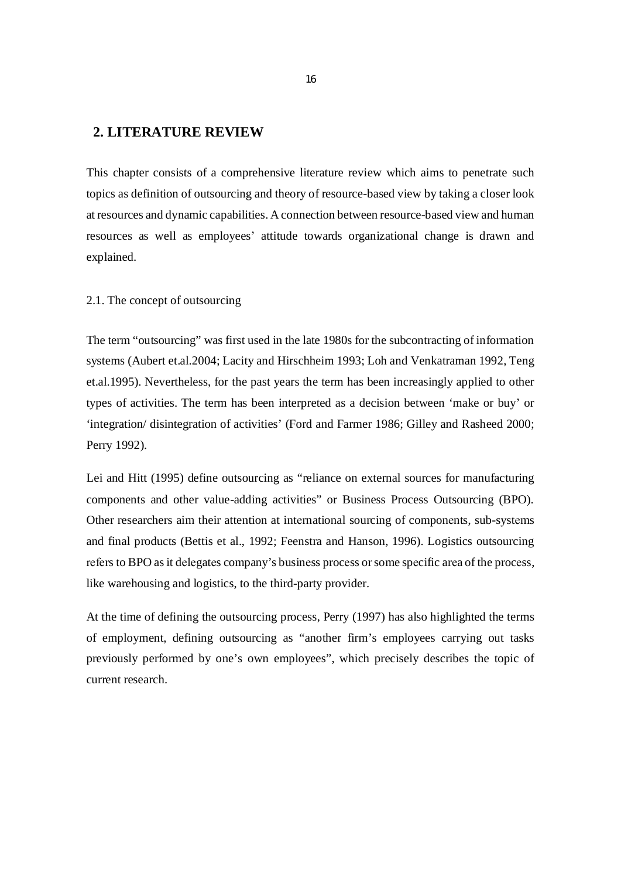# 2. LITERATURE REVIEW

This chapter consists of a comprehensive literature review which aims to penetrate such topics as definition of outsourcing and theory of resource-based view by taking a closer look at resources and dynamic capabilities. A connection between resource-based view and human resources as well as employees' attitude towards organizational change is drawn and explained.

## 2.1. The concept of outsourcing

The term "outsourcing" was first used in the late 1980s for the subcontracting of information systems (Aubert et.al.2004; Lacity and Hirschheim 1993; Loh and Venkatraman 1992, Teng et.al.1995). Nevertheless, for the past years the term has been increasingly applied to other types of activities. The term has been interpreted as a decision between 'make or buy' or 'integration/ disintegration of activities' (Ford and Farmer 1986; Gilley and Rasheed 2000; Perry 1992).

Lei and Hitt (1995) define outsourcing as "reliance on external sources for manufacturing components and other value-adding activities" or Business Process Outsourcing (BPO). Other researchers aim their attention at international sourcing of components, sub-systems and final products (Bettis et al., 1992; Feenstra and Hanson, 1996). Logistics outsourcing refers to BPO as it delegates company's business process or some specific area of the process, like warehousing and logistics, to the third-party provider.

At the time of defining the outsourcing process, Perry (1997) has also highlighted the terms of employment, defining outsourcing as "another firm's employees carrying out tasks previously performed by one's own employees", which precisely describes the topic of current research.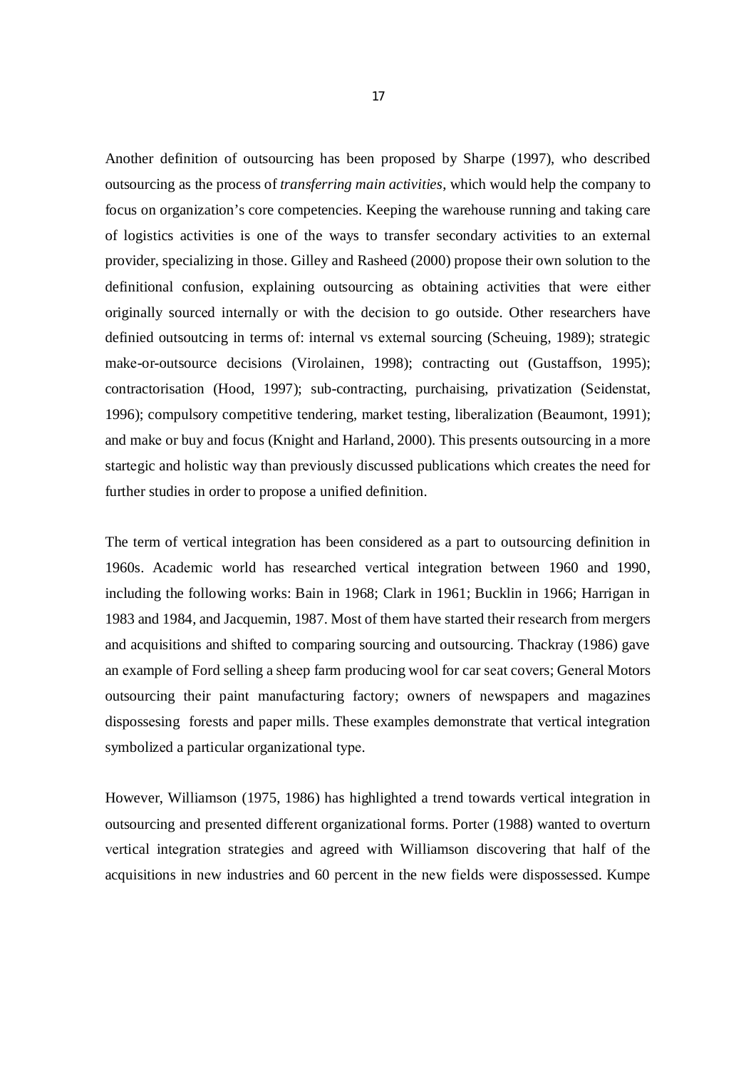Another definition of outsourcing has been proposed by Sharpe (1997), who described outsourcing as the process of *transferring main activities*, which would help the company to focus on organization's core competencies. Keeping the warehouse running and taking care of logistics activities is one of the ways to transfer secondary activities to an external provider, specializing in those. Gilley and Rasheed (2000) propose their own solution to the definitional confusion, explaining outsourcing as obtaining activities that were either originally sourced internally or with the decision to go outside. Other researchers have definied outsoutcing in terms of: internal vs external sourcing (Scheuing, 1989); strategic make-or-outsource decisions (Virolainen, 1998); contracting out (Gustaffson, 1995); contractorisation (Hood, 1997); sub-contracting, purchaising, privatization (Seidenstat, 1996); compulsory competitive tendering, market testing, liberalization (Beaumont, 1991); and make or buy and focus (Knight and Harland, 2000). This presents outsourcing in a more startegic and holistic way than previously discussed publications which creates the need for further studies in order to propose a unified definition.

The term of vertical integration has been considered as a part to outsourcing definition in 1960s. Academic world has researched vertical integration between 1960 and 1990, including the following works: Bain in 1968; Clark in 1961; Bucklin in 1966; Harrigan in 1983 and 1984, and Jacquemin, 1987. Most of them have started their research from mergers and acquisitions and shifted to comparing sourcing and outsourcing. Thackray (1986) gave an example of Ford selling a sheep farm producing wool for car seat covers; General Motors outsourcing their paint manufacturing factory; owners of newspapers and magazines dispossesing forests and paper mills. These examples demonstrate that vertical integration symbolized a particular organizational type.

However, Williamson (1975, 1986) has highlighted a trend towards vertical integration in outsourcing and presented different organizational forms. Porter (1988) wanted to overturn vertical integration strategies and agreed with Williamson discovering that half of the acquisitions in new industries and 60 percent in the new fields were dispossessed. Kumpe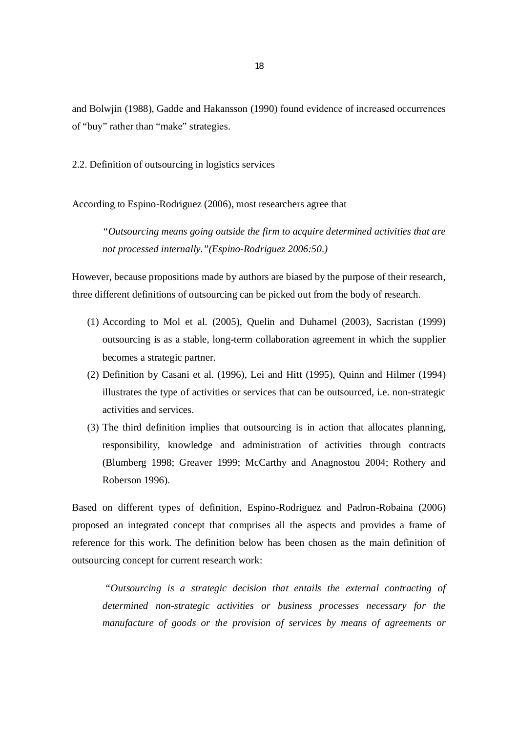and Bolwjin (1988), Gadde and Hakansson (1990) found evidence of increased occurrences of "buy" rather than "make" strategies.

## 2.2. Definition of outsourcing in logistics services

According to Espino-Rodriguez (2006), most researchers agree that

> *"Outsourcing means going outside the firm to acquire determined activities that are not processed internally."(Espino-Rodriguez 2006:50.)*

However, because propositions made by authors are biased by the purpose of their research, three different definitions of outsourcing can be picked out from the body of research.

(1) According to Mol et al. (2005), Quelin and Duhamel (2003), Sacristan (1999) outsourcing is as a stable, long-term collaboration agreement in which the supplier becomes a strategic partner.

(2) Definition by Casani et al. (1996), Lei and Hitt (1995), Quinn and Hilmer (1994) illustrates the type of activities or services that can be outsourced, i.e. non-strategic activities and services.

(3) The third definition implies that outsourcing is in action that allocates planning, responsibility, knowledge and administration of activities through contracts (Blumberg 1998; Greaver 1999; McCarthy and Anagnostou 2004; Rothery and Roberson 1996).

Based on different types of definition, Espino-Rodriguez and Padron-Robaina (2006) proposed an integrated concept that comprises all the aspects and provides a frame of reference for this work. The definition below has been chosen as the main definition of outsourcing concept for current research work:

> *"Outsourcing is a strategic decision that entails the external contracting of determined non-strategic activities or business processes necessary for the manufacture of goods or the provision of services by means of agreements or*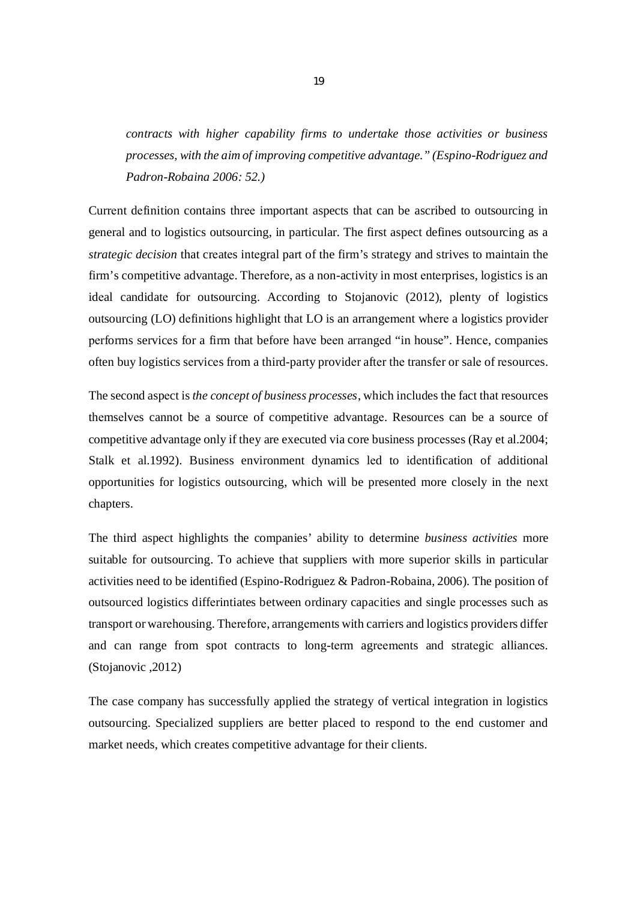*contracts with higher capability firms to undertake those activities or business processes, with the aim of improving competitive advantage." (Espino-Rodriguez and Padron-Robaina 2006: 52.)*

Current definition contains three important aspects that can be ascribed to outsourcing in general and to logistics outsourcing, in particular. The first aspect defines outsourcing as a *strategic decision* that creates integral part of the firm's strategy and strives to maintain the firm's competitive advantage. Therefore, as a non-activity in most enterprises, logistics is an ideal candidate for outsourcing. According to Stojanovic (2012), plenty of logistics outsourcing (LO) definitions highlight that LO is an arrangement where a logistics provider performs services for a firm that before have been arranged "in house". Hence, companies often buy logistics services from a third-party provider after the transfer or sale of resources.

The second aspect is *the concept of business processes*, which includes the fact that resources themselves cannot be a source of competitive advantage. Resources can be a source of competitive advantage only if they are executed via core business processes (Ray et al.2004; Stalk et al.1992). Business environment dynamics led to identification of additional opportunities for logistics outsourcing, which will be presented more closely in the next chapters.

The third aspect highlights the companies' ability to determine *business activities* more suitable for outsourcing. To achieve that suppliers with more superior skills in particular activities need to be identified (Espino-Rodriguez & Padron-Robaina, 2006). The position of outsourced logistics differintiates between ordinary capacities and single processes such as transport or warehousing. Therefore, arrangements with carriers and logistics providers differ and can range from spot contracts to long-term agreements and strategic alliances. (Stojanovic ,2012)

The case company has successfully applied the strategy of vertical integration in logistics outsourcing. Specialized suppliers are better placed to respond to the end customer and market needs, which creates competitive advantage for their clients.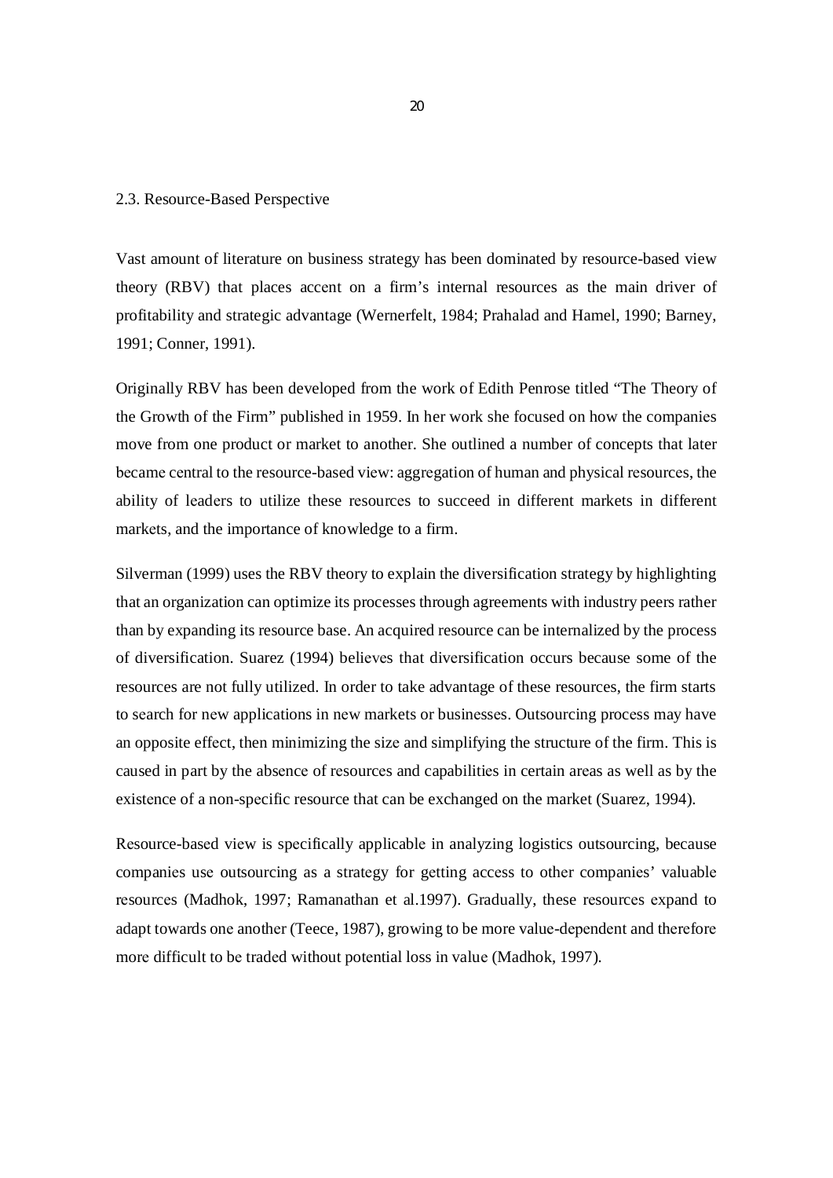## 2.3. Resource-Based Perspective

Vast amount of literature on business strategy has been dominated by resource-based view theory (RBV) that places accent on a firm's internal resources as the main driver of profitability and strategic advantage (Wernerfelt, 1984; Prahalad and Hamel, 1990; Barney, 1991; Conner, 1991).

Originally RBV has been developed from the work of Edith Penrose titled "The Theory of the Growth of the Firm" published in 1959. In her work she focused on how the companies move from one product or market to another. She outlined a number of concepts that later became central to the resource-based view: aggregation of human and physical resources, the ability of leaders to utilize these resources to succeed in different markets in different markets, and the importance of knowledge to a firm.

Silverman (1999) uses the RBV theory to explain the diversification strategy by highlighting that an organization can optimize its processes through agreements with industry peers rather than by expanding its resource base. An acquired resource can be internalized by the process of diversification. Suarez (1994) believes that diversification occurs because some of the resources are not fully utilized. In order to take advantage of these resources, the firm starts to search for new applications in new markets or businesses. Outsourcing process may have an opposite effect, then minimizing the size and simplifying the structure of the firm. This is caused in part by the absence of resources and capabilities in certain areas as well as by the existence of a non-specific resource that can be exchanged on the market (Suarez, 1994).

Resource-based view is specifically applicable in analyzing logistics outsourcing, because companies use outsourcing as a strategy for getting access to other companies' valuable resources (Madhok, 1997; Ramanathan et al.1997). Gradually, these resources expand to adapt towards one another (Teece, 1987), growing to be more value-dependent and therefore more difficult to be traded without potential loss in value (Madhok, 1997).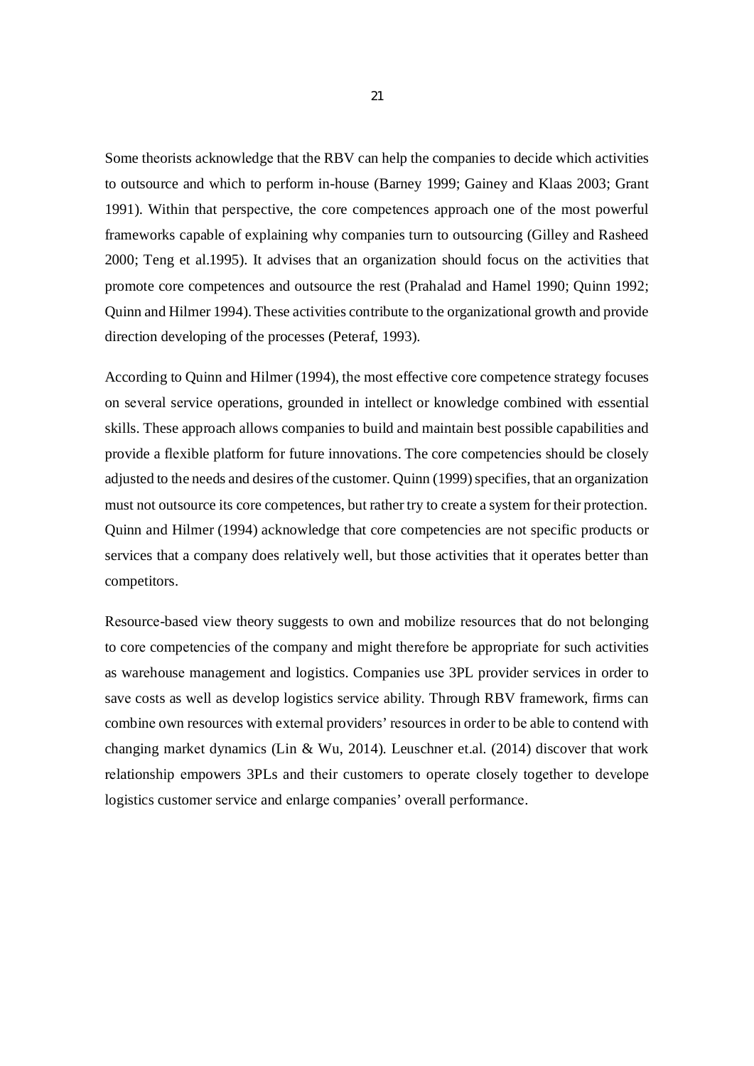Some theorists acknowledge that the RBV can help the companies to decide which activities to outsource and which to perform in-house (Barney 1999; Gainey and Klaas 2003; Grant 1991). Within that perspective, the core competences approach one of the most powerful frameworks capable of explaining why companies turn to outsourcing (Gilley and Rasheed 2000; Teng et al.1995). It advises that an organization should focus on the activities that promote core competences and outsource the rest (Prahalad and Hamel 1990; Quinn 1992; Quinn and Hilmer 1994). These activities contribute to the organizational growth and provide direction developing of the processes (Peteraf, 1993).

According to Quinn and Hilmer (1994), the most effective core competence strategy focuses on several service operations, grounded in intellect or knowledge combined with essential skills. These approach allows companies to build and maintain best possible capabilities and provide a flexible platform for future innovations. The core competencies should be closely adjusted to the needs and desires of the customer. Quinn (1999) specifies, that an organization must not outsource its core competences, but rather try to create a system for their protection. Quinn and Hilmer (1994) acknowledge that core competencies are not specific products or services that a company does relatively well, but those activities that it operates better than competitors.

Resource-based view theory suggests to own and mobilize resources that do not belonging to core competencies of the company and might therefore be appropriate for such activities as warehouse management and logistics. Companies use 3PL provider services in order to save costs as well as develop logistics service ability. Through RBV framework, firms can combine own resources with external providers' resources in order to be able to contend with changing market dynamics (Lin & Wu, 2014). Leuschner et.al. (2014) discover that work relationship empowers 3PLs and their customers to operate closely together to develope logistics customer service and enlarge companies' overall performance.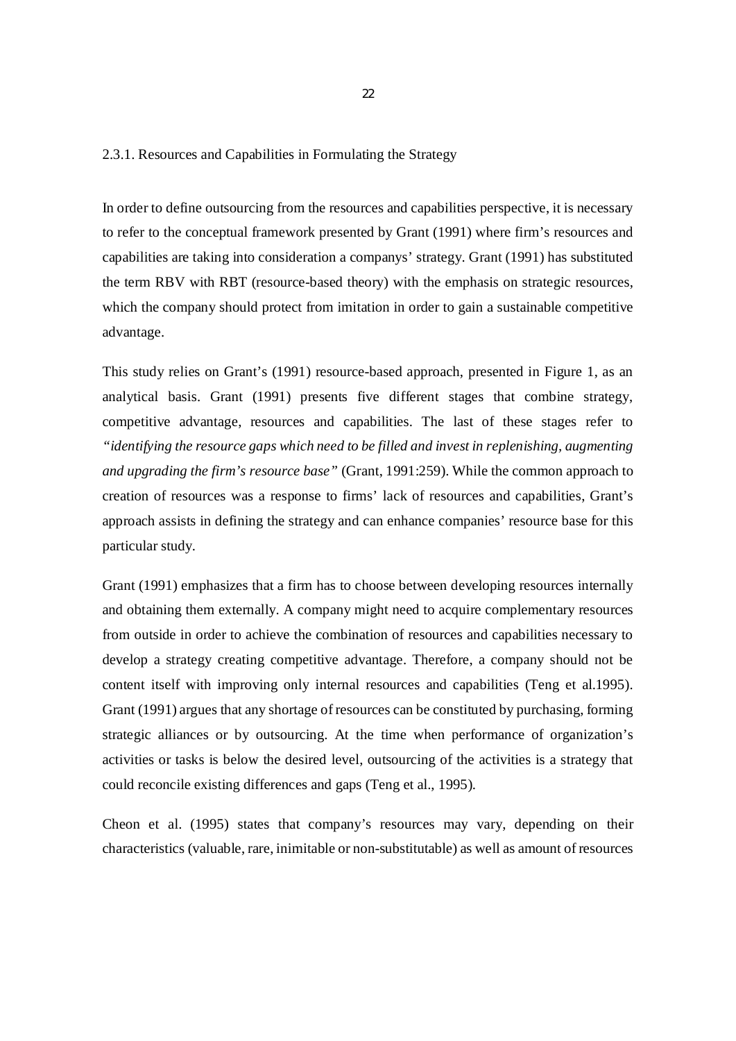### 2.3.1. Resources and Capabilities in Formulating the Strategy

In order to define outsourcing from the resources and capabilities perspective, it is necessary to refer to the conceptual framework presented by Grant (1991) where firm's resources and capabilities are taking into consideration a companys' strategy. Grant (1991) has substituted the term RBV with RBT (resource-based theory) with the emphasis on strategic resources, which the company should protect from imitation in order to gain a sustainable competitive advantage.

This study relies on Grant's (1991) resource-based approach, presented in Figure 1, as an analytical basis. Grant (1991) presents five different stages that combine strategy, competitive advantage, resources and capabilities. The last of these stages refer to *"identifying the resource gaps which need to be filled and invest in replenishing, augmenting and upgrading the firm's resource base"* (Grant, 1991:259). While the common approach to creation of resources was a response to firms' lack of resources and capabilities, Grant's approach assists in defining the strategy and can enhance companies' resource base for this particular study.

Grant (1991) emphasizes that a firm has to choose between developing resources internally and obtaining them externally. A company might need to acquire complementary resources from outside in order to achieve the combination of resources and capabilities necessary to develop a strategy creating competitive advantage. Therefore, a company should not be content itself with improving only internal resources and capabilities (Teng et al.1995). Grant (1991) argues that any shortage of resources can be constituted by purchasing, forming strategic alliances or by outsourcing. At the time when performance of organization's activities or tasks is below the desired level, outsourcing of the activities is a strategy that could reconcile existing differences and gaps (Teng et al., 1995).

Cheon et al. (1995) states that company's resources may vary, depending on their characteristics (valuable, rare, inimitable or non-substitutable) as well as amount of resources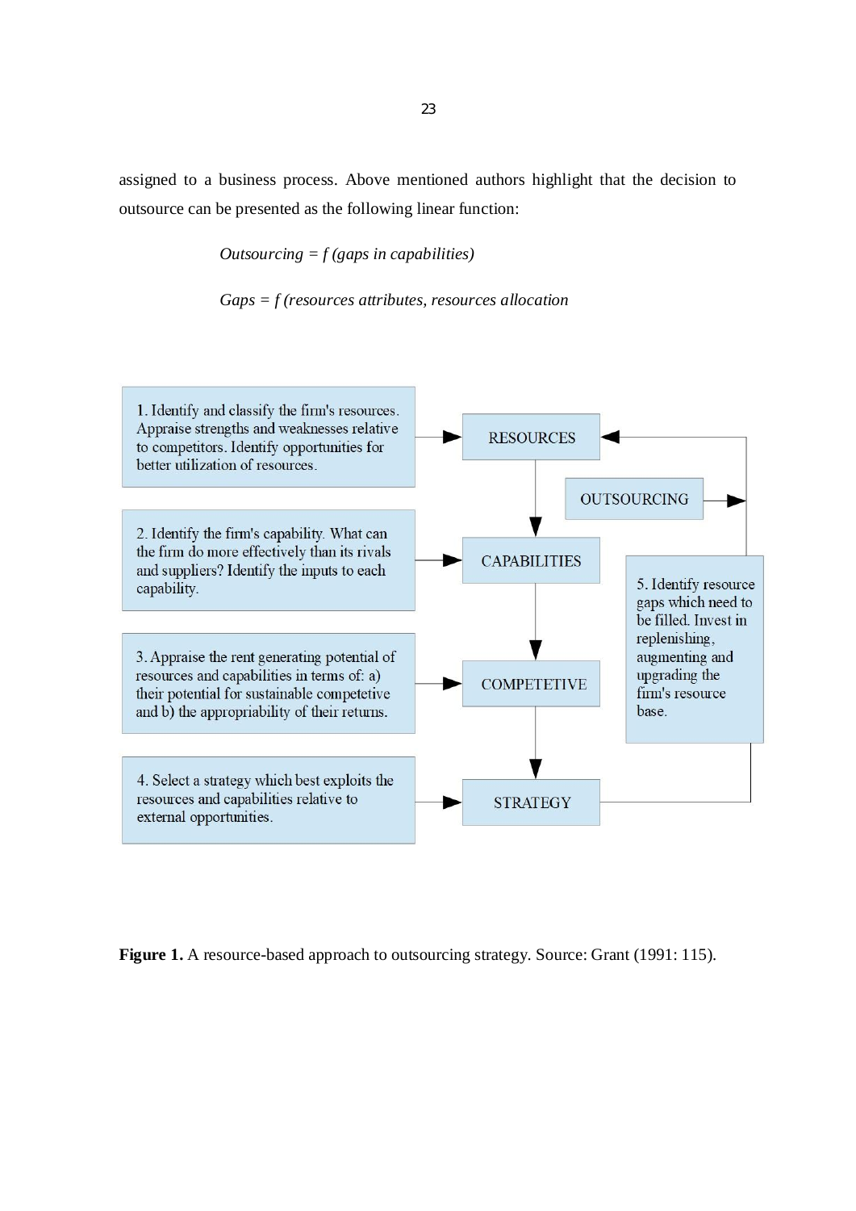assigned to a business process. Above mentioned authors highlight that the decision to outsource can be presented as the following linear function:

*Outsourcing = f (gaps in capabilities)*

*Gaps = f (resources attributes, resources allocation*

1. Identify and classify the firm's resources. Appraise strengths and weaknesses relative to competitors. Identify opportunities for better utilization of resources.

2. Identify the firm's capability. What can the firm do more effectively than its rivals and suppliers? Identify the inputs to each capability.

3. Appraise the rent generating potential of resources and capabilities in terms of: a) their potential for sustainable competetive and b) the appropriability of their returns.

4. Select a strategy which best exploits the resources and capabilities relative to external opportunities.

5. Identify resource gaps which need to be filled. Invest in replenishing, augmenting and upgrading the firm's resource base.

RESOURCES

OUTSOURCING

CAPABILITIES

COMPETETIVE

STRATEGY

**Figure 1.** A resource-based approach to outsourcing strategy. Source: Grant (1991: 115).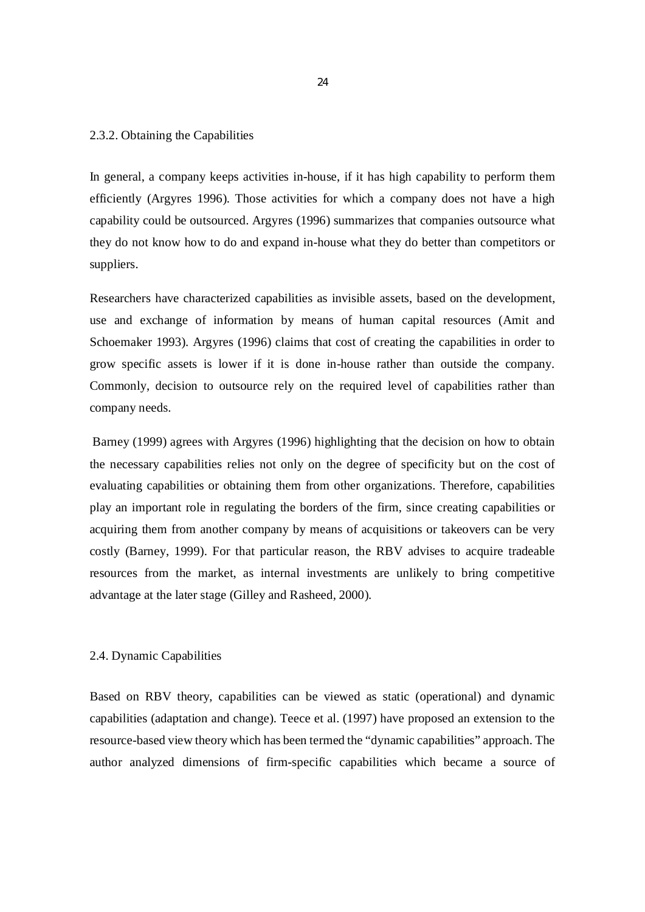### 2.3.2. Obtaining the Capabilities

In general, a company keeps activities in-house, if it has high capability to perform them efficiently (Argyres 1996). Those activities for which a company does not have a high capability could be outsourced. Argyres (1996) summarizes that companies outsource what they do not know how to do and expand in-house what they do better than competitors or suppliers.

Researchers have characterized capabilities as invisible assets, based on the development, use and exchange of information by means of human capital resources (Amit and Schoemaker 1993). Argyres (1996) claims that cost of creating the capabilities in order to grow specific assets is lower if it is done in-house rather than outside the company. Commonly, decision to outsource rely on the required level of capabilities rather than company needs.

Barney (1999) agrees with Argyres (1996) highlighting that the decision on how to obtain the necessary capabilities relies not only on the degree of specificity but on the cost of evaluating capabilities or obtaining them from other organizations. Therefore, capabilities play an important role in regulating the borders of the firm, since creating capabilities or acquiring them from another company by means of acquisitions or takeovers can be very costly (Barney, 1999). For that particular reason, the RBV advises to acquire tradeable resources from the market, as internal investments are unlikely to bring competitive advantage at the later stage (Gilley and Rasheed, 2000).

## 2.4. Dynamic Capabilities

Based on RBV theory, capabilities can be viewed as static (operational) and dynamic capabilities (adaptation and change). Teece et al. (1997) have proposed an extension to the resource-based view theory which has been termed the "dynamic capabilities" approach. The author analyzed dimensions of firm-specific capabilities which became a source of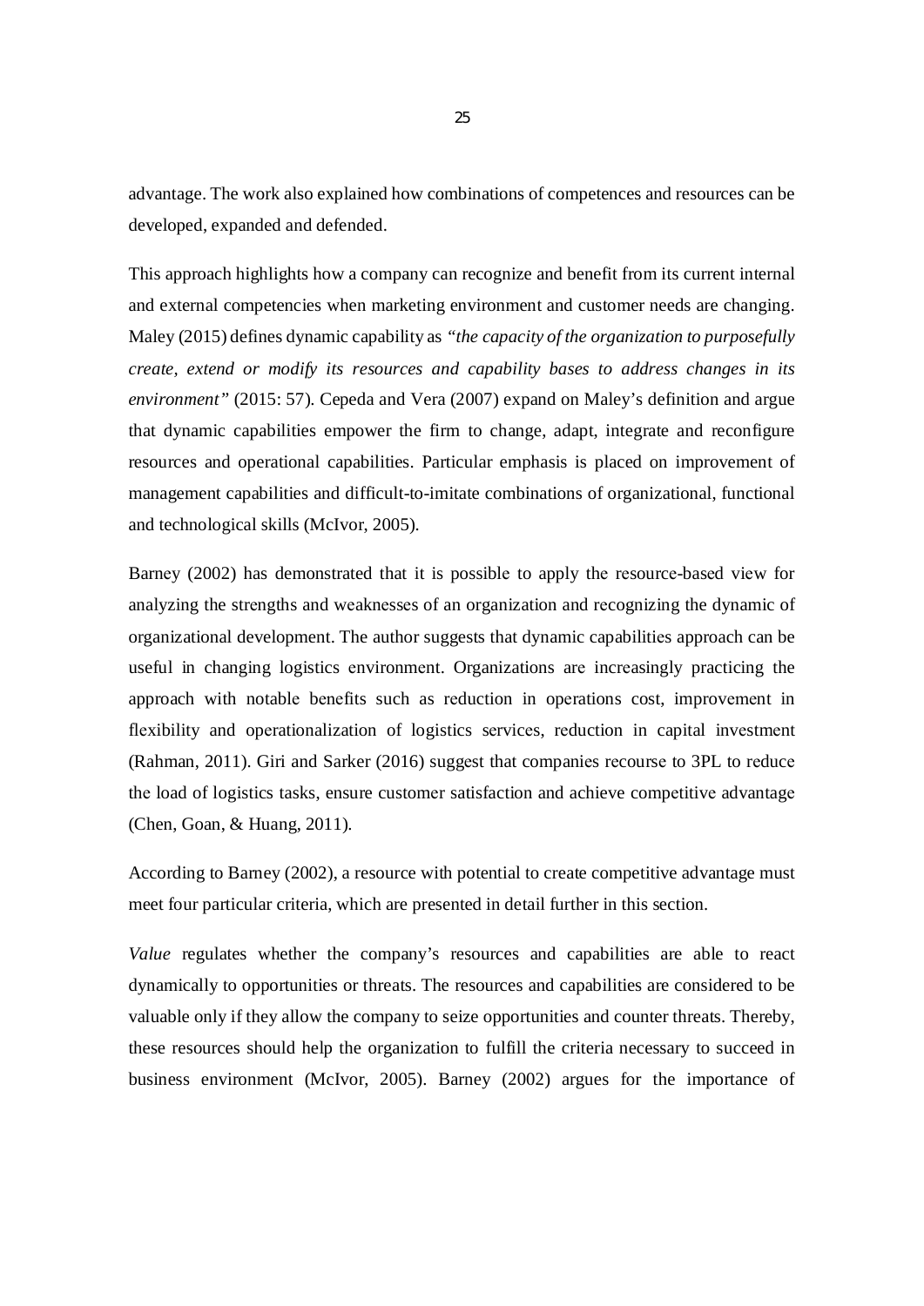advantage. The work also explained how combinations of competences and resources can be developed, expanded and defended.

This approach highlights how a company can recognize and benefit from its current internal and external competencies when marketing environment and customer needs are changing. Maley (2015) defines dynamic capability as *"the capacity of the organization to purposefully create, extend or modify its resources and capability bases to address changes in its environment"* (2015: 57). Cepeda and Vera (2007) expand on Maley's definition and argue that dynamic capabilities empower the firm to change, adapt, integrate and reconfigure resources and operational capabilities. Particular emphasis is placed on improvement of management capabilities and difficult-to-imitate combinations of organizational, functional and technological skills (McIvor, 2005).

Barney (2002) has demonstrated that it is possible to apply the resource-based view for analyzing the strengths and weaknesses of an organization and recognizing the dynamic of organizational development. The author suggests that dynamic capabilities approach can be useful in changing logistics environment. Organizations are increasingly practicing the approach with notable benefits such as reduction in operations cost, improvement in flexibility and operationalization of logistics services, reduction in capital investment (Rahman, 2011). Giri and Sarker (2016) suggest that companies recourse to 3PL to reduce the load of logistics tasks, ensure customer satisfaction and achieve competitive advantage (Chen, Goan, & Huang, 2011).

According to Barney (2002), a resource with potential to create competitive advantage must meet four particular criteria, which are presented in detail further in this section.

*Value* regulates whether the company's resources and capabilities are able to react dynamically to opportunities or threats. The resources and capabilities are considered to be valuable only if they allow the company to seize opportunities and counter threats. Thereby, these resources should help the organization to fulfill the criteria necessary to succeed in business environment (McIvor, 2005). Barney (2002) argues for the importance of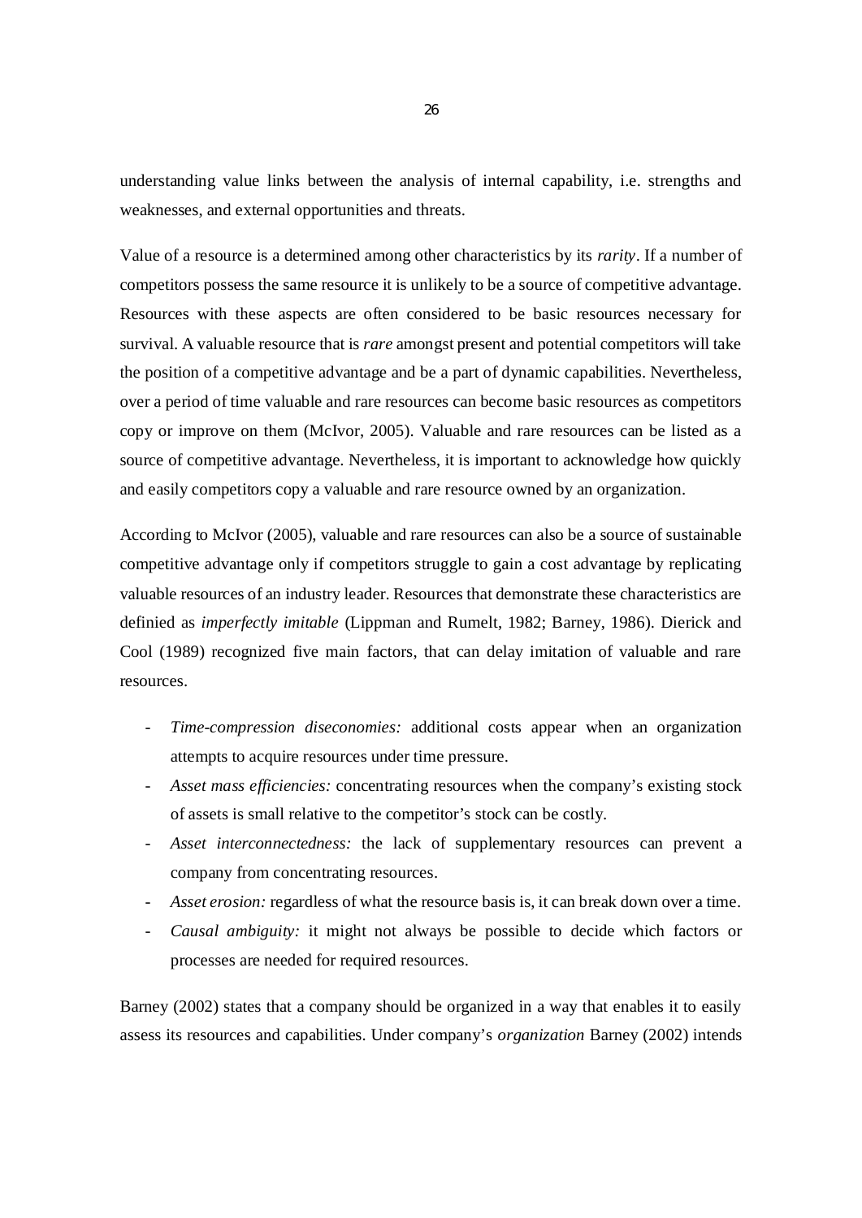understanding value links between the analysis of internal capability, i.e. strengths and weaknesses, and external opportunities and threats.

Value of a resource is a determined among other characteristics by its *rarity*. If a number of competitors possess the same resource it is unlikely to be a source of competitive advantage. Resources with these aspects are often considered to be basic resources necessary for survival. A valuable resource that is *rare* amongst present and potential competitors will take the position of a competitive advantage and be a part of dynamic capabilities. Nevertheless, over a period of time valuable and rare resources can become basic resources as competitors copy or improve on them (McIvor, 2005). Valuable and rare resources can be listed as a source of competitive advantage. Nevertheless, it is important to acknowledge how quickly and easily competitors copy a valuable and rare resource owned by an organization.

According to McIvor (2005), valuable and rare resources can also be a source of sustainable competitive advantage only if competitors struggle to gain a cost advantage by replicating valuable resources of an industry leader. Resources that demonstrate these characteristics are definied as *imperfectly imitable* (Lippman and Rumelt, 1982; Barney, 1986). Dierick and Cool (1989) recognized five main factors, that can delay imitation of valuable and rare resources.

- *Time-compression diseconomies:* additional costs appear when an organization attempts to acquire resources under time pressure.
- *Asset mass efficiencies:* concentrating resources when the company's existing stock of assets is small relative to the competitor's stock can be costly.
- *Asset interconnectedness:* the lack of supplementary resources can prevent a company from concentrating resources.
- *Asset erosion:* regardless of what the resource basis is, it can break down over a time.
- *Causal ambiguity:* it might not always be possible to decide which factors or processes are needed for required resources.

Barney (2002) states that a company should be organized in a way that enables it to easily assess its resources and capabilities. Under company's *organization* Barney (2002) intends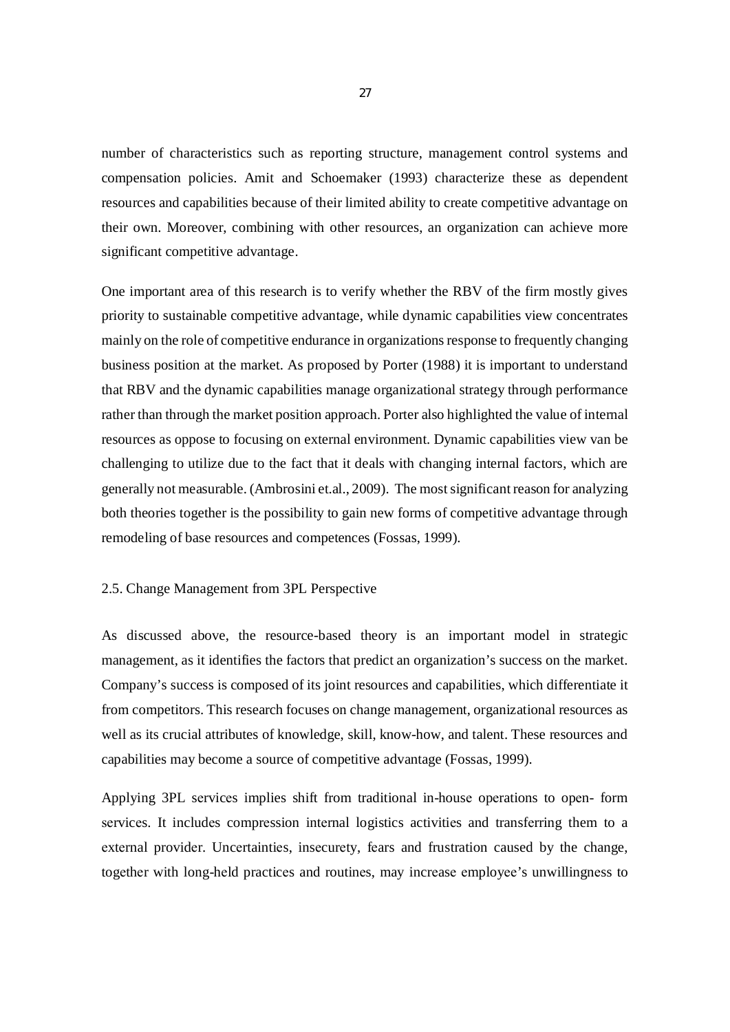number of characteristics such as reporting structure, management control systems and compensation policies. Amit and Schoemaker (1993) characterize these as dependent resources and capabilities because of their limited ability to create competitive advantage on their own. Moreover, combining with other resources, an organization can achieve more significant competitive advantage.

One important area of this research is to verify whether the RBV of the firm mostly gives priority to sustainable competitive advantage, while dynamic capabilities view concentrates mainly on the role of competitive endurance in organizations response to frequently changing business position at the market. As proposed by Porter (1988) it is important to understand that RBV and the dynamic capabilities manage organizational strategy through performance rather than through the market position approach. Porter also highlighted the value of internal resources as oppose to focusing on external environment. Dynamic capabilities view van be challenging to utilize due to the fact that it deals with changing internal factors, which are generally not measurable. (Ambrosini et.al., 2009). The most significant reason for analyzing both theories together is the possibility to gain new forms of competitive advantage through remodeling of base resources and competences (Fossas, 1999).

## 2.5. Change Management from 3PL Perspective

As discussed above, the resource-based theory is an important model in strategic management, as it identifies the factors that predict an organization's success on the market. Company's success is composed of its joint resources and capabilities, which differentiate it from competitors. This research focuses on change management, organizational resources as well as its crucial attributes of knowledge, skill, know-how, and talent. These resources and capabilities may become a source of competitive advantage (Fossas, 1999).

Applying 3PL services implies shift from traditional in-house operations to open- form services. It includes compression internal logistics activities and transferring them to a external provider. Uncertainties, insecurety, fears and frustration caused by the change, together with long-held practices and routines, may increase employee's unwillingness to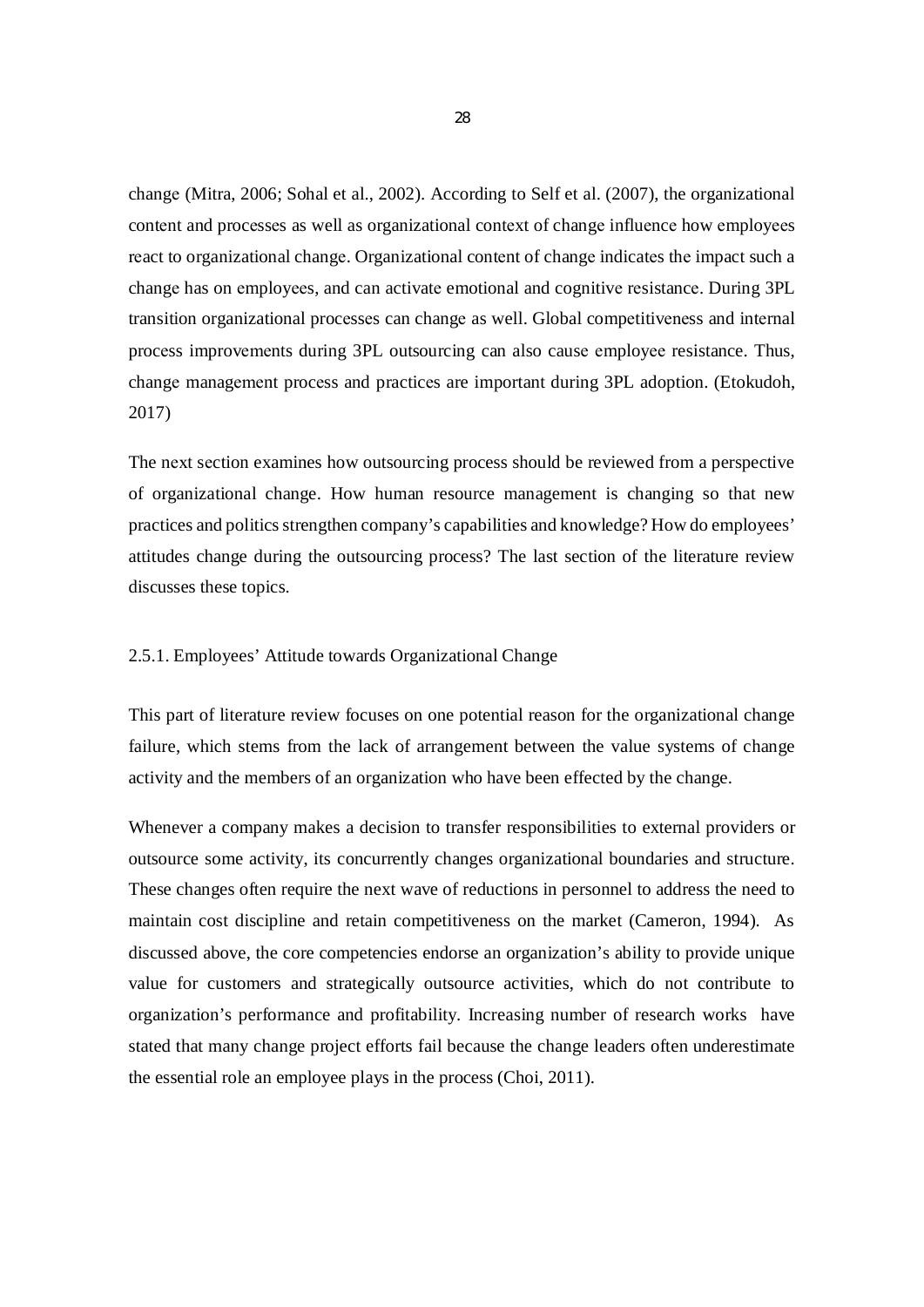change (Mitra, 2006; Sohal et al., 2002). According to Self et al. (2007), the organizational content and processes as well as organizational context of change influence how employees react to organizational change. Organizational content of change indicates the impact such a change has on employees, and can activate emotional and cognitive resistance. During 3PL transition organizational processes can change as well. Global competitiveness and internal process improvements during 3PL outsourcing can also cause employee resistance. Thus, change management process and practices are important during 3PL adoption. (Etokudoh, 2017)

The next section examines how outsourcing process should be reviewed from a perspective of organizational change. How human resource management is changing so that new practices and politics strengthen company's capabilities and knowledge? How do employees' attitudes change during the outsourcing process? The last section of the literature review discusses these topics.

### 2.5.1. Employees' Attitude towards Organizational Change

This part of literature review focuses on one potential reason for the organizational change failure, which stems from the lack of arrangement between the value systems of change activity and the members of an organization who have been effected by the change.

Whenever a company makes a decision to transfer responsibilities to external providers or outsource some activity, its concurrently changes organizational boundaries and structure. These changes often require the next wave of reductions in personnel to address the need to maintain cost discipline and retain competitiveness on the market (Cameron, 1994). As discussed above, the core competencies endorse an organization's ability to provide unique value for customers and strategically outsource activities, which do not contribute to organization's performance and profitability. Increasing number of research works have stated that many change project efforts fail because the change leaders often underestimate the essential role an employee plays in the process (Choi, 2011).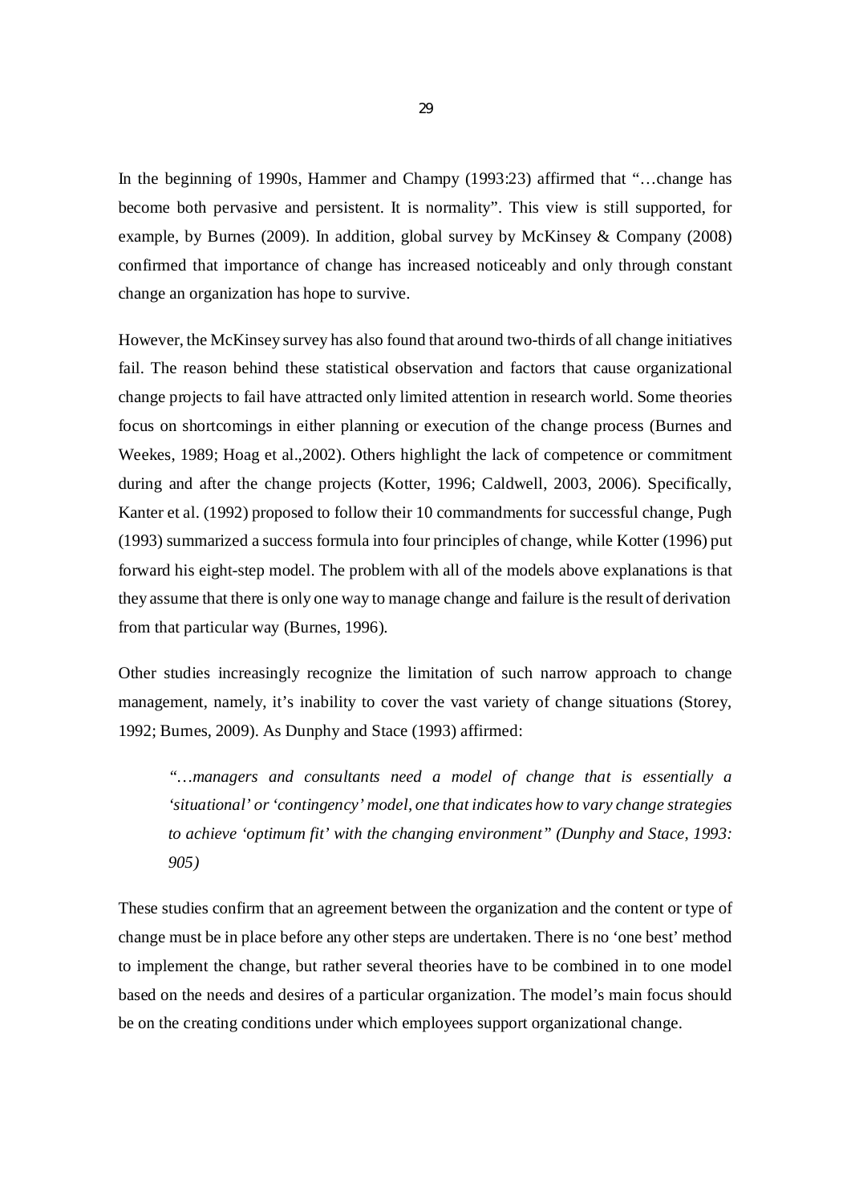In the beginning of 1990s, Hammer and Champy (1993:23) affirmed that "…change has become both pervasive and persistent. It is normality". This view is still supported, for example, by Burnes (2009). In addition, global survey by McKinsey & Company (2008) confirmed that importance of change has increased noticeably and only through constant change an organization has hope to survive.

However, the McKinsey survey has also found that around two-thirds of all change initiatives fail. The reason behind these statistical observation and factors that cause organizational change projects to fail have attracted only limited attention in research world. Some theories focus on shortcomings in either planning or execution of the change process (Burnes and Weekes, 1989; Hoag et al.,2002). Others highlight the lack of competence or commitment during and after the change projects (Kotter, 1996; Caldwell, 2003, 2006). Specifically, Kanter et al. (1992) proposed to follow their 10 commandments for successful change, Pugh (1993) summarized a success formula into four principles of change, while Kotter (1996) put forward his eight-step model. The problem with all of the models above explanations is that they assume that there is only one way to manage change and failure is the result of derivation from that particular way (Burnes, 1996).

Other studies increasingly recognize the limitation of such narrow approach to change management, namely, it's inability to cover the vast variety of change situations (Storey, 1992; Burnes, 2009). As Dunphy and Stace (1993) affirmed:

> *"…managers and consultants need a model of change that is essentially a 'situational' or 'contingency' model, one that indicates how to vary change strategies to achieve 'optimum fit' with the changing environment" (Dunphy and Stace, 1993: 905)*

These studies confirm that an agreement between the organization and the content or type of change must be in place before any other steps are undertaken. There is no 'one best' method to implement the change, but rather several theories have to be combined in to one model based on the needs and desires of a particular organization. The model's main focus should be on the creating conditions under which employees support organizational change.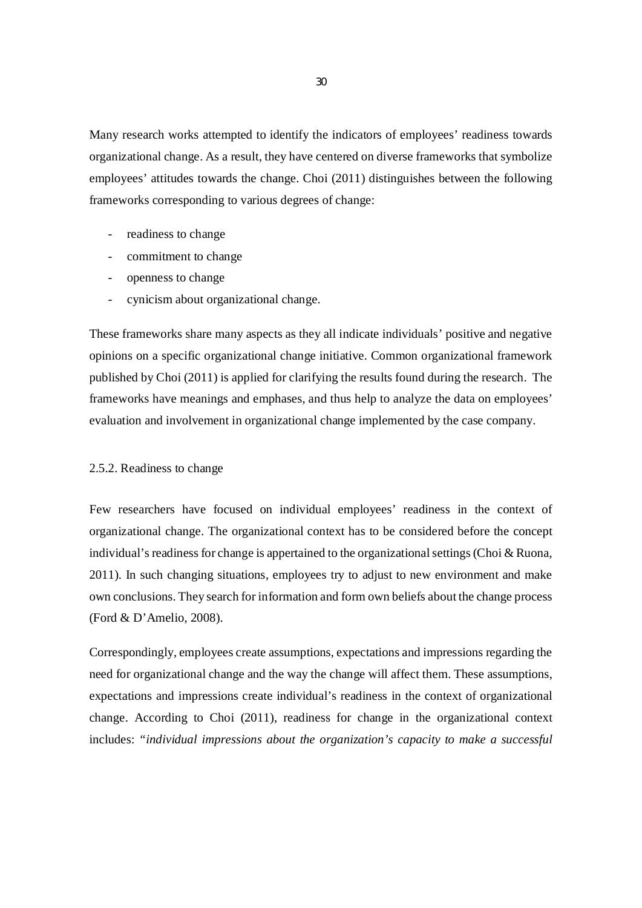Many research works attempted to identify the indicators of employees' readiness towards organizational change. As a result, they have centered on diverse frameworks that symbolize employees' attitudes towards the change. Choi (2011) distinguishes between the following frameworks corresponding to various degrees of change:

- readiness to change
- commitment to change
- openness to change
- cynicism about organizational change.

These frameworks share many aspects as they all indicate individuals' positive and negative opinions on a specific organizational change initiative. Common organizational framework published by Choi (2011) is applied for clarifying the results found during the research. The frameworks have meanings and emphases, and thus help to analyze the data on employees' evaluation and involvement in organizational change implemented by the case company.

### 2.5.2. Readiness to change

Few researchers have focused on individual employees' readiness in the context of organizational change. The organizational context has to be considered before the concept individual's readiness for change is appertained to the organizational settings (Choi & Ruona, 2011). In such changing situations, employees try to adjust to new environment and make own conclusions. They search for information and form own beliefs about the change process (Ford & D'Amelio, 2008).

Correspondingly, employees create assumptions, expectations and impressions regarding the need for organizational change and the way the change will affect them. These assumptions, expectations and impressions create individual's readiness in the context of organizational change. According to Choi (2011), readiness for change in the organizational context includes: *"individual impressions about the organization's capacity to make a successful*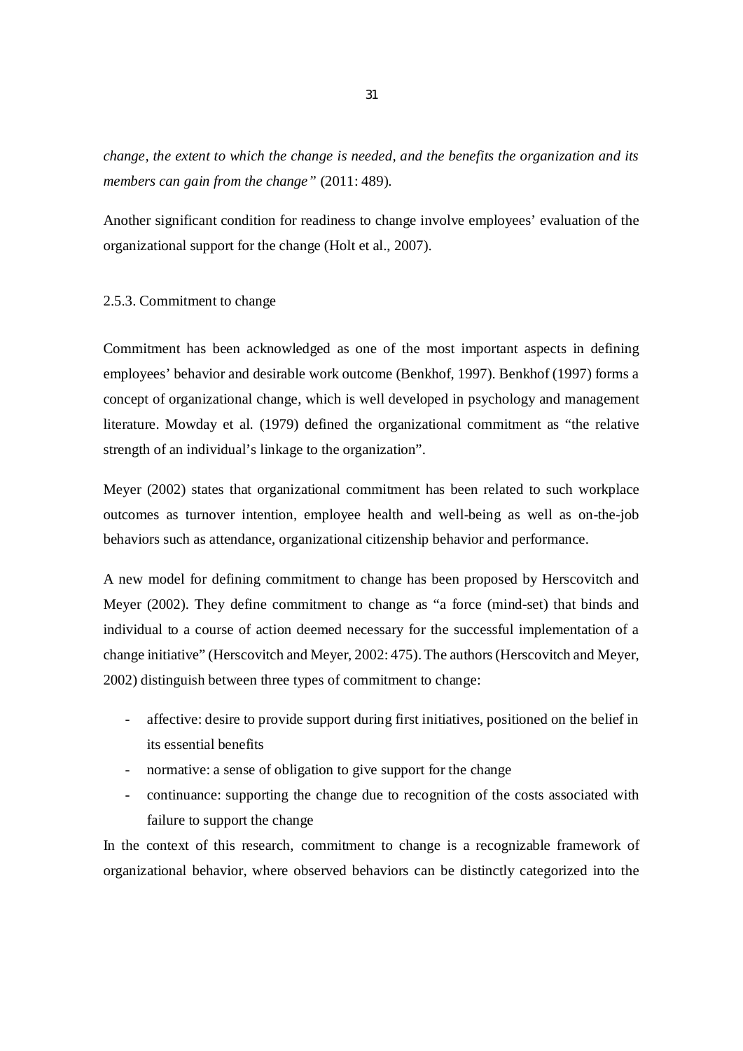*change, the extent to which the change is needed, and the benefits the organization and its members can gain from the change"* (2011: 489).

Another significant condition for readiness to change involve employees' evaluation of the organizational support for the change (Holt et al., 2007).

### 2.5.3. Commitment to change

Commitment has been acknowledged as one of the most important aspects in defining employees' behavior and desirable work outcome (Benkhof, 1997). Benkhof (1997) forms a concept of organizational change, which is well developed in psychology and management literature. Mowday et al. (1979) defined the organizational commitment as "the relative strength of an individual's linkage to the organization".

Meyer (2002) states that organizational commitment has been related to such workplace outcomes as turnover intention, employee health and well-being as well as on-the-job behaviors such as attendance, organizational citizenship behavior and performance.

A new model for defining commitment to change has been proposed by Herscovitch and Meyer (2002). They define commitment to change as "a force (mind-set) that binds and individual to a course of action deemed necessary for the successful implementation of a change initiative" (Herscovitch and Meyer, 2002: 475). The authors (Herscovitch and Meyer, 2002) distinguish between three types of commitment to change:

- affective: desire to provide support during first initiatives, positioned on the belief in its essential benefits
- normative: a sense of obligation to give support for the change
- continuance: supporting the change due to recognition of the costs associated with failure to support the change

In the context of this research, commitment to change is a recognizable framework of organizational behavior, where observed behaviors can be distinctly categorized into the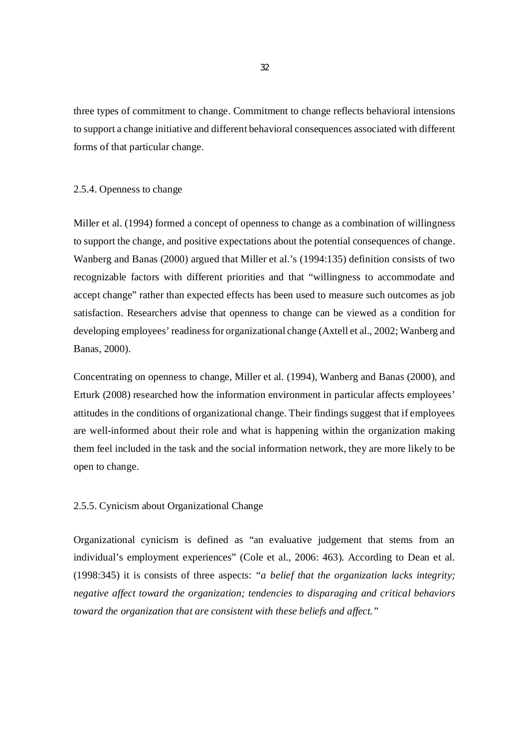three types of commitment to change. Commitment to change reflects behavioral intensions to support a change initiative and different behavioral consequences associated with different forms of that particular change.

### 2.5.4. Openness to change

Miller et al. (1994) formed a concept of openness to change as a combination of willingness to support the change, and positive expectations about the potential consequences of change. Wanberg and Banas (2000) argued that Miller et al.'s (1994:135) definition consists of two recognizable factors with different priorities and that "willingness to accommodate and accept change" rather than expected effects has been used to measure such outcomes as job satisfaction. Researchers advise that openness to change can be viewed as a condition for developing employees' readiness for organizational change (Axtell et al., 2002; Wanberg and Banas, 2000).

Concentrating on openness to change, Miller et al. (1994), Wanberg and Banas (2000), and Erturk (2008) researched how the information environment in particular affects employees' attitudes in the conditions of organizational change. Their findings suggest that if employees are well-informed about their role and what is happening within the organization making them feel included in the task and the social information network, they are more likely to be open to change.

### 2.5.5. Cynicism about Organizational Change

Organizational cynicism is defined as "an evaluative judgement that stems from an individual's employment experiences" (Cole et al., 2006: 463). According to Dean et al. (1998:345) it is consists of three aspects: "*a belief that the organization lacks integrity; negative affect toward the organization; tendencies to disparaging and critical behaviors toward the organization that are consistent with these beliefs and affect.*"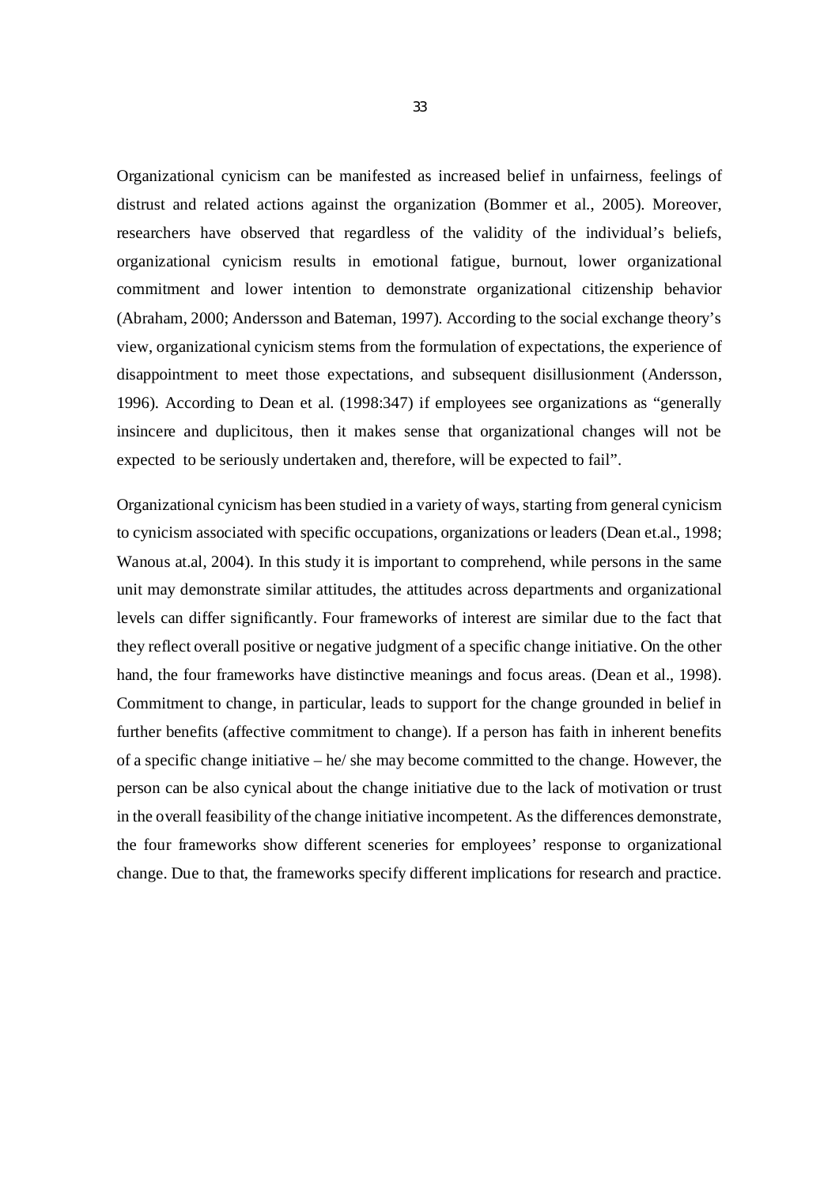Organizational cynicism can be manifested as increased belief in unfairness, feelings of distrust and related actions against the organization (Bommer et al., 2005). Moreover, researchers have observed that regardless of the validity of the individual's beliefs, organizational cynicism results in emotional fatigue, burnout, lower organizational commitment and lower intention to demonstrate organizational citizenship behavior (Abraham, 2000; Andersson and Bateman, 1997). According to the social exchange theory's view, organizational cynicism stems from the formulation of expectations, the experience of disappointment to meet those expectations, and subsequent disillusionment (Andersson, 1996). According to Dean et al. (1998:347) if employees see organizations as "generally insincere and duplicitous, then it makes sense that organizational changes will not be expected to be seriously undertaken and, therefore, will be expected to fail".

Organizational cynicism has been studied in a variety of ways, starting from general cynicism to cynicism associated with specific occupations, organizations or leaders (Dean et.al., 1998; Wanous at.al, 2004). In this study it is important to comprehend, while persons in the same unit may demonstrate similar attitudes, the attitudes across departments and organizational levels can differ significantly. Four frameworks of interest are similar due to the fact that they reflect overall positive or negative judgment of a specific change initiative. On the other hand, the four frameworks have distinctive meanings and focus areas. (Dean et al., 1998). Commitment to change, in particular, leads to support for the change grounded in belief in further benefits (affective commitment to change). If a person has faith in inherent benefits of a specific change initiative – he/ she may become committed to the change. However, the person can be also cynical about the change initiative due to the lack of motivation or trust in the overall feasibility of the change initiative incompetent. As the differences demonstrate, the four frameworks show different sceneries for employees' response to organizational change. Due to that, the frameworks specify different implications for research and practice.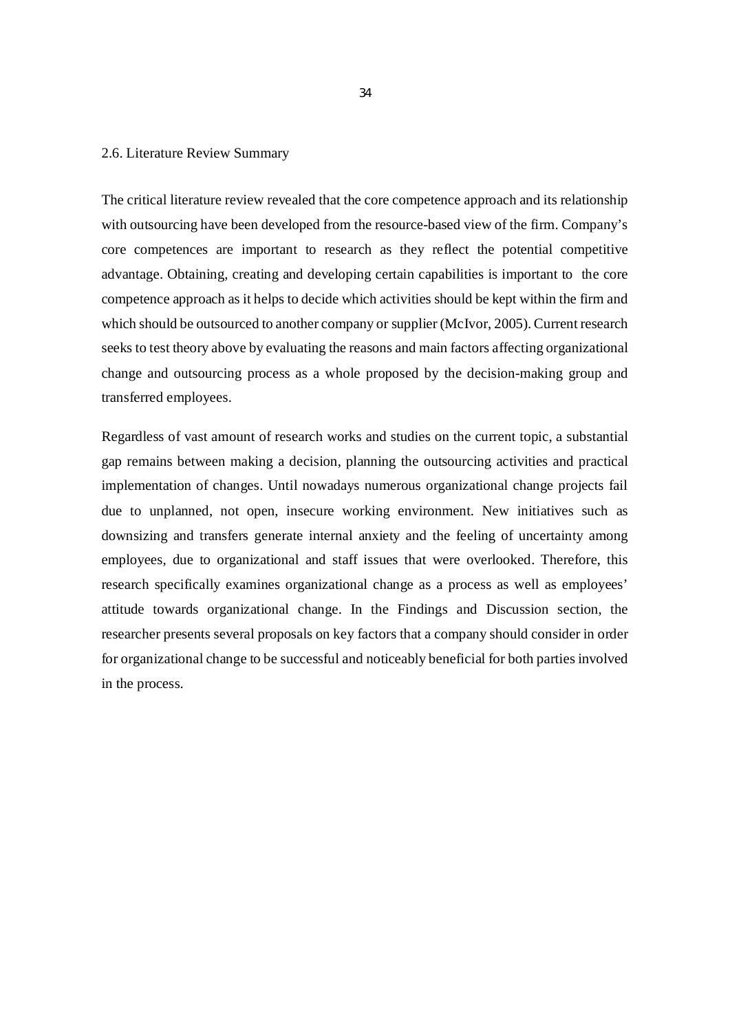## 2.6. Literature Review Summary

The critical literature review revealed that the core competence approach and its relationship with outsourcing have been developed from the resource-based view of the firm. Company's core competences are important to research as they reflect the potential competitive advantage. Obtaining, creating and developing certain capabilities is important to the core competence approach as it helps to decide which activities should be kept within the firm and which should be outsourced to another company or supplier (McIvor, 2005). Current research seeks to test theory above by evaluating the reasons and main factors affecting organizational change and outsourcing process as a whole proposed by the decision-making group and transferred employees.

Regardless of vast amount of research works and studies on the current topic, a substantial gap remains between making a decision, planning the outsourcing activities and practical implementation of changes. Until nowadays numerous organizational change projects fail due to unplanned, not open, insecure working environment. New initiatives such as downsizing and transfers generate internal anxiety and the feeling of uncertainty among employees, due to organizational and staff issues that were overlooked. Therefore, this research specifically examines organizational change as a process as well as employees' attitude towards organizational change. In the Findings and Discussion section, the researcher presents several proposals on key factors that a company should consider in order for organizational change to be successful and noticeably beneficial for both parties involved in the process.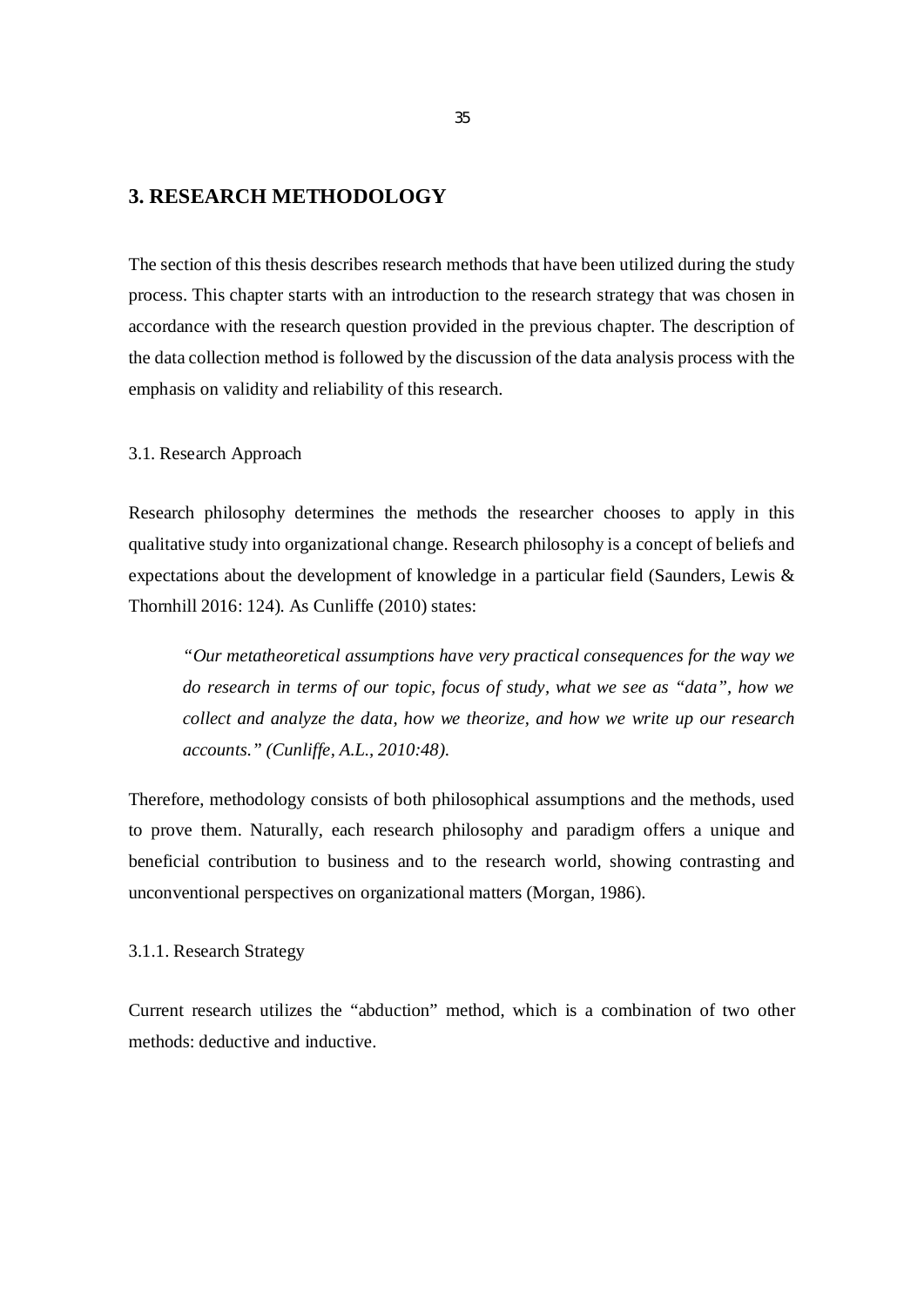# 3. RESEARCH METHODOLOGY

The section of this thesis describes research methods that have been utilized during the study process. This chapter starts with an introduction to the research strategy that was chosen in accordance with the research question provided in the previous chapter. The description of the data collection method is followed by the discussion of the data analysis process with the emphasis on validity and reliability of this research.

## 3.1. Research Approach

Research philosophy determines the methods the researcher chooses to apply in this qualitative study into organizational change. Research philosophy is a concept of beliefs and expectations about the development of knowledge in a particular field (Saunders, Lewis & Thornhill 2016: 124). As Cunliffe (2010) states:

> *"Our metatheoretical assumptions have very practical consequences for the way we do research in terms of our topic, focus of study, what we see as "data", how we collect and analyze the data, how we theorize, and how we write up our research accounts." (Cunliffe, A.L., 2010:48).*

Therefore, methodology consists of both philosophical assumptions and the methods, used to prove them. Naturally, each research philosophy and paradigm offers a unique and beneficial contribution to business and to the research world, showing contrasting and unconventional perspectives on organizational matters (Morgan, 1986).

### 3.1.1. Research Strategy

Current research utilizes the "abduction" method, which is a combination of two other methods: deductive and inductive.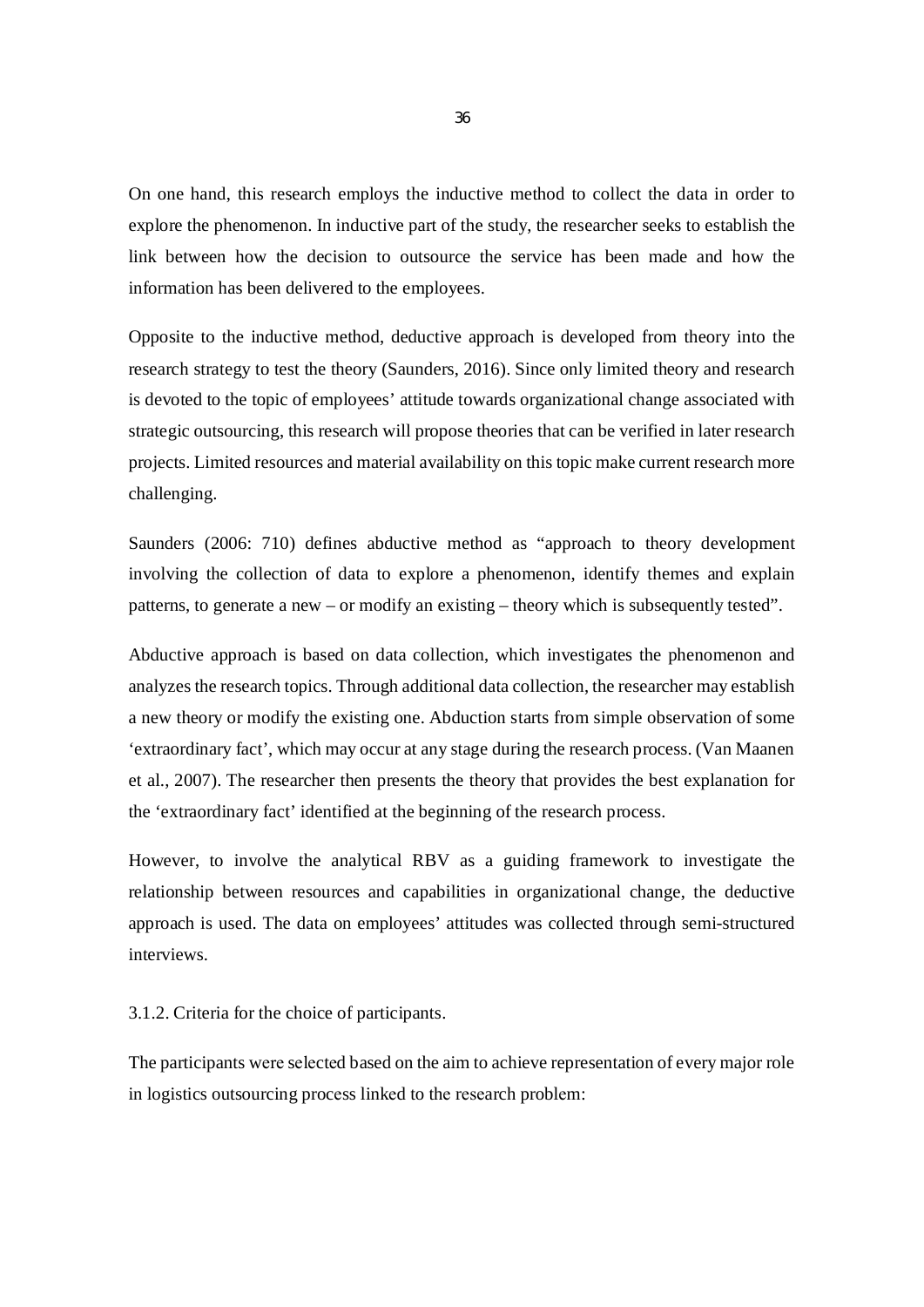On one hand, this research employs the inductive method to collect the data in order to explore the phenomenon. In inductive part of the study, the researcher seeks to establish the link between how the decision to outsource the service has been made and how the information has been delivered to the employees.

Opposite to the inductive method, deductive approach is developed from theory into the research strategy to test the theory (Saunders, 2016). Since only limited theory and research is devoted to the topic of employees' attitude towards organizational change associated with strategic outsourcing, this research will propose theories that can be verified in later research projects. Limited resources and material availability on this topic make current research more challenging.

Saunders (2006: 710) defines abductive method as "approach to theory development involving the collection of data to explore a phenomenon, identify themes and explain patterns, to generate a new – or modify an existing – theory which is subsequently tested".

Abductive approach is based on data collection, which investigates the phenomenon and analyzes the research topics. Through additional data collection, the researcher may establish a new theory or modify the existing one. Abduction starts from simple observation of some 'extraordinary fact', which may occur at any stage during the research process. (Van Maanen et al., 2007). The researcher then presents the theory that provides the best explanation for the 'extraordinary fact' identified at the beginning of the research process.

However, to involve the analytical RBV as a guiding framework to investigate the relationship between resources and capabilities in organizational change, the deductive approach is used. The data on employees' attitudes was collected through semi-structured interviews.

### 3.1.2. Criteria for the choice of participants.

The participants were selected based on the aim to achieve representation of every major role in logistics outsourcing process linked to the research problem: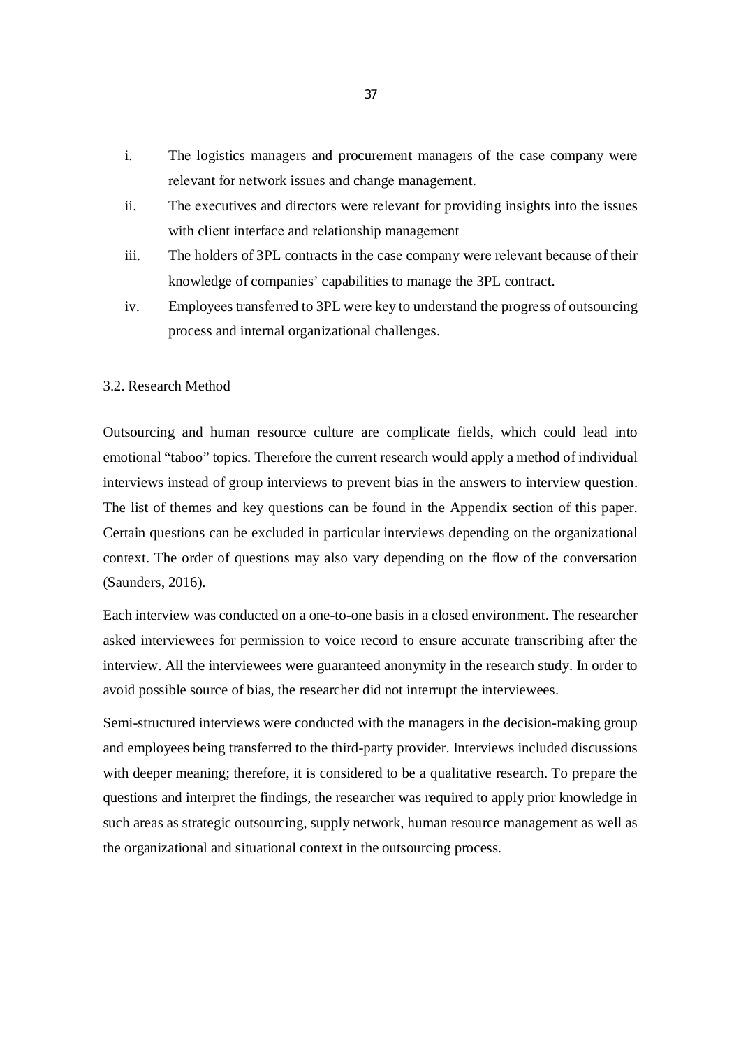i. The logistics managers and procurement managers of the case company were relevant for network issues and change management.
ii. The executives and directors were relevant for providing insights into the issues with client interface and relationship management
iii. The holders of 3PL contracts in the case company were relevant because of their knowledge of companies' capabilities to manage the 3PL contract.
iv. Employees transferred to 3PL were key to understand the progress of outsourcing process and internal organizational challenges.

## 3.2. Research Method

Outsourcing and human resource culture are complicate fields, which could lead into emotional "taboo" topics. Therefore the current research would apply a method of individual interviews instead of group interviews to prevent bias in the answers to interview question. The list of themes and key questions can be found in the Appendix section of this paper. Certain questions can be excluded in particular interviews depending on the organizational context. The order of questions may also vary depending on the flow of the conversation (Saunders, 2016).

Each interview was conducted on a one-to-one basis in a closed environment. The researcher asked interviewees for permission to voice record to ensure accurate transcribing after the interview. All the interviewees were guaranteed anonymity in the research study. In order to avoid possible source of bias, the researcher did not interrupt the interviewees.

Semi-structured interviews were conducted with the managers in the decision-making group and employees being transferred to the third-party provider. Interviews included discussions with deeper meaning; therefore, it is considered to be a qualitative research. To prepare the questions and interpret the findings, the researcher was required to apply prior knowledge in such areas as strategic outsourcing, supply network, human resource management as well as the organizational and situational context in the outsourcing process.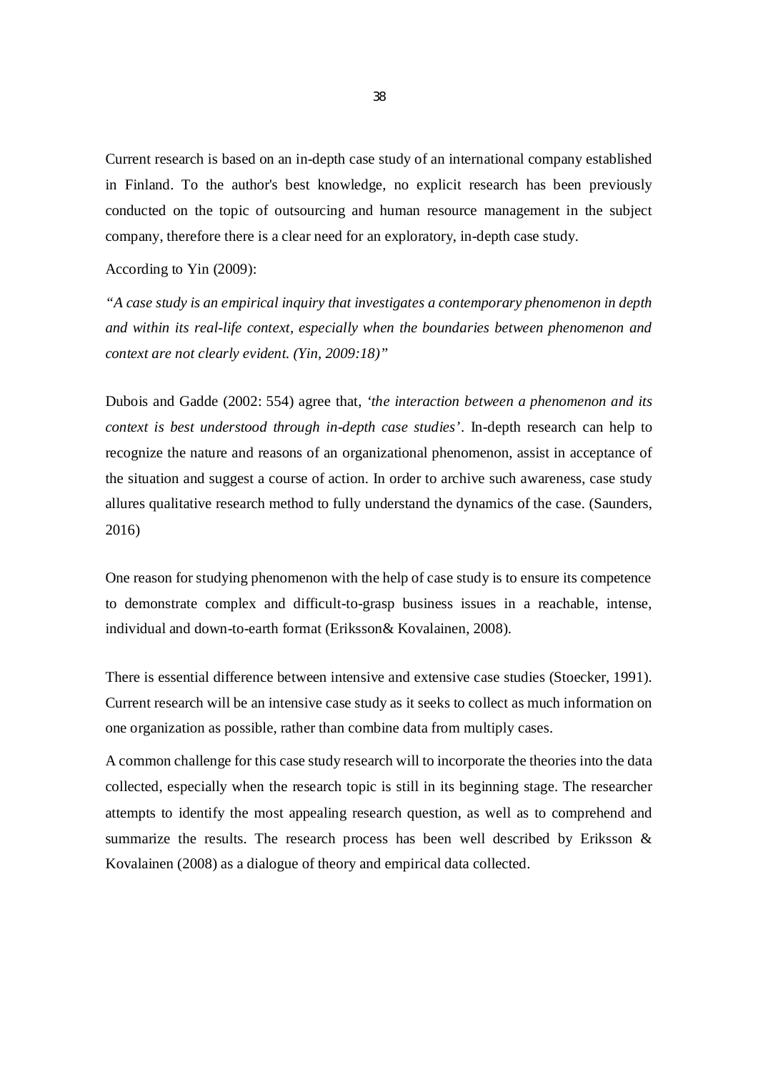Current research is based on an in-depth case study of an international company established in Finland. To the author's best knowledge, no explicit research has been previously conducted on the topic of outsourcing and human resource management in the subject company, therefore there is a clear need for an exploratory, in-depth case study.

According to Yin (2009):

*"A case study is an empirical inquiry that investigates a contemporary phenomenon in depth and within its real-life context, especially when the boundaries between phenomenon and context are not clearly evident. (Yin, 2009:18)"*

Dubois and Gadde (2002: 554) agree that, *'the interaction between a phenomenon and its context is best understood through in-depth case studies'*. In-depth research can help to recognize the nature and reasons of an organizational phenomenon, assist in acceptance of the situation and suggest a course of action. In order to archive such awareness, case study allures qualitative research method to fully understand the dynamics of the case. (Saunders, 2016)

One reason for studying phenomenon with the help of case study is to ensure its competence to demonstrate complex and difficult-to-grasp business issues in a reachable, intense, individual and down-to-earth format (Eriksson& Kovalainen, 2008).

There is essential difference between intensive and extensive case studies (Stoecker, 1991). Current research will be an intensive case study as it seeks to collect as much information on one organization as possible, rather than combine data from multiply cases.

A common challenge for this case study research will to incorporate the theories into the data collected, especially when the research topic is still in its beginning stage. The researcher attempts to identify the most appealing research question, as well as to comprehend and summarize the results. The research process has been well described by Eriksson & Kovalainen (2008) as a dialogue of theory and empirical data collected.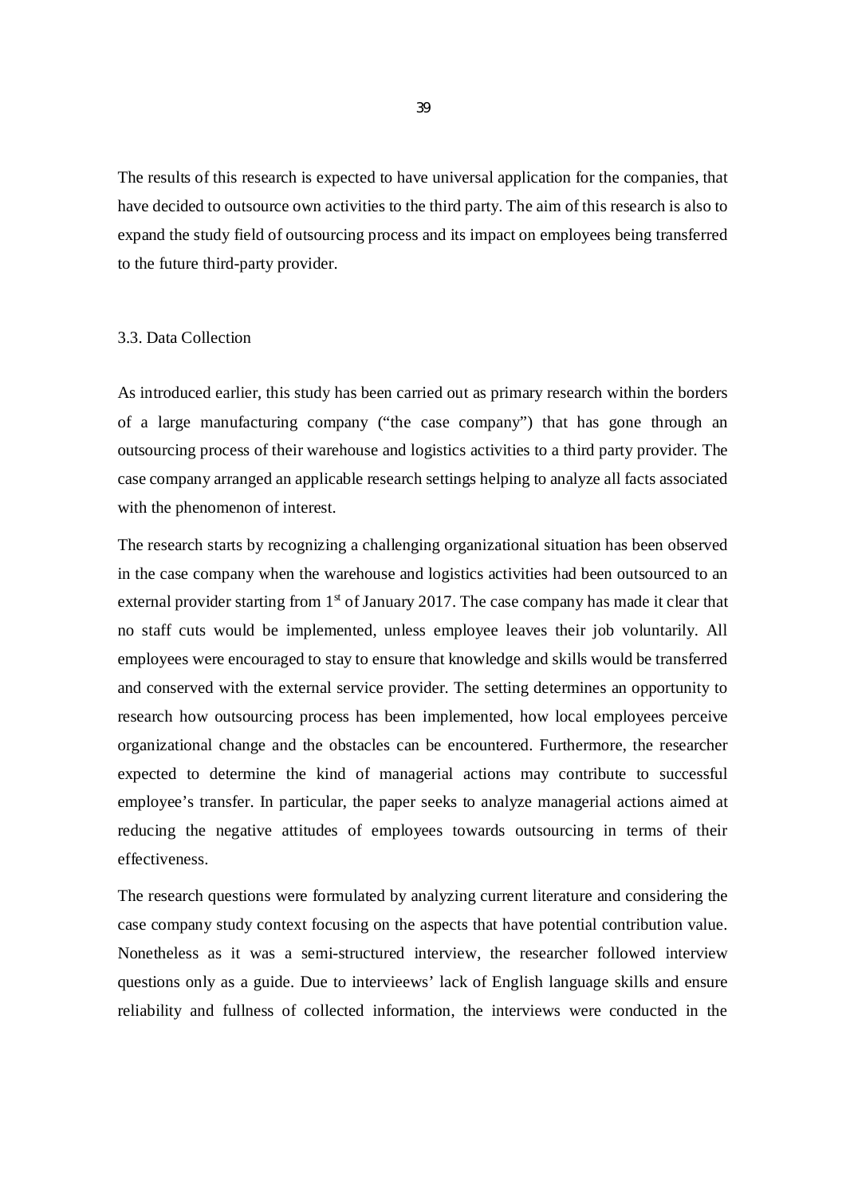The results of this research is expected to have universal application for the companies, that have decided to outsource own activities to the third party. The aim of this research is also to expand the study field of outsourcing process and its impact on employees being transferred to the future third-party provider.

## 3.3. Data Collection

As introduced earlier, this study has been carried out as primary research within the borders of a large manufacturing company ("the case company") that has gone through an outsourcing process of their warehouse and logistics activities to a third party provider. The case company arranged an applicable research settings helping to analyze all facts associated with the phenomenon of interest.

The research starts by recognizing a challenging organizational situation has been observed in the case company when the warehouse and logistics activities had been outsourced to an external provider starting from 1st of January 2017. The case company has made it clear that no staff cuts would be implemented, unless employee leaves their job voluntarily. All employees were encouraged to stay to ensure that knowledge and skills would be transferred and conserved with the external service provider. The setting determines an opportunity to research how outsourcing process has been implemented, how local employees perceive organizational change and the obstacles can be encountered. Furthermore, the researcher expected to determine the kind of managerial actions may contribute to successful employee's transfer. In particular, the paper seeks to analyze managerial actions aimed at reducing the negative attitudes of employees towards outsourcing in terms of their effectiveness.

The research questions were formulated by analyzing current literature and considering the case company study context focusing on the aspects that have potential contribution value. Nonetheless as it was a semi-structured interview, the researcher followed interview questions only as a guide. Due to interviewees' lack of English language skills and ensure reliability and fullness of collected information, the interviews were conducted in the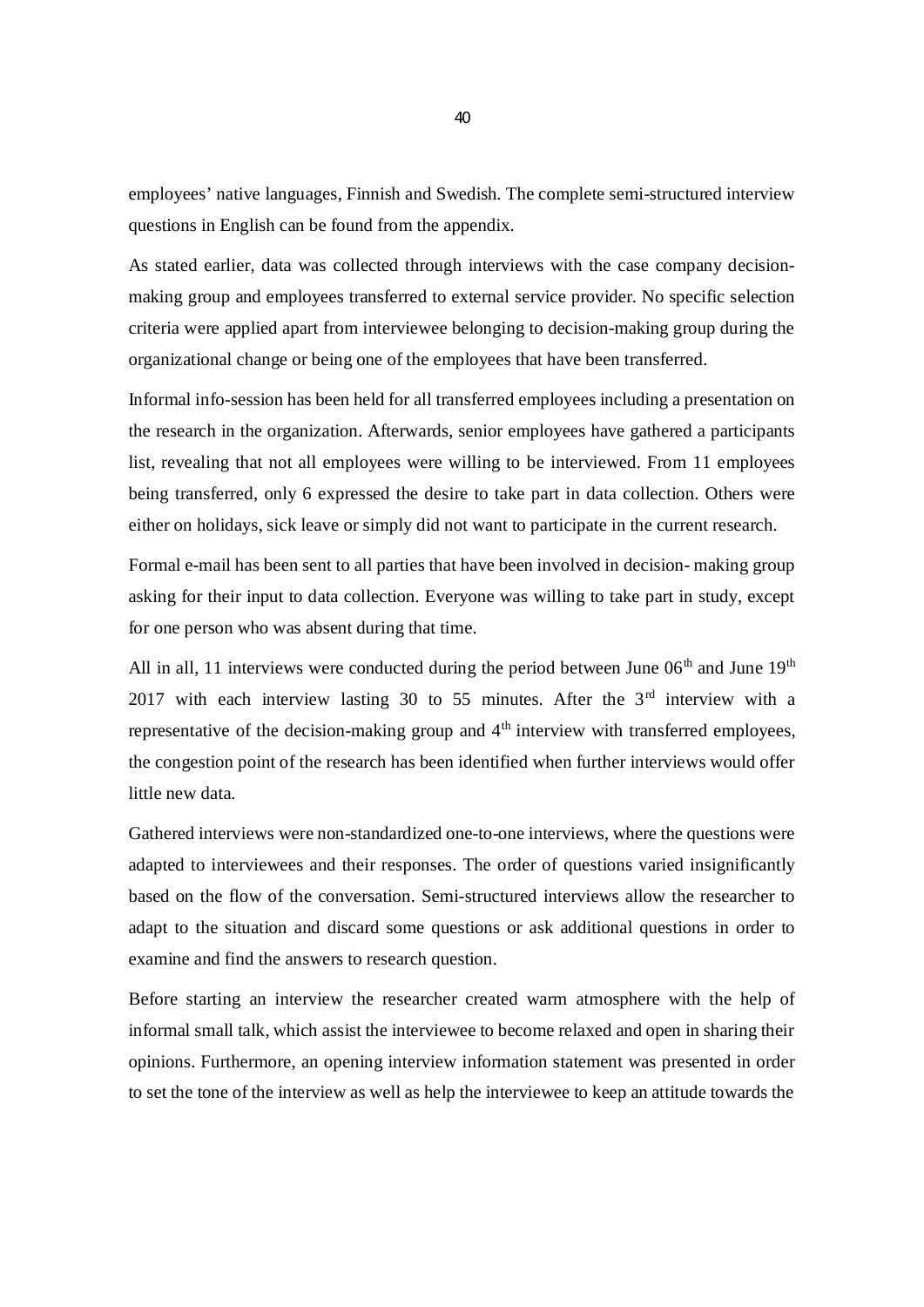employees' native languages, Finnish and Swedish. The complete semi-structured interview questions in English can be found from the appendix.

As stated earlier, data was collected through interviews with the case company decision-making group and employees transferred to external service provider. No specific selection criteria were applied apart from interviewee belonging to decision-making group during the organizational change or being one of the employees that have been transferred.

Informal info-session has been held for all transferred employees including a presentation on the research in the organization. Afterwards, senior employees have gathered a participants list, revealing that not all employees were willing to be interviewed. From 11 employees being transferred, only 6 expressed the desire to take part in data collection. Others were either on holidays, sick leave or simply did not want to participate in the current research.

Formal e-mail has been sent to all parties that have been involved in decision- making group asking for their input to data collection. Everyone was willing to take part in study, except for one person who was absent during that time.

All in all, 11 interviews were conducted during the period between June 06th and June 19th 2017 with each interview lasting 30 to 55 minutes. After the 3rd interview with a representative of the decision-making group and 4th interview with transferred employees, the congestion point of the research has been identified when further interviews would offer little new data.

Gathered interviews were non-standardized one-to-one interviews, where the questions were adapted to interviewees and their responses. The order of questions varied insignificantly based on the flow of the conversation. Semi-structured interviews allow the researcher to adapt to the situation and discard some questions or ask additional questions in order to examine and find the answers to research question.

Before starting an interview the researcher created warm atmosphere with the help of informal small talk, which assist the interviewee to become relaxed and open in sharing their opinions. Furthermore, an opening interview information statement was presented in order to set the tone of the interview as well as help the interviewee to keep an attitude towards the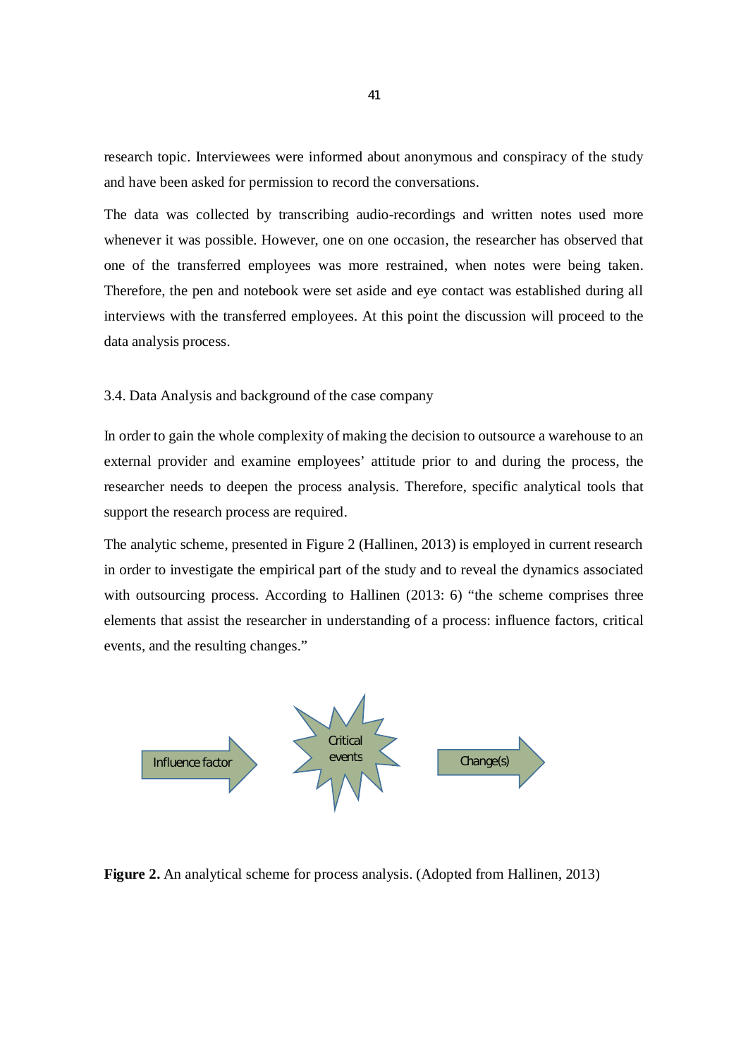research topic. Interviewees were informed about anonymous and conspiracy of the study and have been asked for permission to record the conversations.

The data was collected by transcribing audio-recordings and written notes used more whenever it was possible. However, one on one occasion, the researcher has observed that one of the transferred employees was more restrained, when notes were being taken. Therefore, the pen and notebook were set aside and eye contact was established during all interviews with the transferred employees. At this point the discussion will proceed to the data analysis process.

### 3.4. Data Analysis and background of the case company

In order to gain the whole complexity of making the decision to outsource a warehouse to an external provider and examine employees' attitude prior to and during the process, the researcher needs to deepen the process analysis. Therefore, specific analytical tools that support the research process are required.

The analytic scheme, presented in Figure 2 (Hallinen, 2013) is employed in current research in order to investigate the empirical part of the study and to reveal the dynamics associated with outsourcing process. According to Hallinen (2013: 6) "the scheme comprises three elements that assist the researcher in understanding of a process: influence factors, critical events, and the resulting changes."

Influence factor → Critical events → Change(s)

**Figure 2.** An analytical scheme for process analysis. (Adopted from Hallinen, 2013)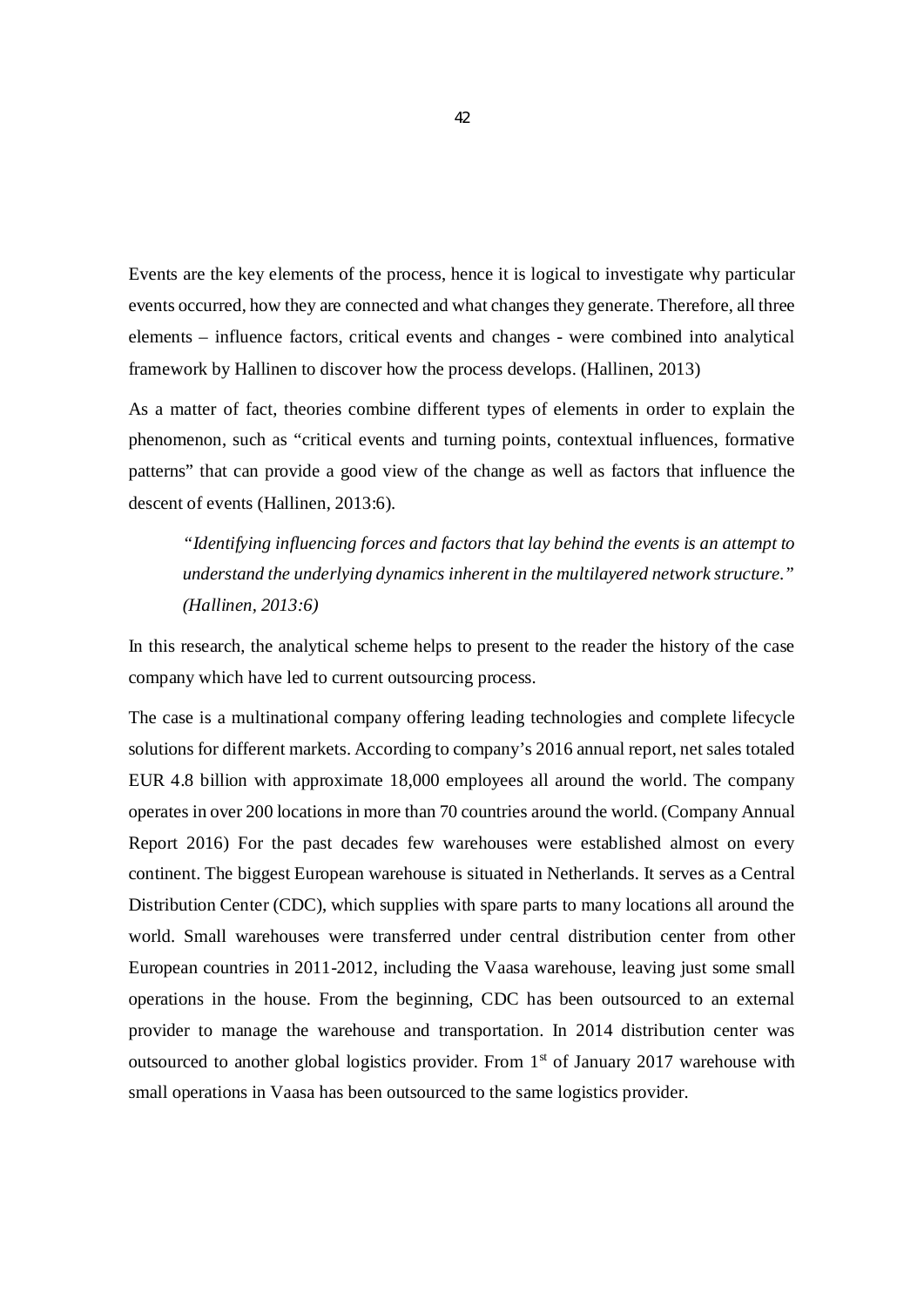Events are the key elements of the process, hence it is logical to investigate why particular events occurred, how they are connected and what changes they generate. Therefore, all three elements – influence factors, critical events and changes - were combined into analytical framework by Hallinen to discover how the process develops. (Hallinen, 2013)

As a matter of fact, theories combine different types of elements in order to explain the phenomenon, such as "critical events and turning points, contextual influences, formative patterns" that can provide a good view of the change as well as factors that influence the descent of events (Hallinen, 2013:6).

> *"Identifying influencing forces and factors that lay behind the events is an attempt to understand the underlying dynamics inherent in the multilayered network structure." (Hallinen, 2013:6)*

In this research, the analytical scheme helps to present to the reader the history of the case company which have led to current outsourcing process.

The case is a multinational company offering leading technologies and complete lifecycle solutions for different markets. According to company's 2016 annual report, net sales totaled EUR 4.8 billion with approximate 18,000 employees all around the world. The company operates in over 200 locations in more than 70 countries around the world. (Company Annual Report 2016) For the past decades few warehouses were established almost on every continent. The biggest European warehouse is situated in Netherlands. It serves as a Central Distribution Center (CDC), which supplies with spare parts to many locations all around the world. Small warehouses were transferred under central distribution center from other European countries in 2011-2012, including the Vaasa warehouse, leaving just some small operations in the house. From the beginning, CDC has been outsourced to an external provider to manage the warehouse and transportation. In 2014 distribution center was outsourced to another global logistics provider. From 1st of January 2017 warehouse with small operations in Vaasa has been outsourced to the same logistics provider.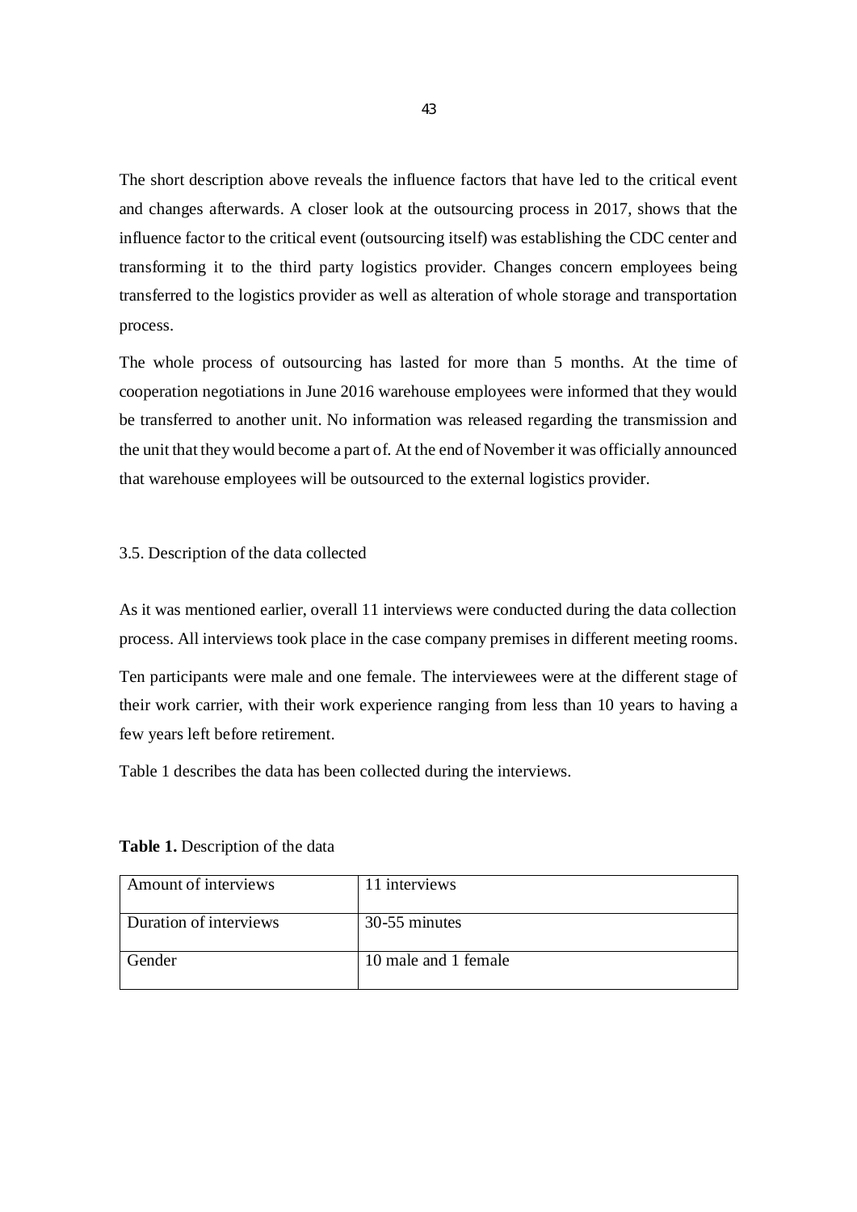The short description above reveals the influence factors that have led to the critical event and changes afterwards. A closer look at the outsourcing process in 2017, shows that the influence factor to the critical event (outsourcing itself) was establishing the CDC center and transforming it to the third party logistics provider. Changes concern employees being transferred to the logistics provider as well as alteration of whole storage and transportation process.

The whole process of outsourcing has lasted for more than 5 months. At the time of cooperation negotiations in June 2016 warehouse employees were informed that they would be transferred to another unit. No information was released regarding the transmission and the unit that they would become a part of. At the end of November it was officially announced that warehouse employees will be outsourced to the external logistics provider.

### 3.5. Description of the data collected

As it was mentioned earlier, overall 11 interviews were conducted during the data collection process. All interviews took place in the case company premises in different meeting rooms.

Ten participants were male and one female. The interviewees were at the different stage of their work carrier, with their work experience ranging from less than 10 years to having a few years left before retirement.

Table 1 describes the data has been collected during the interviews.

**Table 1.** Description of the data

| Amount of interviews | 11 interviews |
|---|---|
| Duration of interviews | 30-55 minutes |
| Gender | 10 male and 1 female |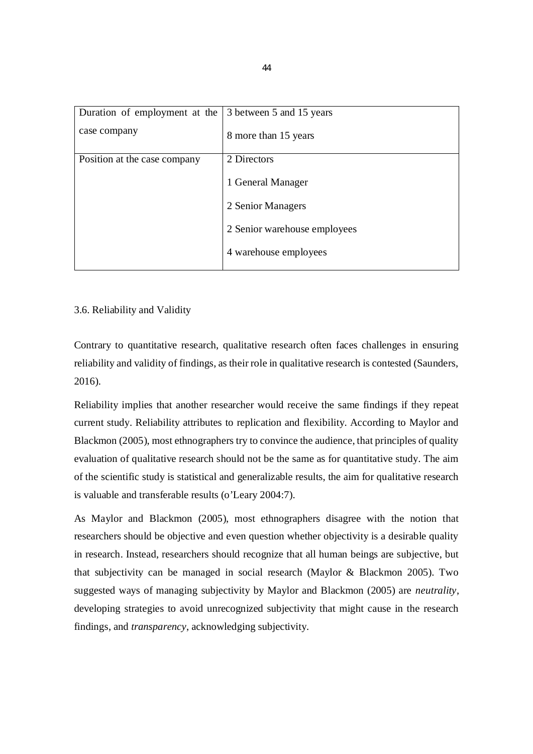| Duration of employment at the case company | 3 between 5 and 15 years<br>8 more than 15 years |
|---|---|
| Position at the case company | 2 Directors<br>1 General Manager<br>2 Senior Managers<br>2 Senior warehouse employees<br>4 warehouse employees |

## 3.6. Reliability and Validity

Contrary to quantitative research, qualitative research often faces challenges in ensuring reliability and validity of findings, as their role in qualitative research is contested (Saunders, 2016).

Reliability implies that another researcher would receive the same findings if they repeat current study. Reliability attributes to replication and flexibility. According to Maylor and Blackmon (2005), most ethnographers try to convince the audience, that principles of quality evaluation of qualitative research should not be the same as for quantitative study. The aim of the scientific study is statistical and generalizable results, the aim for qualitative research is valuable and transferable results (o'Leary 2004:7).

As Maylor and Blackmon (2005), most ethnographers disagree with the notion that researchers should be objective and even question whether objectivity is a desirable quality in research. Instead, researchers should recognize that all human beings are subjective, but that subjectivity can be managed in social research (Maylor & Blackmon 2005). Two suggested ways of managing subjectivity by Maylor and Blackmon (2005) are *neutrality*, developing strategies to avoid unrecognized subjectivity that might cause in the research findings, and *transparency*, acknowledging subjectivity.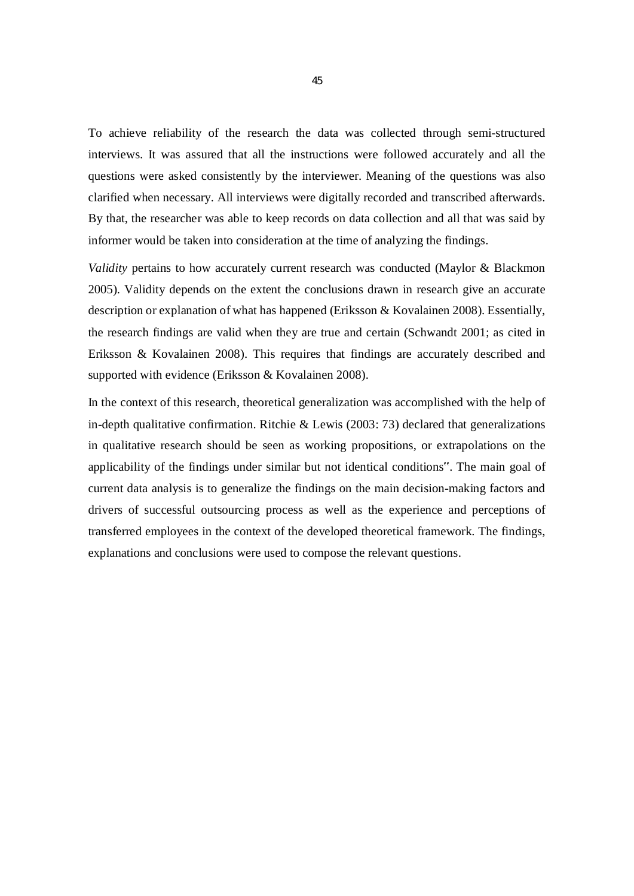To achieve reliability of the research the data was collected through semi-structured interviews. It was assured that all the instructions were followed accurately and all the questions were asked consistently by the interviewer. Meaning of the questions was also clarified when necessary. All interviews were digitally recorded and transcribed afterwards. By that, the researcher was able to keep records on data collection and all that was said by informer would be taken into consideration at the time of analyzing the findings.

*Validity* pertains to how accurately current research was conducted (Maylor & Blackmon 2005). Validity depends on the extent the conclusions drawn in research give an accurate description or explanation of what has happened (Eriksson & Kovalainen 2008). Essentially, the research findings are valid when they are true and certain (Schwandt 2001; as cited in Eriksson & Kovalainen 2008). This requires that findings are accurately described and supported with evidence (Eriksson & Kovalainen 2008).

In the context of this research, theoretical generalization was accomplished with the help of in-depth qualitative confirmation. Ritchie & Lewis (2003: 73) declared that generalizations in qualitative research should be seen as working propositions, or extrapolations on the applicability of the findings under similar but not identical conditions". The main goal of current data analysis is to generalize the findings on the main decision-making factors and drivers of successful outsourcing process as well as the experience and perceptions of transferred employees in the context of the developed theoretical framework. The findings, explanations and conclusions were used to compose the relevant questions.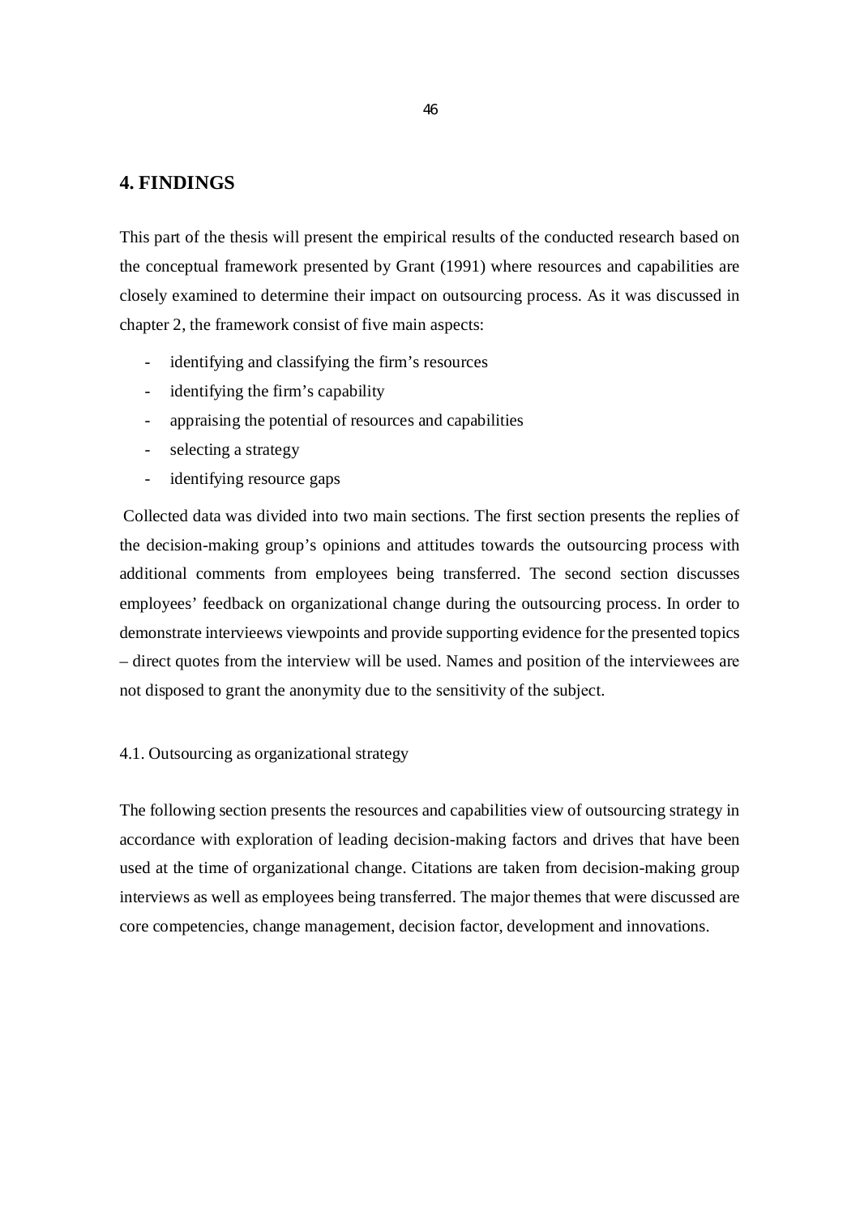# 4. FINDINGS

This part of the thesis will present the empirical results of the conducted research based on the conceptual framework presented by Grant (1991) where resources and capabilities are closely examined to determine their impact on outsourcing process. As it was discussed in chapter 2, the framework consist of five main aspects:

- identifying and classifying the firm's resources
- identifying the firm's capability
- appraising the potential of resources and capabilities
- selecting a strategy
- identifying resource gaps

Collected data was divided into two main sections. The first section presents the replies of the decision-making group's opinions and attitudes towards the outsourcing process with additional comments from employees being transferred. The second section discusses employees' feedback on organizational change during the outsourcing process. In order to demonstrate intervieews viewpoints and provide supporting evidence for the presented topics – direct quotes from the interview will be used. Names and position of the interviewees are not disposed to grant the anonymity due to the sensitivity of the subject.

## 4.1. Outsourcing as organizational strategy

The following section presents the resources and capabilities view of outsourcing strategy in accordance with exploration of leading decision-making factors and drives that have been used at the time of organizational change. Citations are taken from decision-making group interviews as well as employees being transferred. The major themes that were discussed are core competencies, change management, decision factor, development and innovations.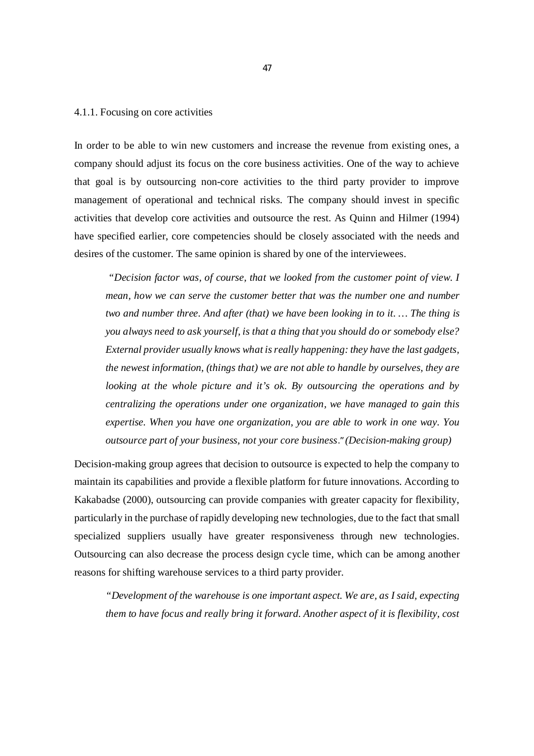### 4.1.1. Focusing on core activities

In order to be able to win new customers and increase the revenue from existing ones, a company should adjust its focus on the core business activities. One of the way to achieve that goal is by outsourcing non-core activities to the third party provider to improve management of operational and technical risks. The company should invest in specific activities that develop core activities and outsource the rest. As Quinn and Hilmer (1994) have specified earlier, core competencies should be closely associated with the needs and desires of the customer. The same opinion is shared by one of the interviewees.

> *"Decision factor was, of course, that we looked from the customer point of view. I mean, how we can serve the customer better that was the number one and number two and number three. And after (that) we have been looking in to it. … The thing is you always need to ask yourself, is that a thing that you should do or somebody else? External provider usually knows what is really happening: they have the last gadgets, the newest information, (things that) we are not able to handle by ourselves, they are looking at the whole picture and it's ok. By outsourcing the operations and by centralizing the operations under one organization, we have managed to gain this expertise. When you have one organization, you are able to work in one way. You outsource part of your business, not your core business."* *(Decision-making group)*

Decision-making group agrees that decision to outsource is expected to help the company to maintain its capabilities and provide a flexible platform for future innovations. According to Kakabadse (2000), outsourcing can provide companies with greater capacity for flexibility, particularly in the purchase of rapidly developing new technologies, due to the fact that small specialized suppliers usually have greater responsiveness through new technologies. Outsourcing can also decrease the process design cycle time, which can be among another reasons for shifting warehouse services to a third party provider.

> *"Development of the warehouse is one important aspect. We are, as I said, expecting them to have focus and really bring it forward. Another aspect of it is flexibility, cost*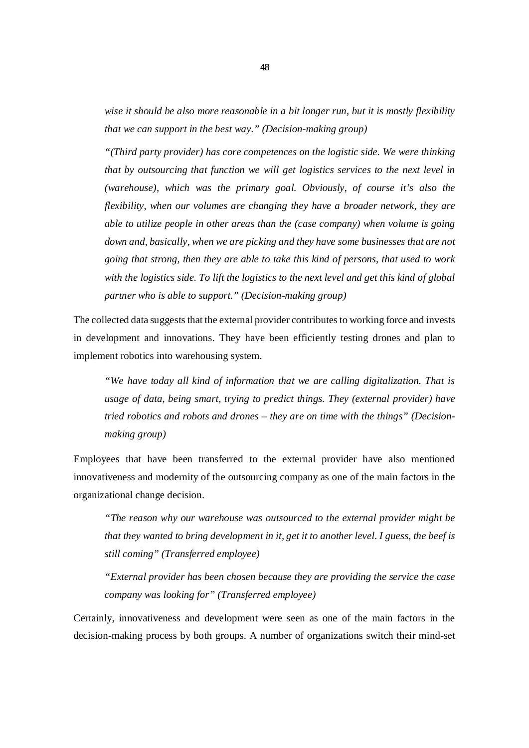*wise it should be also more reasonable in a bit longer run, but it is mostly flexibility that we can support in the best way." (Decision-making group)*

*"(Third party provider) has core competences on the logistic side. We were thinking that by outsourcing that function we will get logistics services to the next level in (warehouse), which was the primary goal. Obviously, of course it's also the flexibility, when our volumes are changing they have a broader network, they are able to utilize people in other areas than the (case company) when volume is going down and, basically, when we are picking and they have some businesses that are not going that strong, then they are able to take this kind of persons, that used to work with the logistics side. To lift the logistics to the next level and get this kind of global partner who is able to support." (Decision-making group)*

The collected data suggests that the external provider contributes to working force and invests in development and innovations. They have been efficiently testing drones and plan to implement robotics into warehousing system.

*"We have today all kind of information that we are calling digitalization. That is usage of data, being smart, trying to predict things. They (external provider) have tried robotics and robots and drones – they are on time with the things" (Decision-making group)*

Employees that have been transferred to the external provider have also mentioned innovativeness and modernity of the outsourcing company as one of the main factors in the organizational change decision.

*"The reason why our warehouse was outsourced to the external provider might be that they wanted to bring development in it, get it to another level. I guess, the beef is still coming" (Transferred employee)*

*"External provider has been chosen because they are providing the service the case company was looking for" (Transferred employee)*

Certainly, innovativeness and development were seen as one of the main factors in the decision-making process by both groups. A number of organizations switch their mind-set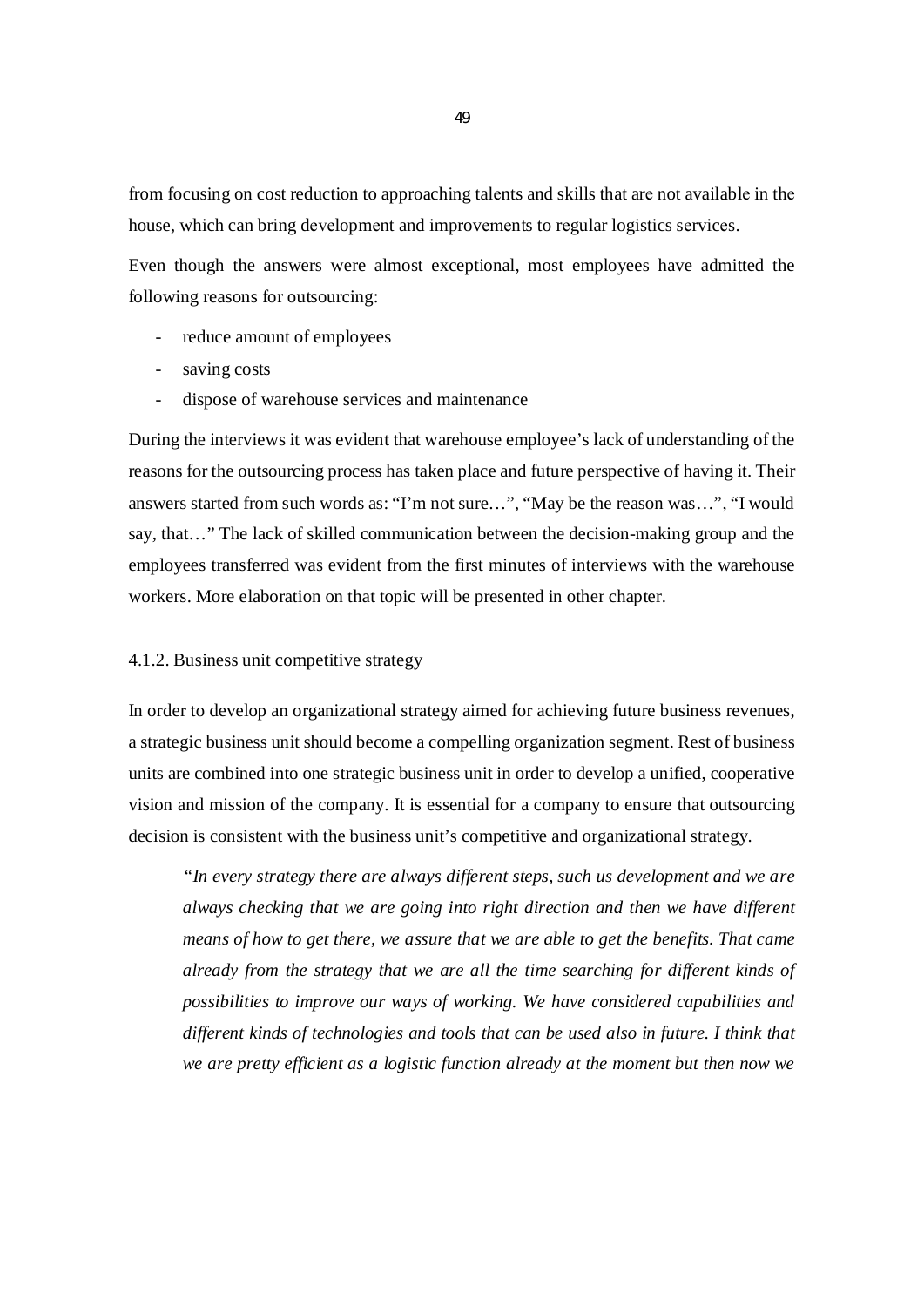from focusing on cost reduction to approaching talents and skills that are not available in the house, which can bring development and improvements to regular logistics services.

Even though the answers were almost exceptional, most employees have admitted the following reasons for outsourcing:

- reduce amount of employees
- saving costs
- dispose of warehouse services and maintenance

During the interviews it was evident that warehouse employee's lack of understanding of the reasons for the outsourcing process has taken place and future perspective of having it. Their answers started from such words as: "I'm not sure…", "May be the reason was…", "I would say, that…" The lack of skilled communication between the decision-making group and the employees transferred was evident from the first minutes of interviews with the warehouse workers. More elaboration on that topic will be presented in other chapter.

### 4.1.2. Business unit competitive strategy

In order to develop an organizational strategy aimed for achieving future business revenues, a strategic business unit should become a compelling organization segment. Rest of business units are combined into one strategic business unit in order to develop a unified, cooperative vision and mission of the company. It is essential for a company to ensure that outsourcing decision is consistent with the business unit's competitive and organizational strategy.

> *"In every strategy there are always different steps, such us development and we are always checking that we are going into right direction and then we have different means of how to get there, we assure that we are able to get the benefits. That came already from the strategy that we are all the time searching for different kinds of possibilities to improve our ways of working. We have considered capabilities and different kinds of technologies and tools that can be used also in future. I think that we are pretty efficient as a logistic function already at the moment but then now we*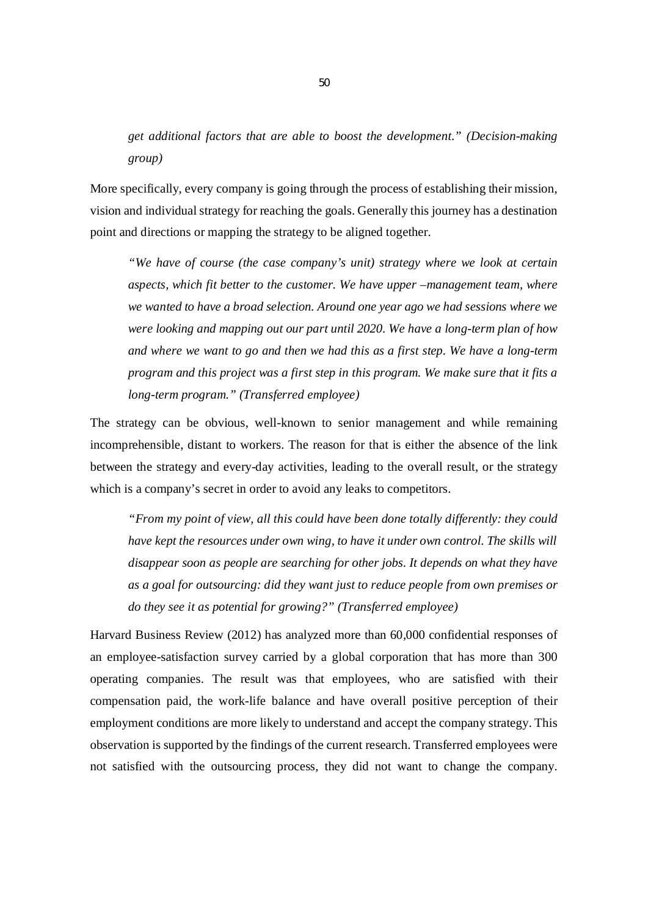*get additional factors that are able to boost the development." (Decision-making group)*

More specifically, every company is going through the process of establishing their mission, vision and individual strategy for reaching the goals. Generally this journey has a destination point and directions or mapping the strategy to be aligned together.

> *"We have of course (the case company's unit) strategy where we look at certain aspects, which fit better to the customer. We have upper –management team, where we wanted to have a broad selection. Around one year ago we had sessions where we were looking and mapping out our part until 2020. We have a long-term plan of how and where we want to go and then we had this as a first step. We have a long-term program and this project was a first step in this program. We make sure that it fits a long-term program." (Transferred employee)*

The strategy can be obvious, well-known to senior management and while remaining incomprehensible, distant to workers. The reason for that is either the absence of the link between the strategy and every-day activities, leading to the overall result, or the strategy which is a company's secret in order to avoid any leaks to competitors.

> *"From my point of view, all this could have been done totally differently: they could have kept the resources under own wing, to have it under own control. The skills will disappear soon as people are searching for other jobs. It depends on what they have as a goal for outsourcing: did they want just to reduce people from own premises or do they see it as potential for growing?" (Transferred employee)*

Harvard Business Review (2012) has analyzed more than 60,000 confidential responses of an employee-satisfaction survey carried by a global corporation that has more than 300 operating companies. The result was that employees, who are satisfied with their compensation paid, the work-life balance and have overall positive perception of their employment conditions are more likely to understand and accept the company strategy. This observation is supported by the findings of the current research. Transferred employees were not satisfied with the outsourcing process, they did not want to change the company.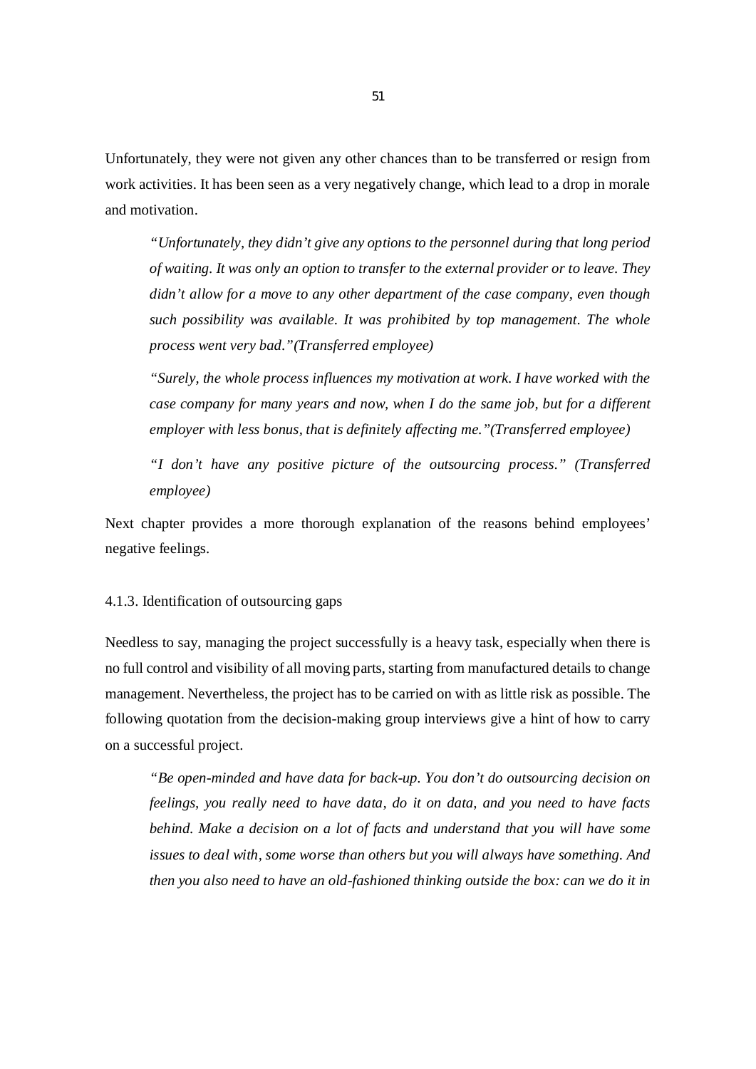Unfortunately, they were not given any other chances than to be transferred or resign from work activities. It has been seen as a very negatively change, which lead to a drop in morale and motivation.

> *"Unfortunately, they didn't give any options to the personnel during that long period of waiting. It was only an option to transfer to the external provider or to leave. They didn't allow for a move to any other department of the case company, even though such possibility was available. It was prohibited by top management. The whole process went very bad."(Transferred employee)*

> *"Surely, the whole process influences my motivation at work. I have worked with the case company for many years and now, when I do the same job, but for a different employer with less bonus, that is definitely affecting me."(Transferred employee)*

> *"I don't have any positive picture of the outsourcing process." (Transferred employee)*

Next chapter provides a more thorough explanation of the reasons behind employees' negative feelings.

### 4.1.3. Identification of outsourcing gaps

Needless to say, managing the project successfully is a heavy task, especially when there is no full control and visibility of all moving parts, starting from manufactured details to change management. Nevertheless, the project has to be carried on with as little risk as possible. The following quotation from the decision-making group interviews give a hint of how to carry on a successful project.

> *"Be open-minded and have data for back-up. You don't do outsourcing decision on feelings, you really need to have data, do it on data, and you need to have facts behind. Make a decision on a lot of facts and understand that you will have some issues to deal with, some worse than others but you will always have something. And then you also need to have an old-fashioned thinking outside the box: can we do it in*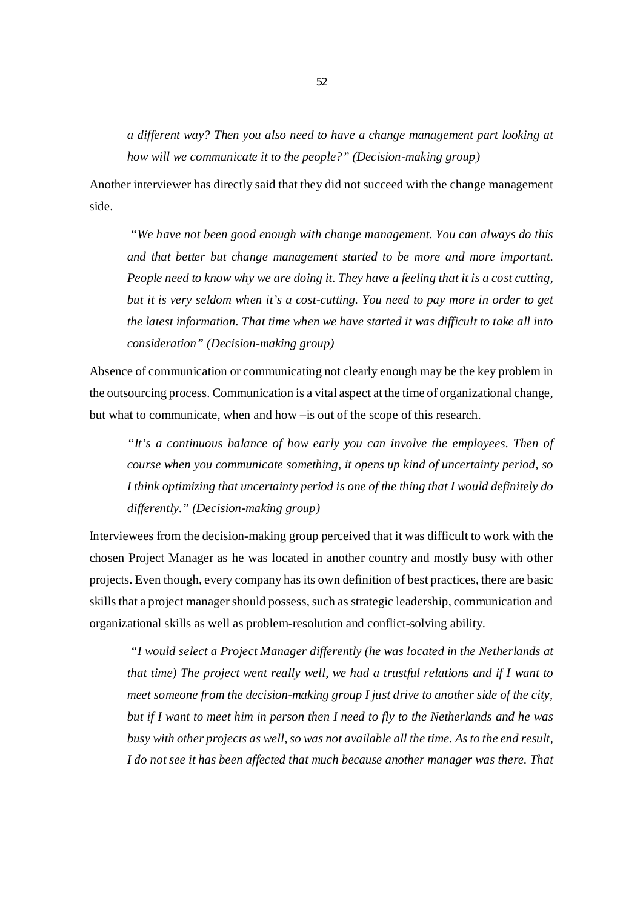*a different way? Then you also need to have a change management part looking at how will we communicate it to the people?" (Decision-making group)*

Another interviewer has directly said that they did not succeed with the change management side.

> *"We have not been good enough with change management. You can always do this and that better but change management started to be more and more important. People need to know why we are doing it. They have a feeling that it is a cost cutting, but it is very seldom when it's a cost-cutting. You need to pay more in order to get the latest information. That time when we have started it was difficult to take all into consideration" (Decision-making group)*

Absence of communication or communicating not clearly enough may be the key problem in the outsourcing process. Communication is a vital aspect at the time of organizational change, but what to communicate, when and how –is out of the scope of this research.

> *"It's a continuous balance of how early you can involve the employees. Then of course when you communicate something, it opens up kind of uncertainty period, so I think optimizing that uncertainty period is one of the thing that I would definitely do differently." (Decision-making group)*

Interviewees from the decision-making group perceived that it was difficult to work with the chosen Project Manager as he was located in another country and mostly busy with other projects. Even though, every company has its own definition of best practices, there are basic skills that a project manager should possess, such as strategic leadership, communication and organizational skills as well as problem-resolution and conflict-solving ability.

> *"I would select a Project Manager differently (he was located in the Netherlands at that time) The project went really well, we had a trustful relations and if I want to meet someone from the decision-making group I just drive to another side of the city, but if I want to meet him in person then I need to fly to the Netherlands and he was busy with other projects as well, so was not available all the time. As to the end result, I do not see it has been affected that much because another manager was there. That*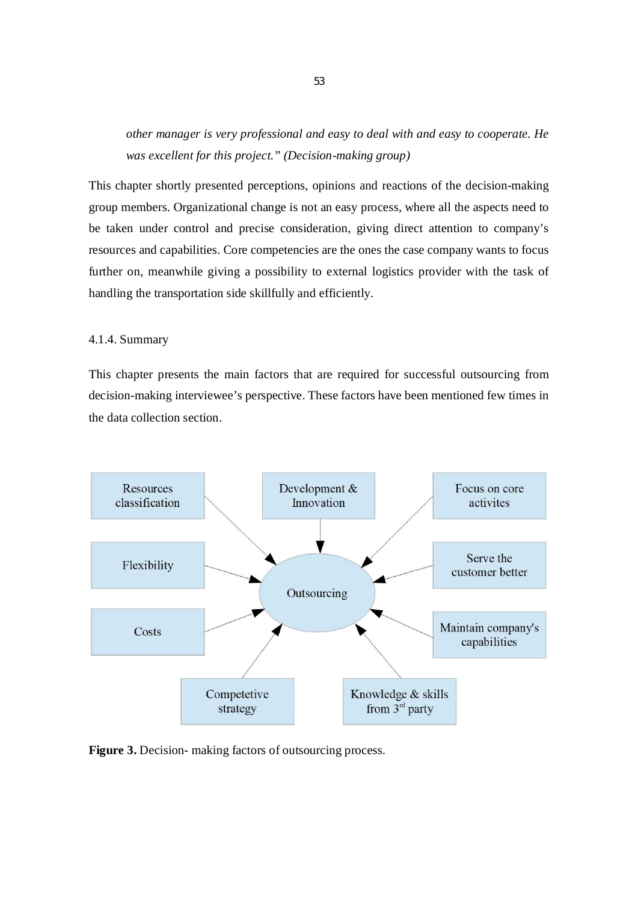*other manager is very professional and easy to deal with and easy to cooperate. He was excellent for this project." (Decision-making group)*

This chapter shortly presented perceptions, opinions and reactions of the decision-making group members. Organizational change is not an easy process, where all the aspects need to be taken under control and precise consideration, giving direct attention to company's resources and capabilities. Core competencies are the ones the case company wants to focus further on, meanwhile giving a possibility to external logistics provider with the task of handling the transportation side skillfully and efficiently.

4.1.4. Summary

This chapter presents the main factors that are required for successful outsourcing from decision-making interviewee's perspective. These factors have been mentioned few times in the data collection section.

**Figure 3.** Decision- making factors of outsourcing process.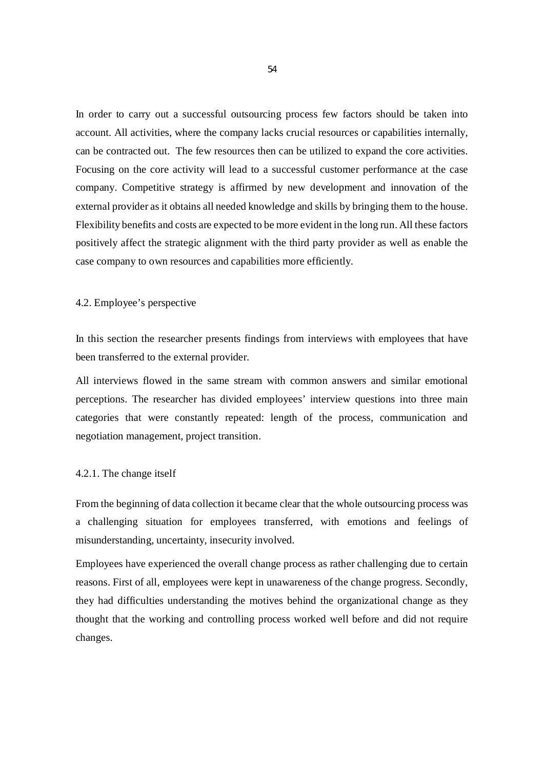In order to carry out a successful outsourcing process few factors should be taken into account. All activities, where the company lacks crucial resources or capabilities internally, can be contracted out. The few resources then can be utilized to expand the core activities. Focusing on the core activity will lead to a successful customer performance at the case company. Competitive strategy is affirmed by new development and innovation of the external provider as it obtains all needed knowledge and skills by bringing them to the house. Flexibility benefits and costs are expected to be more evident in the long run. All these factors positively affect the strategic alignment with the third party provider as well as enable the case company to own resources and capabilities more efficiently.

## 4.2. Employee's perspective

In this section the researcher presents findings from interviews with employees that have been transferred to the external provider.

All interviews flowed in the same stream with common answers and similar emotional perceptions. The researcher has divided employees' interview questions into three main categories that were constantly repeated: length of the process, communication and negotiation management, project transition.

### 4.2.1. The change itself

From the beginning of data collection it became clear that the whole outsourcing process was a challenging situation for employees transferred, with emotions and feelings of misunderstanding, uncertainty, insecurity involved.

Employees have experienced the overall change process as rather challenging due to certain reasons. First of all, employees were kept in unawareness of the change progress. Secondly, they had difficulties understanding the motives behind the organizational change as they thought that the working and controlling process worked well before and did not require changes.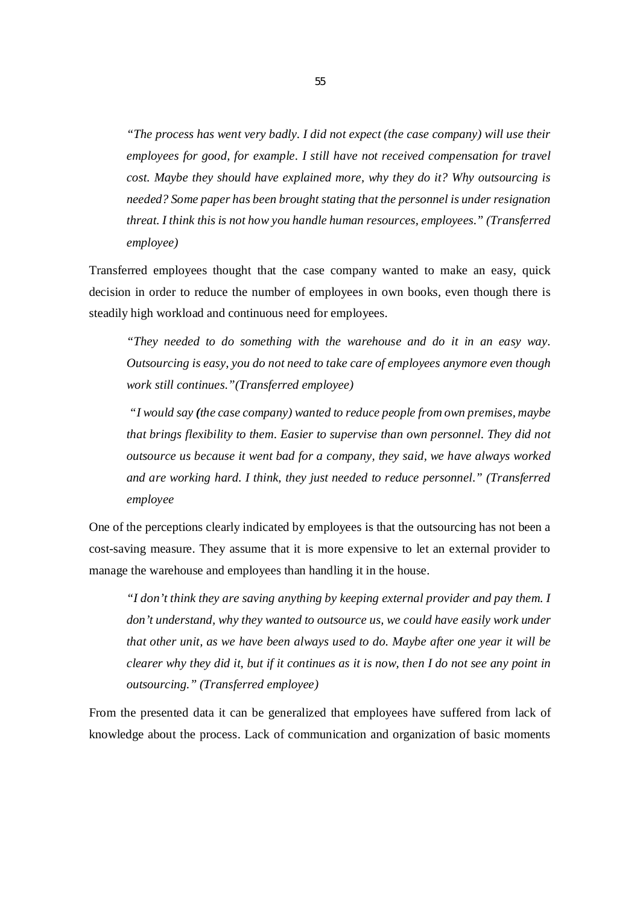*"The process has went very badly. I did not expect (the case company) will use their employees for good, for example. I still have not received compensation for travel cost. Maybe they should have explained more, why they do it? Why outsourcing is needed? Some paper has been brought stating that the personnel is under resignation threat. I think this is not how you handle human resources, employees." (Transferred employee)*

Transferred employees thought that the case company wanted to make an easy, quick decision in order to reduce the number of employees in own books, even though there is steadily high workload and continuous need for employees.

*"They needed to do something with the warehouse and do it in an easy way. Outsourcing is easy, you do not need to take care of employees anymore even though work still continues."(Transferred employee)*

*"I would say **(**the case company) wanted to reduce people from own premises, maybe that brings flexibility to them. Easier to supervise than own personnel. They did not outsource us because it went bad for a company, they said, we have always worked and are working hard. I think, they just needed to reduce personnel." (Transferred employee*

One of the perceptions clearly indicated by employees is that the outsourcing has not been a cost-saving measure. They assume that it is more expensive to let an external provider to manage the warehouse and employees than handling it in the house.

*"I don't think they are saving anything by keeping external provider and pay them. I don't understand, why they wanted to outsource us, we could have easily work under that other unit, as we have been always used to do. Maybe after one year it will be clearer why they did it, but if it continues as it is now, then I do not see any point in outsourcing." (Transferred employee)*

From the presented data it can be generalized that employees have suffered from lack of knowledge about the process. Lack of communication and organization of basic moments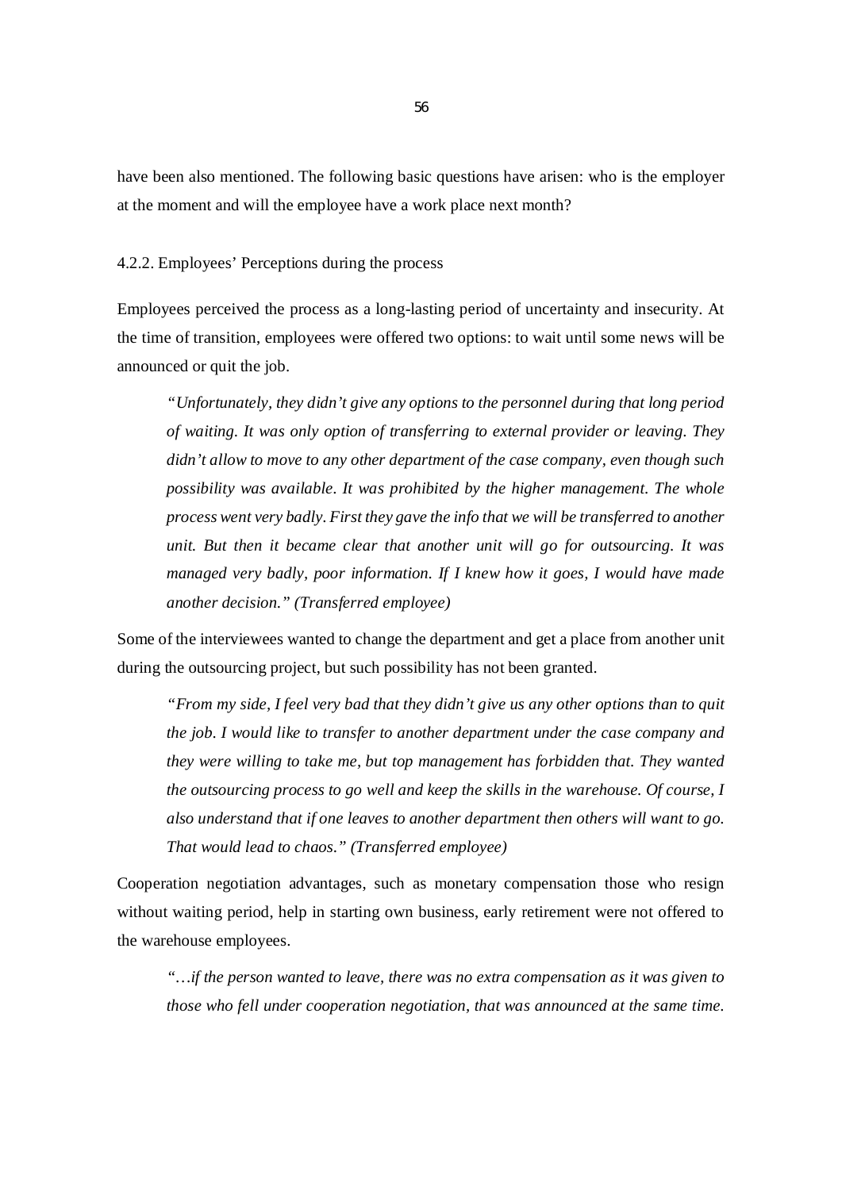have been also mentioned. The following basic questions have arisen: who is the employer at the moment and will the employee have a work place next month?

### 4.2.2. Employees' Perceptions during the process

Employees perceived the process as a long-lasting period of uncertainty and insecurity. At the time of transition, employees were offered two options: to wait until some news will be announced or quit the job.

> *"Unfortunately, they didn't give any options to the personnel during that long period of waiting. It was only option of transferring to external provider or leaving. They didn't allow to move to any other department of the case company, even though such possibility was available. It was prohibited by the higher management. The whole process went very badly. First they gave the info that we will be transferred to another unit. But then it became clear that another unit will go for outsourcing. It was managed very badly, poor information. If I knew how it goes, I would have made another decision." (Transferred employee)*

Some of the interviewees wanted to change the department and get a place from another unit during the outsourcing project, but such possibility has not been granted.

> *"From my side, I feel very bad that they didn't give us any other options than to quit the job. I would like to transfer to another department under the case company and they were willing to take me, but top management has forbidden that. They wanted the outsourcing process to go well and keep the skills in the warehouse. Of course, I also understand that if one leaves to another department then others will want to go. That would lead to chaos." (Transferred employee)*

Cooperation negotiation advantages, such as monetary compensation those who resign without waiting period, help in starting own business, early retirement were not offered to the warehouse employees.

> *"…if the person wanted to leave, there was no extra compensation as it was given to those who fell under cooperation negotiation, that was announced at the same time.*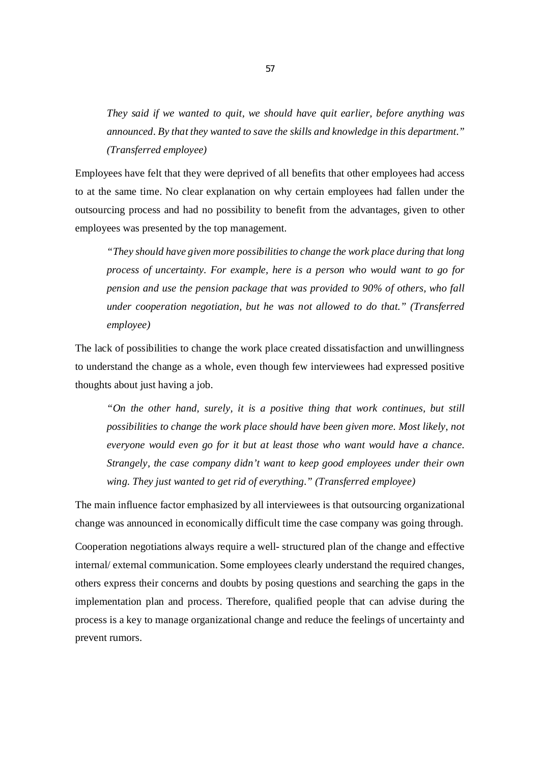*They said if we wanted to quit, we should have quit earlier, before anything was announced. By that they wanted to save the skills and knowledge in this department." (Transferred employee)*

Employees have felt that they were deprived of all benefits that other employees had access to at the same time. No clear explanation on why certain employees had fallen under the outsourcing process and had no possibility to benefit from the advantages, given to other employees was presented by the top management.

> *"They should have given more possibilities to change the work place during that long process of uncertainty. For example, here is a person who would want to go for pension and use the pension package that was provided to 90% of others, who fall under cooperation negotiation, but he was not allowed to do that." (Transferred employee)*

The lack of possibilities to change the work place created dissatisfaction and unwillingness to understand the change as a whole, even though few interviewees had expressed positive thoughts about just having a job.

> *"On the other hand, surely, it is a positive thing that work continues, but still possibilities to change the work place should have been given more. Most likely, not everyone would even go for it but at least those who want would have a chance. Strangely, the case company didn't want to keep good employees under their own wing. They just wanted to get rid of everything." (Transferred employee)*

The main influence factor emphasized by all interviewees is that outsourcing organizational change was announced in economically difficult time the case company was going through.

Cooperation negotiations always require a well- structured plan of the change and effective internal/ external communication. Some employees clearly understand the required changes, others express their concerns and doubts by posing questions and searching the gaps in the implementation plan and process. Therefore, qualified people that can advise during the process is a key to manage organizational change and reduce the feelings of uncertainty and prevent rumors.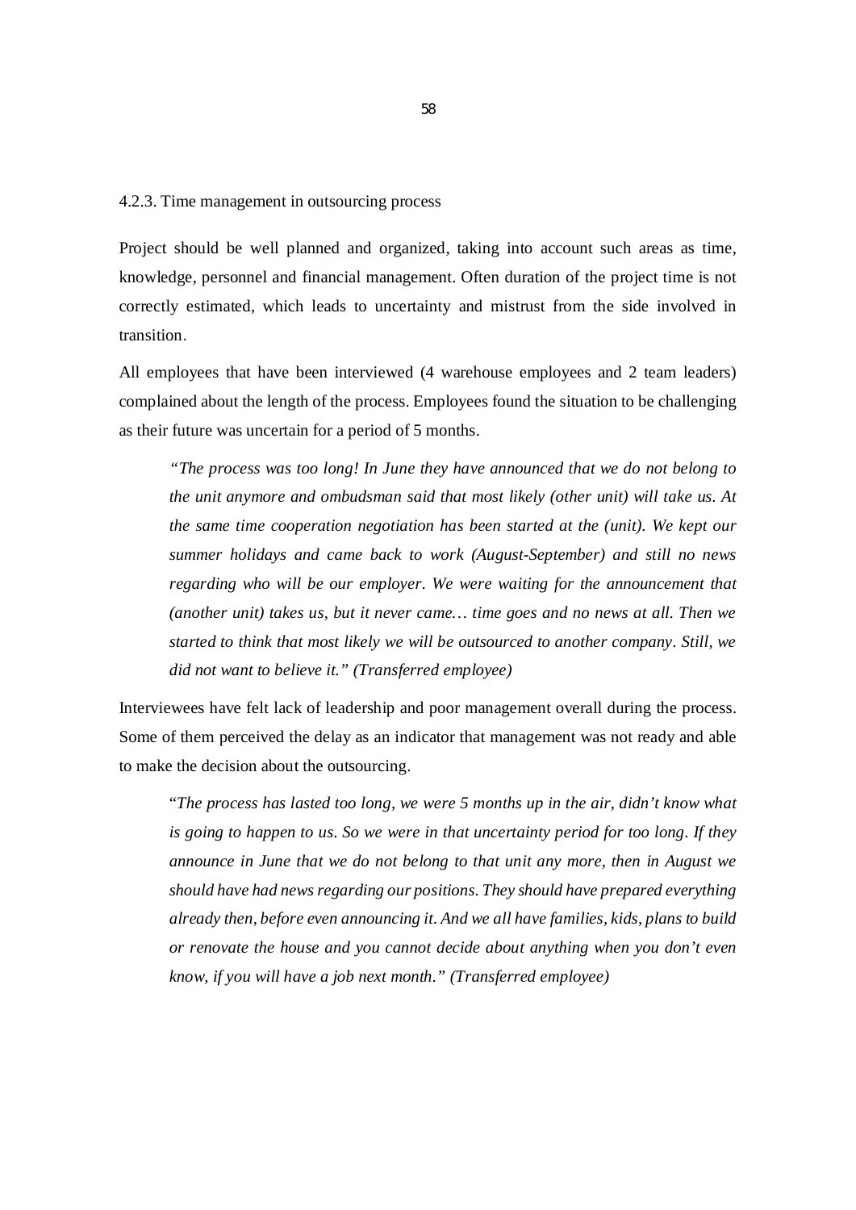### 4.2.3. Time management in outsourcing process

Project should be well planned and organized, taking into account such areas as time, knowledge, personnel and financial management. Often duration of the project time is not correctly estimated, which leads to uncertainty and mistrust from the side involved in transition.

All employees that have been interviewed (4 warehouse employees and 2 team leaders) complained about the length of the process. Employees found the situation to be challenging as their future was uncertain for a period of 5 months.

> *"The process was too long! In June they have announced that we do not belong to the unit anymore and ombudsman said that most likely (other unit) will take us. At the same time cooperation negotiation has been started at the (unit). We kept our summer holidays and came back to work (August-September) and still no news regarding who will be our employer. We were waiting for the announcement that (another unit) takes us, but it never came… time goes and no news at all. Then we started to think that most likely we will be outsourced to another company. Still, we did not want to believe it." (Transferred employee)*

Interviewees have felt lack of leadership and poor management overall during the process. Some of them perceived the delay as an indicator that management was not ready and able to make the decision about the outsourcing.

> "*The process has lasted too long, we were 5 months up in the air, didn't know what is going to happen to us. So we were in that uncertainty period for too long. If they announce in June that we do not belong to that unit any more, then in August we should have had news regarding our positions. They should have prepared everything already then, before even announcing it. And we all have families, kids, plans to build or renovate the house and you cannot decide about anything when you don't even know, if you will have a job next month." (Transferred employee)*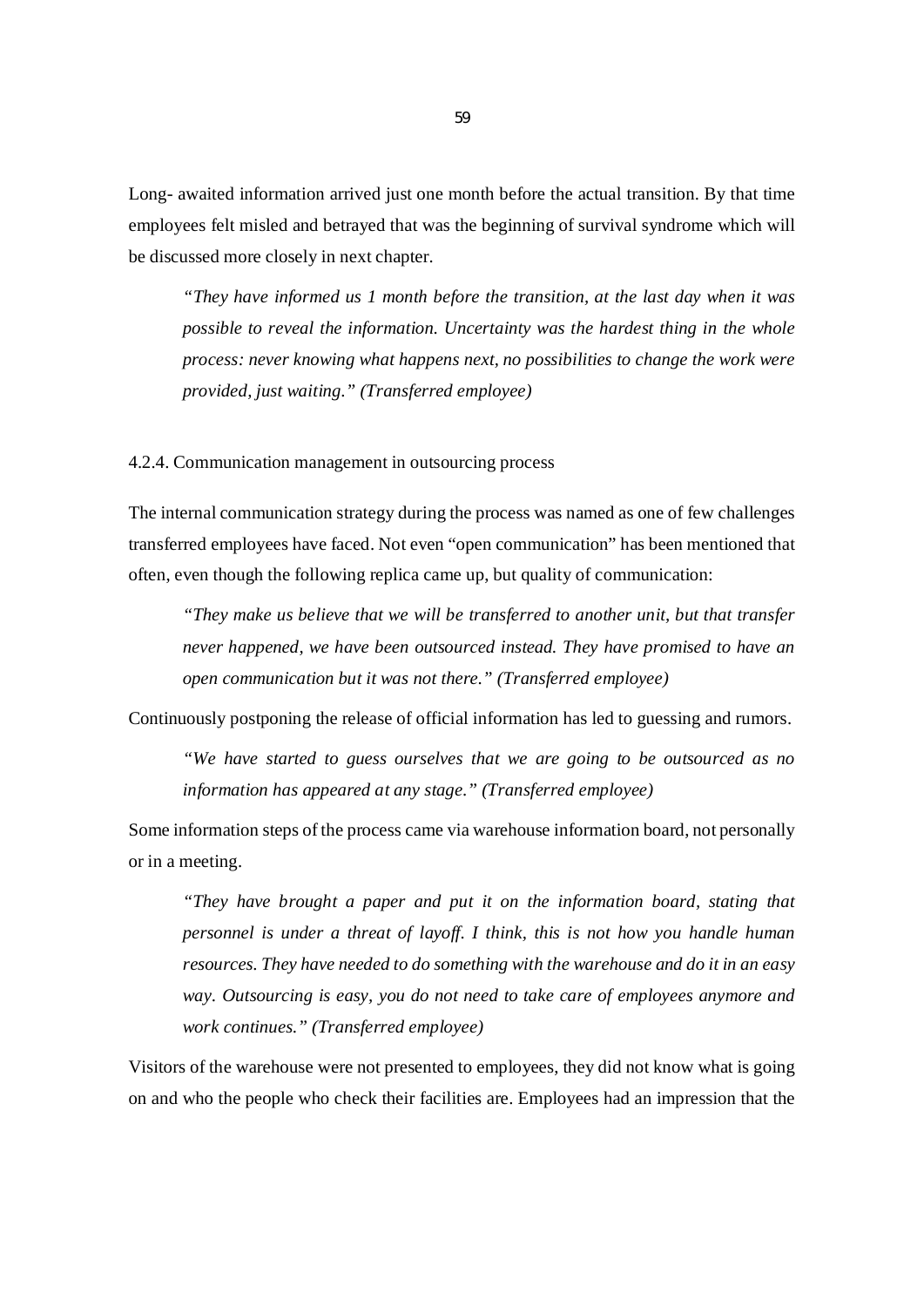Long- awaited information arrived just one month before the actual transition. By that time employees felt misled and betrayed that was the beginning of survival syndrome which will be discussed more closely in next chapter.

> *"They have informed us 1 month before the transition, at the last day when it was possible to reveal the information. Uncertainty was the hardest thing in the whole process: never knowing what happens next, no possibilities to change the work were provided, just waiting." (Transferred employee)*

#### 4.2.4. Communication management in outsourcing process

The internal communication strategy during the process was named as one of few challenges transferred employees have faced. Not even "open communication" has been mentioned that often, even though the following replica came up, but quality of communication:

> *"They make us believe that we will be transferred to another unit, but that transfer never happened, we have been outsourced instead. They have promised to have an open communication but it was not there." (Transferred employee)*

Continuously postponing the release of official information has led to guessing and rumors.

> *"We have started to guess ourselves that we are going to be outsourced as no information has appeared at any stage." (Transferred employee)*

Some information steps of the process came via warehouse information board, not personally or in a meeting.

> *"They have brought a paper and put it on the information board, stating that personnel is under a threat of layoff. I think, this is not how you handle human resources. They have needed to do something with the warehouse and do it in an easy way. Outsourcing is easy, you do not need to take care of employees anymore and work continues." (Transferred employee)*

Visitors of the warehouse were not presented to employees, they did not know what is going on and who the people who check their facilities are. Employees had an impression that the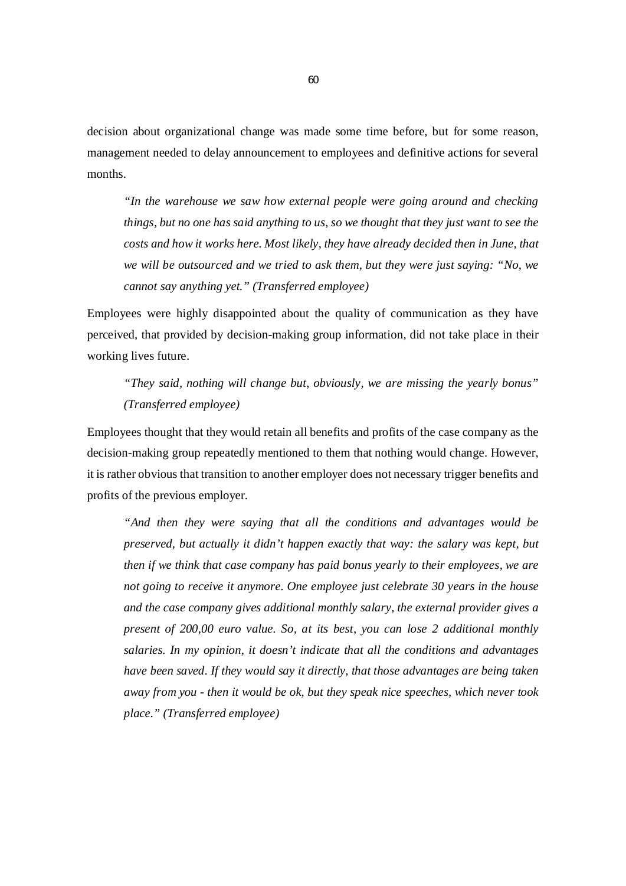decision about organizational change was made some time before, but for some reason, management needed to delay announcement to employees and definitive actions for several months.

> *"In the warehouse we saw how external people were going around and checking things, but no one has said anything to us, so we thought that they just want to see the costs and how it works here. Most likely, they have already decided then in June, that we will be outsourced and we tried to ask them, but they were just saying: "No, we cannot say anything yet." (Transferred employee)*

Employees were highly disappointed about the quality of communication as they have perceived, that provided by decision-making group information, did not take place in their working lives future.

> *"They said, nothing will change but, obviously, we are missing the yearly bonus" (Transferred employee)*

Employees thought that they would retain all benefits and profits of the case company as the decision-making group repeatedly mentioned to them that nothing would change. However, it is rather obvious that transition to another employer does not necessary trigger benefits and profits of the previous employer.

> *"And then they were saying that all the conditions and advantages would be preserved, but actually it didn't happen exactly that way: the salary was kept, but then if we think that case company has paid bonus yearly to their employees, we are not going to receive it anymore. One employee just celebrate 30 years in the house and the case company gives additional monthly salary, the external provider gives a present of 200,00 euro value. So, at its best, you can lose 2 additional monthly salaries. In my opinion, it doesn't indicate that all the conditions and advantages have been saved. If they would say it directly, that those advantages are being taken away from you - then it would be ok, but they speak nice speeches, which never took place." (Transferred employee)*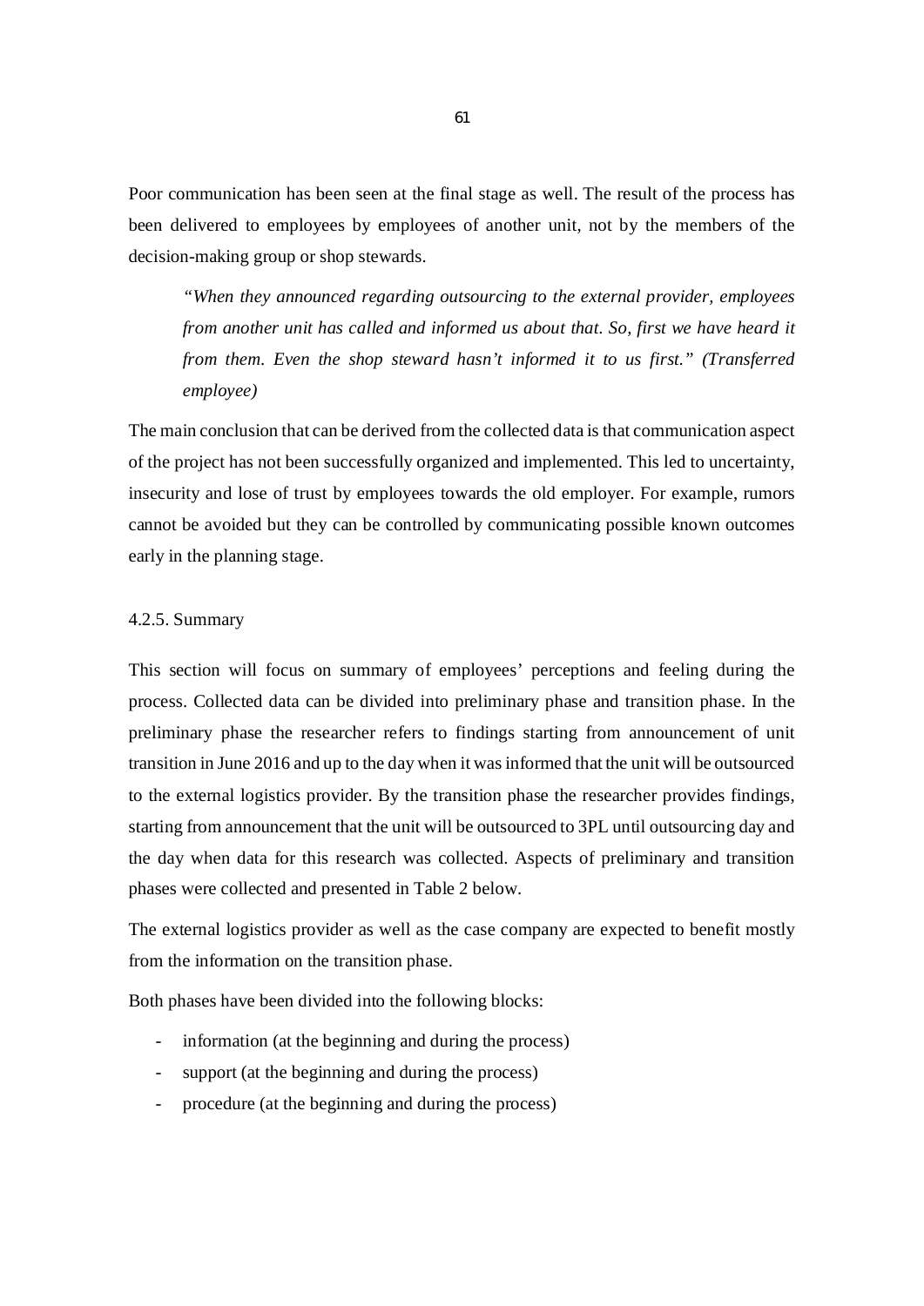Poor communication has been seen at the final stage as well. The result of the process has been delivered to employees by employees of another unit, not by the members of the decision-making group or shop stewards.

> *"When they announced regarding outsourcing to the external provider, employees from another unit has called and informed us about that. So, first we have heard it from them. Even the shop steward hasn't informed it to us first." (Transferred employee)*

The main conclusion that can be derived from the collected data is that communication aspect of the project has not been successfully organized and implemented. This led to uncertainty, insecurity and lose of trust by employees towards the old employer. For example, rumors cannot be avoided but they can be controlled by communicating possible known outcomes early in the planning stage.

#### 4.2.5. Summary

This section will focus on summary of employees' perceptions and feeling during the process. Collected data can be divided into preliminary phase and transition phase. In the preliminary phase the researcher refers to findings starting from announcement of unit transition in June 2016 and up to the day when it was informed that the unit will be outsourced to the external logistics provider. By the transition phase the researcher provides findings, starting from announcement that the unit will be outsourced to 3PL until outsourcing day and the day when data for this research was collected. Aspects of preliminary and transition phases were collected and presented in Table 2 below.

The external logistics provider as well as the case company are expected to benefit mostly from the information on the transition phase.

Both phases have been divided into the following blocks:

- information (at the beginning and during the process)
- support (at the beginning and during the process)
- procedure (at the beginning and during the process)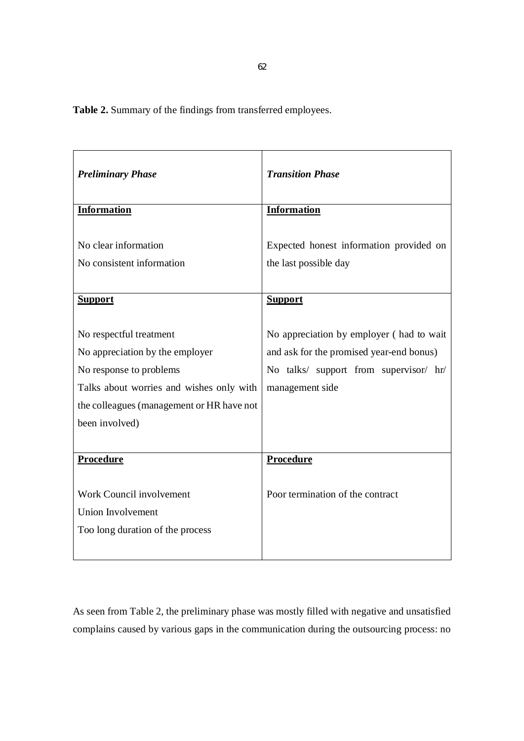**Table 2.** Summary of the findings from transferred employees.

| ***Preliminary Phase*** | ***Transition Phase*** |
|---|---|
| **<u>Information</u>**<br><br>No clear information<br>No consistent information | **<u>Information</u>**<br><br>Expected honest information provided on the last possible day |
| **<u>Support</u>**<br><br>No respectful treatment<br>No appreciation by the employer<br>No response to problems<br>Talks about worries and wishes only with the colleagues (management or HR have not been involved) | **<u>Support</u>**<br><br>No appreciation by employer ( had to wait and ask for the promised year-end bonus)<br>No talks/ support from supervisor/ hr/ management side |
| **<u>Procedure</u>**<br><br>Work Council involvement<br>Union Involvement<br>Too long duration of the process | **<u>Procedure</u>**<br><br>Poor termination of the contract |

As seen from Table 2, the preliminary phase was mostly filled with negative and unsatisfied complains caused by various gaps in the communication during the outsourcing process: no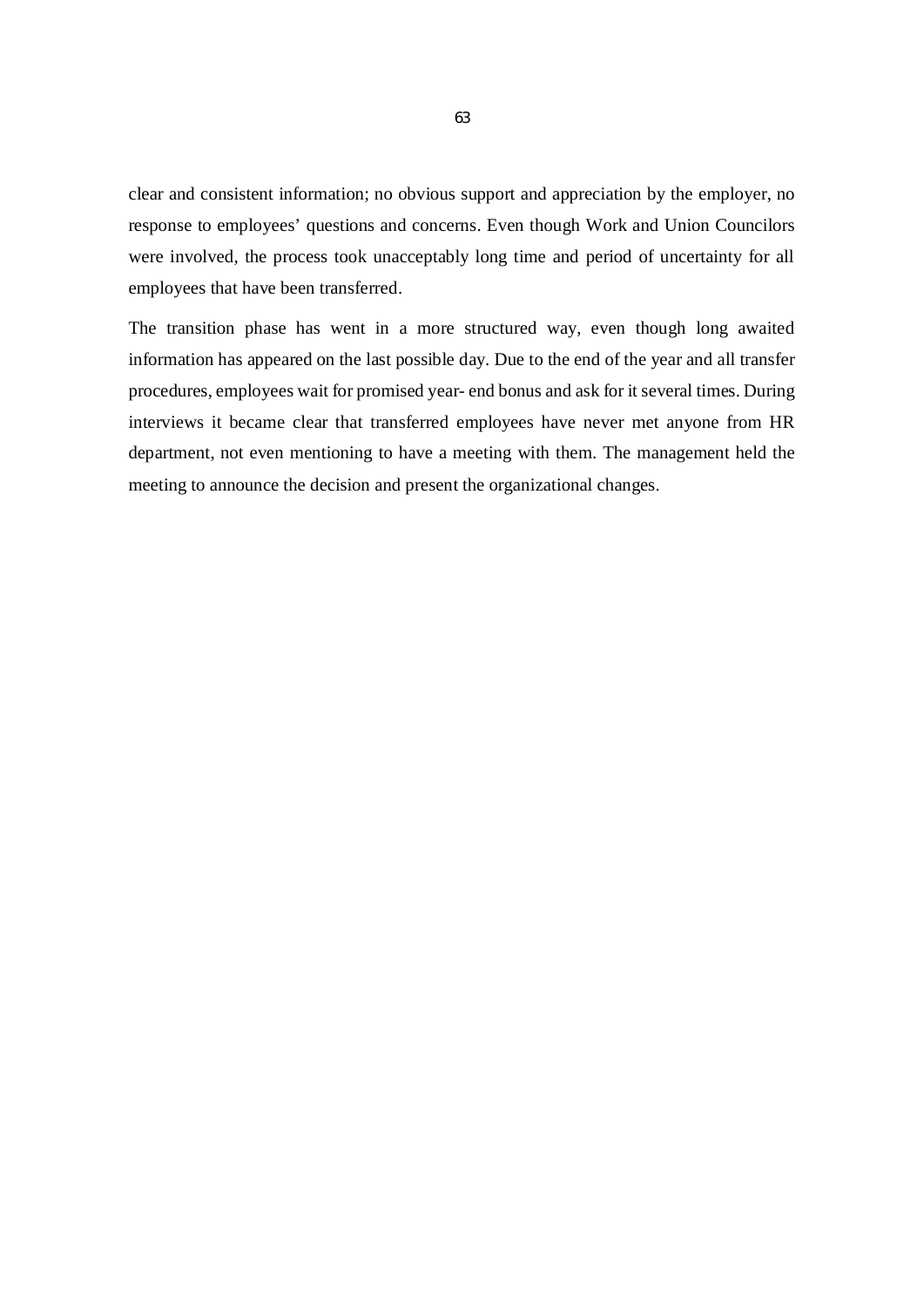clear and consistent information; no obvious support and appreciation by the employer, no response to employees' questions and concerns. Even though Work and Union Councilors were involved, the process took unacceptably long time and period of uncertainty for all employees that have been transferred.

The transition phase has went in a more structured way, even though long awaited information has appeared on the last possible day. Due to the end of the year and all transfer procedures, employees wait for promised year- end bonus and ask for it several times. During interviews it became clear that transferred employees have never met anyone from HR department, not even mentioning to have a meeting with them. The management held the meeting to announce the decision and present the organizational changes.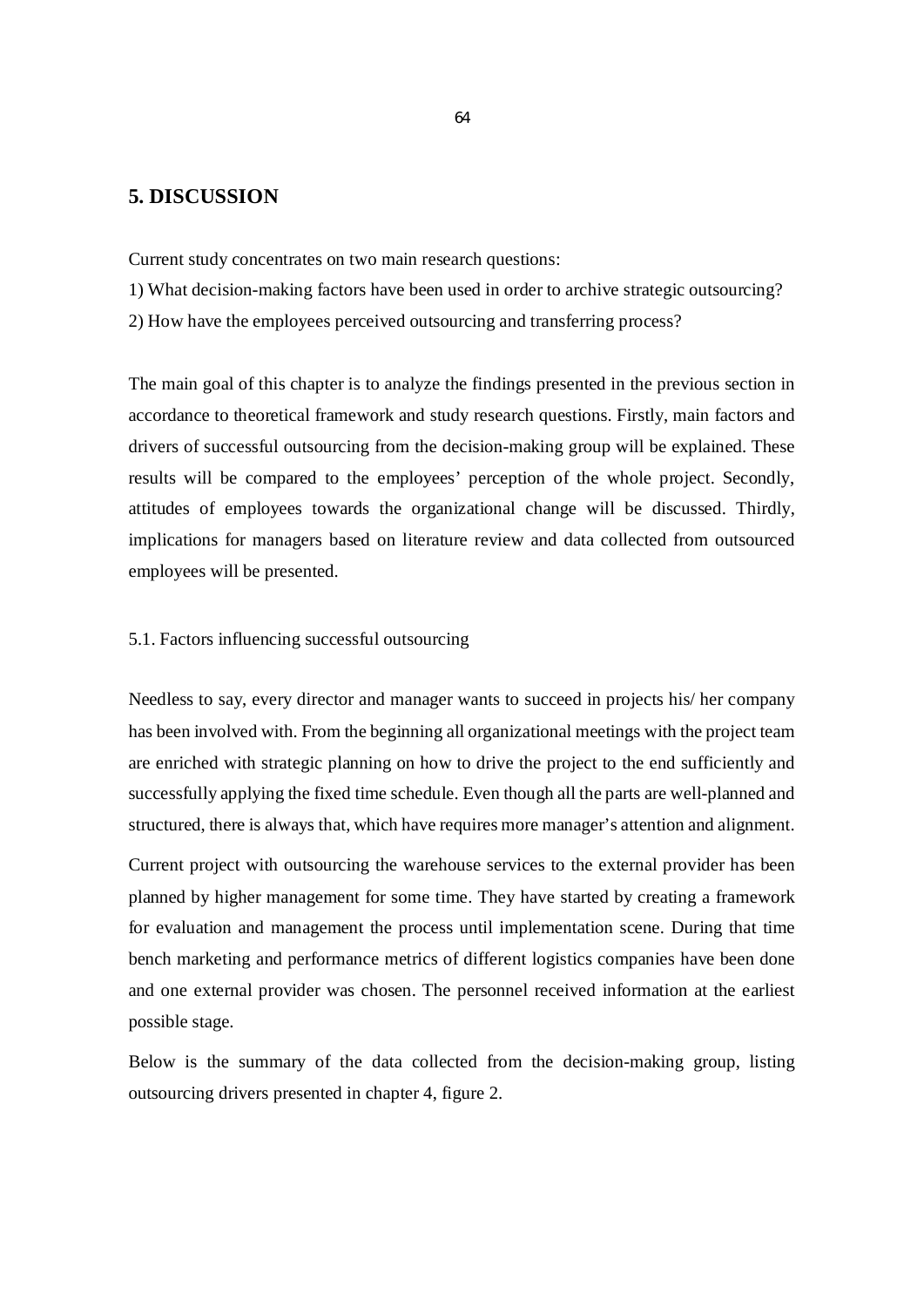# 5. DISCUSSION

Current study concentrates on two main research questions:

1) What decision-making factors have been used in order to archive strategic outsourcing?

2) How have the employees perceived outsourcing and transferring process?

The main goal of this chapter is to analyze the findings presented in the previous section in accordance to theoretical framework and study research questions. Firstly, main factors and drivers of successful outsourcing from the decision-making group will be explained. These results will be compared to the employees' perception of the whole project. Secondly, attitudes of employees towards the organizational change will be discussed. Thirdly, implications for managers based on literature review and data collected from outsourced employees will be presented.

## 5.1. Factors influencing successful outsourcing

Needless to say, every director and manager wants to succeed in projects his/ her company has been involved with. From the beginning all organizational meetings with the project team are enriched with strategic planning on how to drive the project to the end sufficiently and successfully applying the fixed time schedule. Even though all the parts are well-planned and structured, there is always that, which have requires more manager's attention and alignment.

Current project with outsourcing the warehouse services to the external provider has been planned by higher management for some time. They have started by creating a framework for evaluation and management the process until implementation scene. During that time bench marketing and performance metrics of different logistics companies have been done and one external provider was chosen. The personnel received information at the earliest possible stage.

Below is the summary of the data collected from the decision-making group, listing outsourcing drivers presented in chapter 4, figure 2.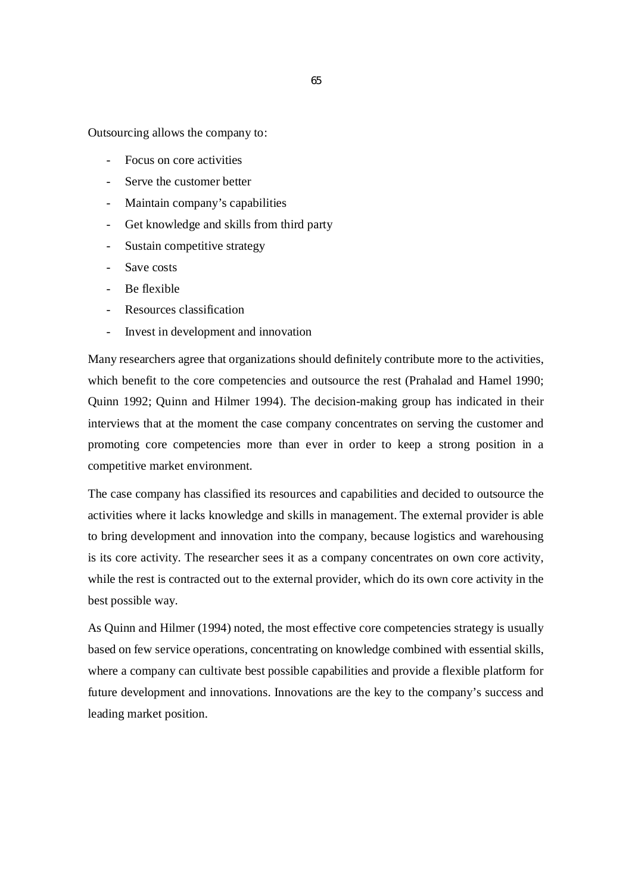Outsourcing allows the company to:

- Focus on core activities
- Serve the customer better
- Maintain company's capabilities
- Get knowledge and skills from third party
- Sustain competitive strategy
- Save costs
- Be flexible
- Resources classification
- Invest in development and innovation

Many researchers agree that organizations should definitely contribute more to the activities, which benefit to the core competencies and outsource the rest (Prahalad and Hamel 1990; Quinn 1992; Quinn and Hilmer 1994). The decision-making group has indicated in their interviews that at the moment the case company concentrates on serving the customer and promoting core competencies more than ever in order to keep a strong position in a competitive market environment.

The case company has classified its resources and capabilities and decided to outsource the activities where it lacks knowledge and skills in management. The external provider is able to bring development and innovation into the company, because logistics and warehousing is its core activity. The researcher sees it as a company concentrates on own core activity, while the rest is contracted out to the external provider, which do its own core activity in the best possible way.

As Quinn and Hilmer (1994) noted, the most effective core competencies strategy is usually based on few service operations, concentrating on knowledge combined with essential skills, where a company can cultivate best possible capabilities and provide a flexible platform for future development and innovations. Innovations are the key to the company's success and leading market position.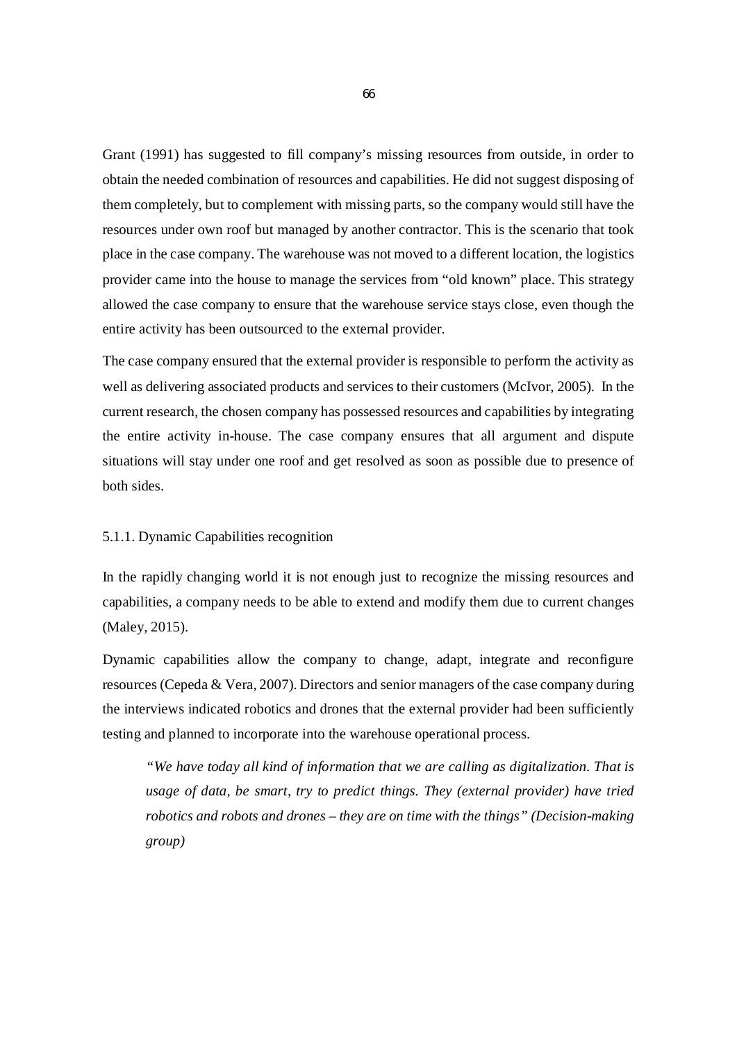Grant (1991) has suggested to fill company's missing resources from outside, in order to obtain the needed combination of resources and capabilities. He did not suggest disposing of them completely, but to complement with missing parts, so the company would still have the resources under own roof but managed by another contractor. This is the scenario that took place in the case company. The warehouse was not moved to a different location, the logistics provider came into the house to manage the services from "old known" place. This strategy allowed the case company to ensure that the warehouse service stays close, even though the entire activity has been outsourced to the external provider.

The case company ensured that the external provider is responsible to perform the activity as well as delivering associated products and services to their customers (McIvor, 2005). In the current research, the chosen company has possessed resources and capabilities by integrating the entire activity in-house. The case company ensures that all argument and dispute situations will stay under one roof and get resolved as soon as possible due to presence of both sides.

### 5.1.1. Dynamic Capabilities recognition

In the rapidly changing world it is not enough just to recognize the missing resources and capabilities, a company needs to be able to extend and modify them due to current changes (Maley, 2015).

Dynamic capabilities allow the company to change, adapt, integrate and reconfigure resources (Cepeda & Vera, 2007). Directors and senior managers of the case company during the interviews indicated robotics and drones that the external provider had been sufficiently testing and planned to incorporate into the warehouse operational process.

> *"We have today all kind of information that we are calling as digitalization. That is usage of data, be smart, try to predict things. They (external provider) have tried robotics and robots and drones – they are on time with the things" (Decision-making group)*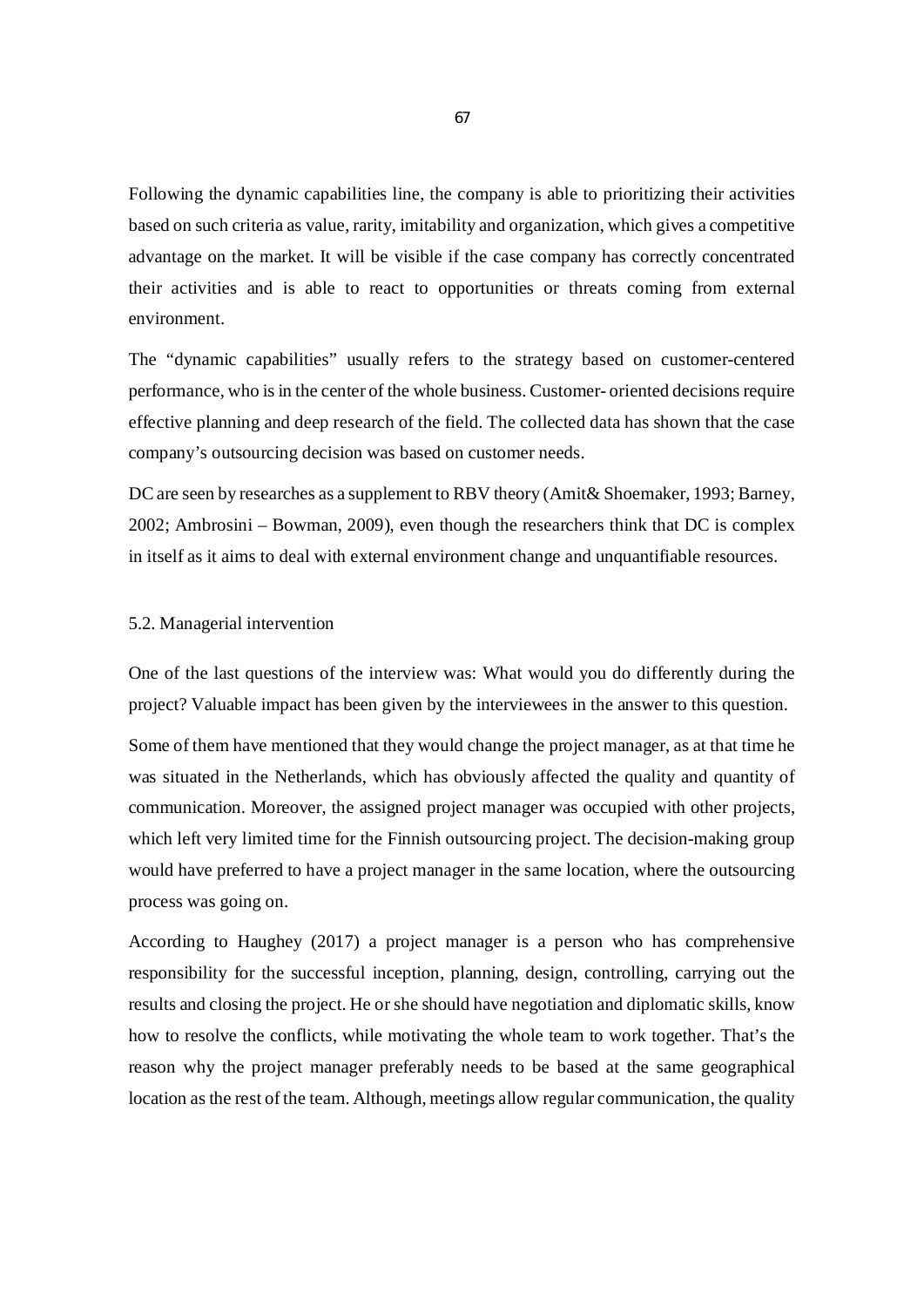Following the dynamic capabilities line, the company is able to prioritizing their activities based on such criteria as value, rarity, imitability and organization, which gives a competitive advantage on the market. It will be visible if the case company has correctly concentrated their activities and is able to react to opportunities or threats coming from external environment.

The "dynamic capabilities" usually refers to the strategy based on customer-centered performance, who is in the center of the whole business. Customer- oriented decisions require effective planning and deep research of the field. The collected data has shown that the case company's outsourcing decision was based on customer needs.

DC are seen by researches as a supplement to RBV theory (Amit& Shoemaker, 1993; Barney, 2002; Ambrosini – Bowman, 2009), even though the researchers think that DC is complex in itself as it aims to deal with external environment change and unquantifiable resources.

## 5.2. Managerial intervention

One of the last questions of the interview was: What would you do differently during the project? Valuable impact has been given by the interviewees in the answer to this question.

Some of them have mentioned that they would change the project manager, as at that time he was situated in the Netherlands, which has obviously affected the quality and quantity of communication. Moreover, the assigned project manager was occupied with other projects, which left very limited time for the Finnish outsourcing project. The decision-making group would have preferred to have a project manager in the same location, where the outsourcing process was going on.

According to Haughey (2017) a project manager is a person who has comprehensive responsibility for the successful inception, planning, design, controlling, carrying out the results and closing the project. He or she should have negotiation and diplomatic skills, know how to resolve the conflicts, while motivating the whole team to work together. That's the reason why the project manager preferably needs to be based at the same geographical location as the rest of the team. Although, meetings allow regular communication, the quality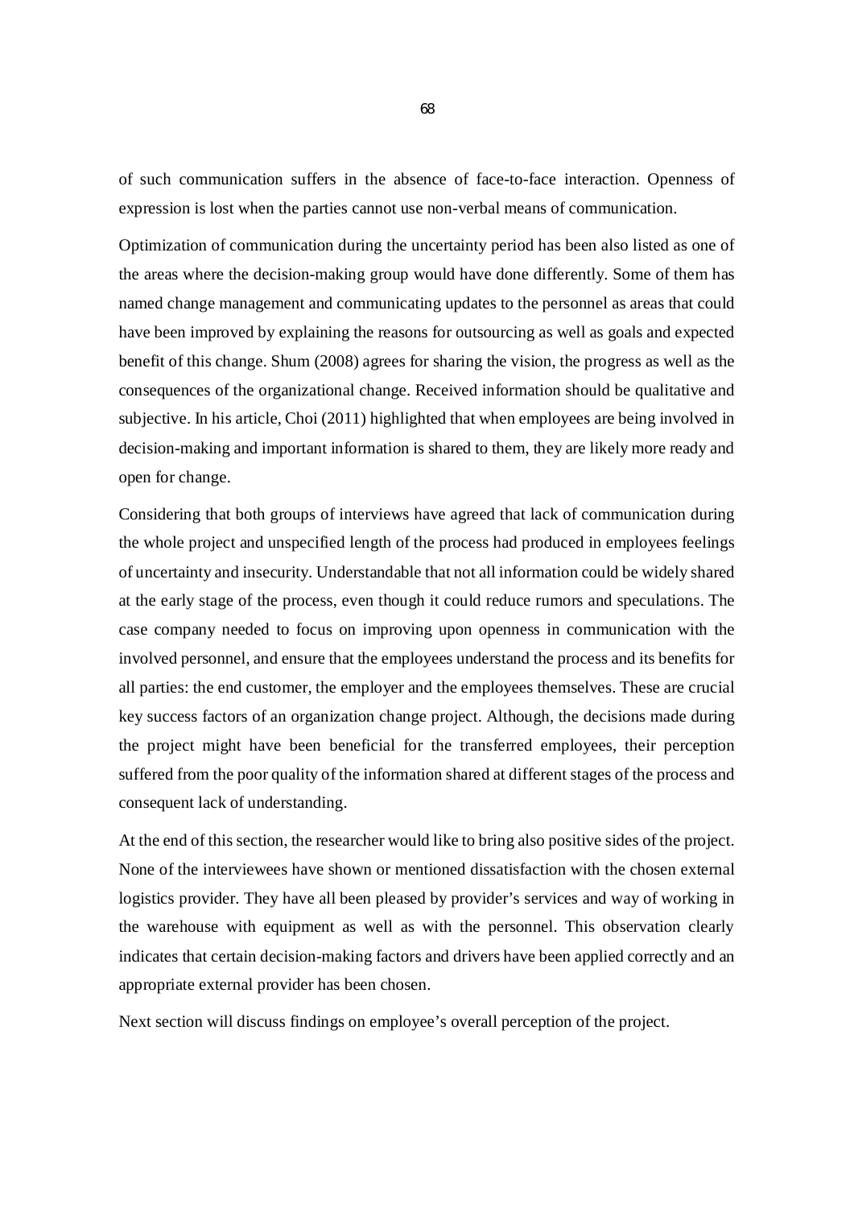of such communication suffers in the absence of face-to-face interaction. Openness of expression is lost when the parties cannot use non-verbal means of communication.

Optimization of communication during the uncertainty period has been also listed as one of the areas where the decision-making group would have done differently. Some of them has named change management and communicating updates to the personnel as areas that could have been improved by explaining the reasons for outsourcing as well as goals and expected benefit of this change. Shum (2008) agrees for sharing the vision, the progress as well as the consequences of the organizational change. Received information should be qualitative and subjective. In his article, Choi (2011) highlighted that when employees are being involved in decision-making and important information is shared to them, they are likely more ready and open for change.

Considering that both groups of interviews have agreed that lack of communication during the whole project and unspecified length of the process had produced in employees feelings of uncertainty and insecurity. Understandable that not all information could be widely shared at the early stage of the process, even though it could reduce rumors and speculations. The case company needed to focus on improving upon openness in communication with the involved personnel, and ensure that the employees understand the process and its benefits for all parties: the end customer, the employer and the employees themselves. These are crucial key success factors of an organization change project. Although, the decisions made during the project might have been beneficial for the transferred employees, their perception suffered from the poor quality of the information shared at different stages of the process and consequent lack of understanding.

At the end of this section, the researcher would like to bring also positive sides of the project. None of the interviewees have shown or mentioned dissatisfaction with the chosen external logistics provider. They have all been pleased by provider's services and way of working in the warehouse with equipment as well as with the personnel. This observation clearly indicates that certain decision-making factors and drivers have been applied correctly and an appropriate external provider has been chosen.

Next section will discuss findings on employee's overall perception of the project.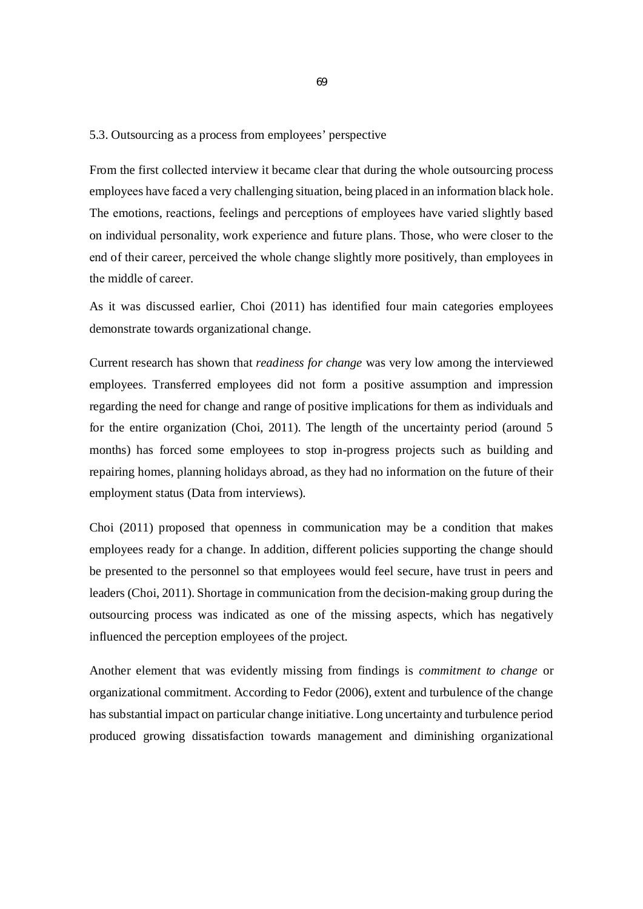## 5.3. Outsourcing as a process from employees' perspective

From the first collected interview it became clear that during the whole outsourcing process employees have faced a very challenging situation, being placed in an information black hole. The emotions, reactions, feelings and perceptions of employees have varied slightly based on individual personality, work experience and future plans. Those, who were closer to the end of their career, perceived the whole change slightly more positively, than employees in the middle of career.

As it was discussed earlier, Choi (2011) has identified four main categories employees demonstrate towards organizational change.

Current research has shown that *readiness for change* was very low among the interviewed employees. Transferred employees did not form a positive assumption and impression regarding the need for change and range of positive implications for them as individuals and for the entire organization (Choi, 2011). The length of the uncertainty period (around 5 months) has forced some employees to stop in-progress projects such as building and repairing homes, planning holidays abroad, as they had no information on the future of their employment status (Data from interviews).

Choi (2011) proposed that openness in communication may be a condition that makes employees ready for a change. In addition, different policies supporting the change should be presented to the personnel so that employees would feel secure, have trust in peers and leaders (Choi, 2011). Shortage in communication from the decision-making group during the outsourcing process was indicated as one of the missing aspects, which has negatively influenced the perception employees of the project.

Another element that was evidently missing from findings is *commitment to change* or organizational commitment. According to Fedor (2006), extent and turbulence of the change has substantial impact on particular change initiative. Long uncertainty and turbulence period produced growing dissatisfaction towards management and diminishing organizational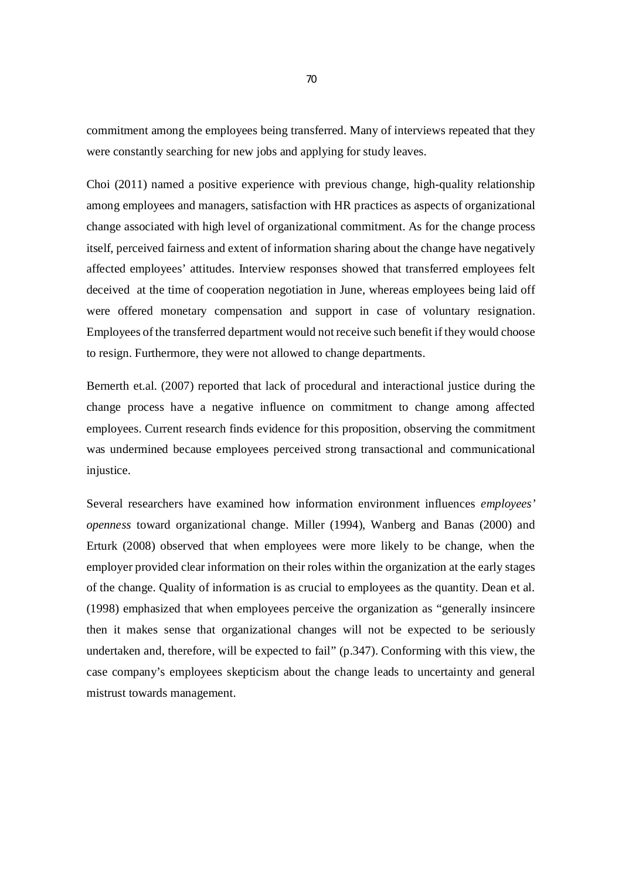commitment among the employees being transferred. Many of interviews repeated that they were constantly searching for new jobs and applying for study leaves.

Choi (2011) named a positive experience with previous change, high-quality relationship among employees and managers, satisfaction with HR practices as aspects of organizational change associated with high level of organizational commitment. As for the change process itself, perceived fairness and extent of information sharing about the change have negatively affected employees' attitudes. Interview responses showed that transferred employees felt deceived at the time of cooperation negotiation in June, whereas employees being laid off were offered monetary compensation and support in case of voluntary resignation. Employees of the transferred department would not receive such benefit if they would choose to resign. Furthermore, they were not allowed to change departments.

Bernerth et.al. (2007) reported that lack of procedural and interactional justice during the change process have a negative influence on commitment to change among affected employees. Current research finds evidence for this proposition, observing the commitment was undermined because employees perceived strong transactional and communicational injustice.

Several researchers have examined how information environment influences *employees' openness* toward organizational change. Miller (1994), Wanberg and Banas (2000) and Erturk (2008) observed that when employees were more likely to be change, when the employer provided clear information on their roles within the organization at the early stages of the change. Quality of information is as crucial to employees as the quantity. Dean et al. (1998) emphasized that when employees perceive the organization as "generally insincere then it makes sense that organizational changes will not be expected to be seriously undertaken and, therefore, will be expected to fail" (p.347). Conforming with this view, the case company's employees skepticism about the change leads to uncertainty and general mistrust towards management.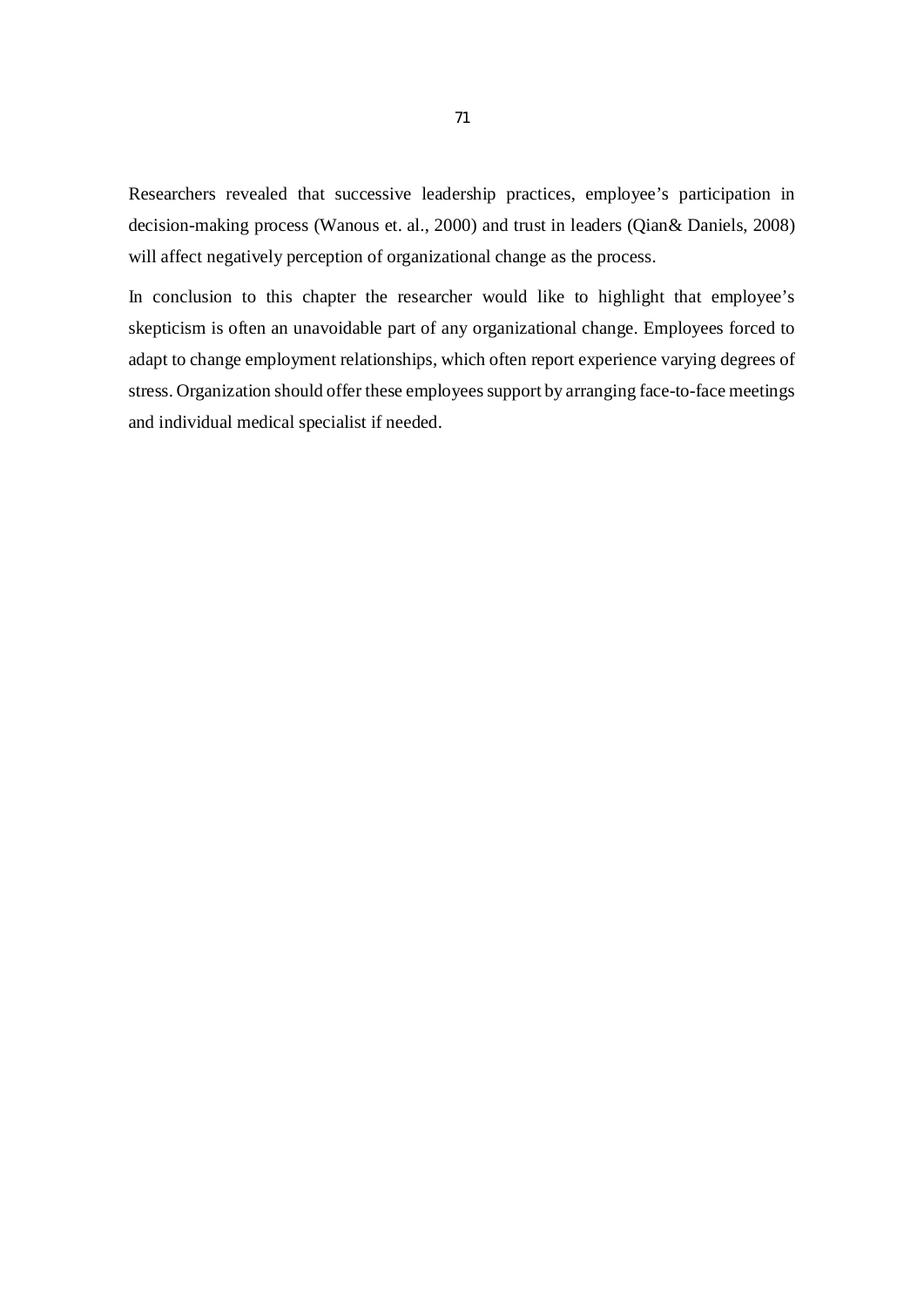Researchers revealed that successive leadership practices, employee’s participation in decision-making process (Wanous et. al., 2000) and trust in leaders (Qian& Daniels, 2008) will affect negatively perception of organizational change as the process.

In conclusion to this chapter the researcher would like to highlight that employee’s skepticism is often an unavoidable part of any organizational change. Employees forced to adapt to change employment relationships, which often report experience varying degrees of stress. Organization should offer these employees support by arranging face-to-face meetings and individual medical specialist if needed.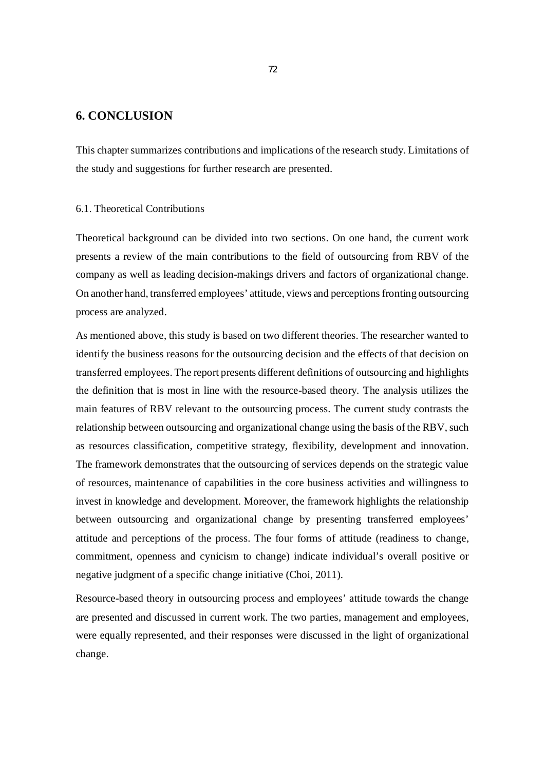# 6. CONCLUSION

This chapter summarizes contributions and implications of the research study. Limitations of the study and suggestions for further research are presented.

## 6.1. Theoretical Contributions

Theoretical background can be divided into two sections. On one hand, the current work presents a review of the main contributions to the field of outsourcing from RBV of the company as well as leading decision-makings drivers and factors of organizational change. On another hand, transferred employees' attitude, views and perceptions fronting outsourcing process are analyzed.

As mentioned above, this study is based on two different theories. The researcher wanted to identify the business reasons for the outsourcing decision and the effects of that decision on transferred employees. The report presents different definitions of outsourcing and highlights the definition that is most in line with the resource-based theory. The analysis utilizes the main features of RBV relevant to the outsourcing process. The current study contrasts the relationship between outsourcing and organizational change using the basis of the RBV, such as resources classification, competitive strategy, flexibility, development and innovation. The framework demonstrates that the outsourcing of services depends on the strategic value of resources, maintenance of capabilities in the core business activities and willingness to invest in knowledge and development. Moreover, the framework highlights the relationship between outsourcing and organizational change by presenting transferred employees' attitude and perceptions of the process. The four forms of attitude (readiness to change, commitment, openness and cynicism to change) indicate individual's overall positive or negative judgment of a specific change initiative (Choi, 2011).

Resource-based theory in outsourcing process and employees' attitude towards the change are presented and discussed in current work. The two parties, management and employees, were equally represented, and their responses were discussed in the light of organizational change.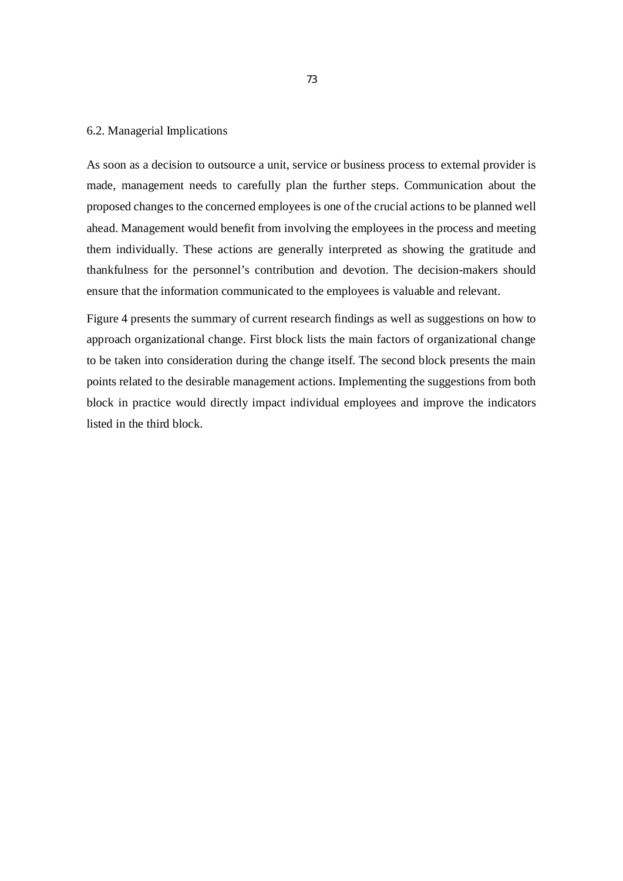## 6.2. Managerial Implications

As soon as a decision to outsource a unit, service or business process to external provider is made, management needs to carefully plan the further steps. Communication about the proposed changes to the concerned employees is one of the crucial actions to be planned well ahead. Management would benefit from involving the employees in the process and meeting them individually. These actions are generally interpreted as showing the gratitude and thankfulness for the personnel's contribution and devotion. The decision-makers should ensure that the information communicated to the employees is valuable and relevant.

Figure 4 presents the summary of current research findings as well as suggestions on how to approach organizational change. First block lists the main factors of organizational change to be taken into consideration during the change itself. The second block presents the main points related to the desirable management actions. Implementing the suggestions from both block in practice would directly impact individual employees and improve the indicators listed in the third block.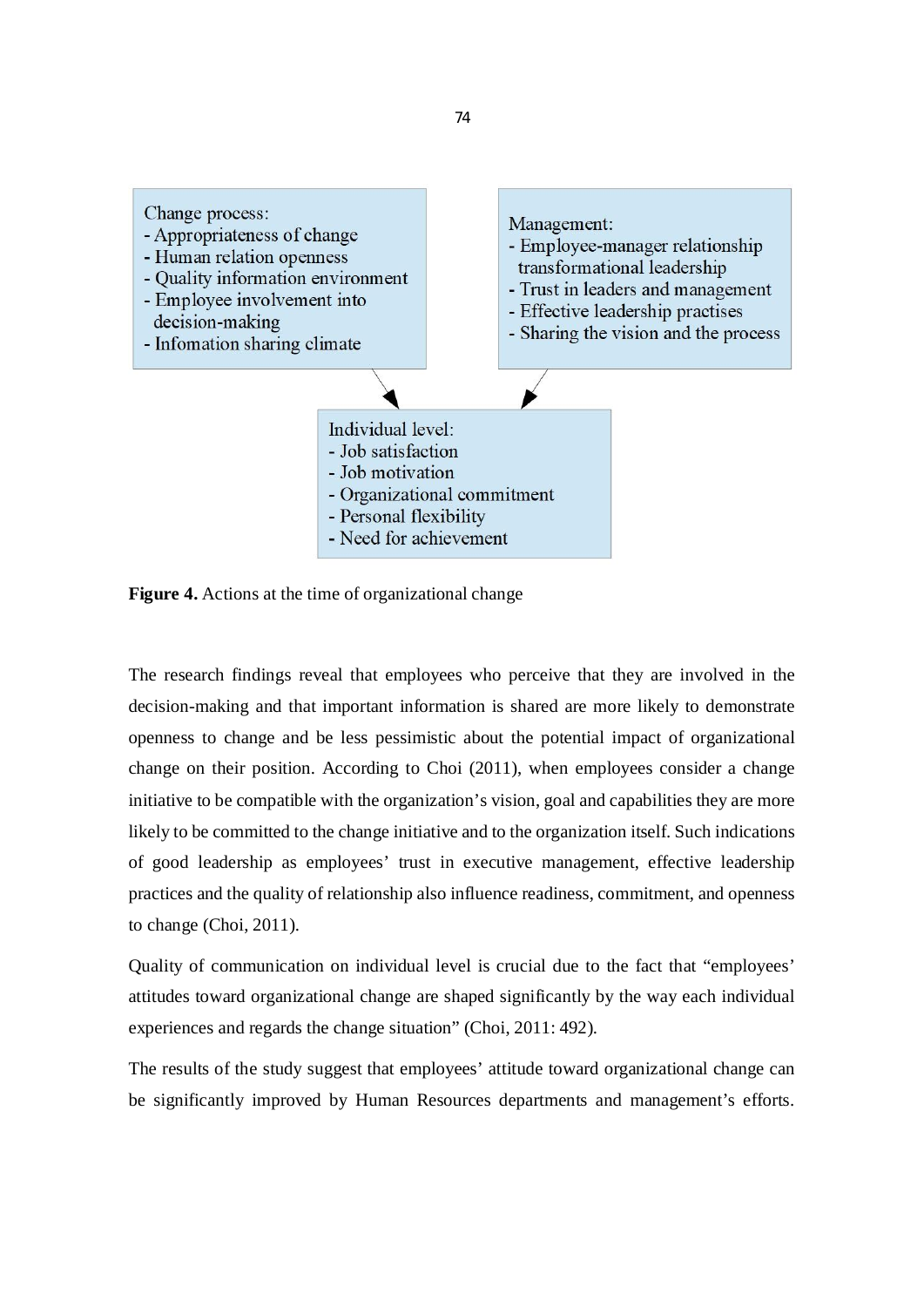Change process:
- Appropriateness of change
- Human relation openness
- Quality information environment
- Employee involvement into decision-making
- Infomation sharing climate

Management:
- Employee-manager relationship transformational leadership
- Trust in leaders and management
- Effective leadership practises
- Sharing the vision and the process

Individual level:
- Job satisfaction
- Job motivation
- Organizational commitment
- Personal flexibility
- Need for achievement

**Figure 4.** Actions at the time of organizational change

The research findings reveal that employees who perceive that they are involved in the decision-making and that important information is shared are more likely to demonstrate openness to change and be less pessimistic about the potential impact of organizational change on their position. According to Choi (2011), when employees consider a change initiative to be compatible with the organization's vision, goal and capabilities they are more likely to be committed to the change initiative and to the organization itself. Such indications of good leadership as employees' trust in executive management, effective leadership practices and the quality of relationship also influence readiness, commitment, and openness to change (Choi, 2011).

Quality of communication on individual level is crucial due to the fact that "employees' attitudes toward organizational change are shaped significantly by the way each individual experiences and regards the change situation" (Choi, 2011: 492).

The results of the study suggest that employees' attitude toward organizational change can be significantly improved by Human Resources departments and management's efforts.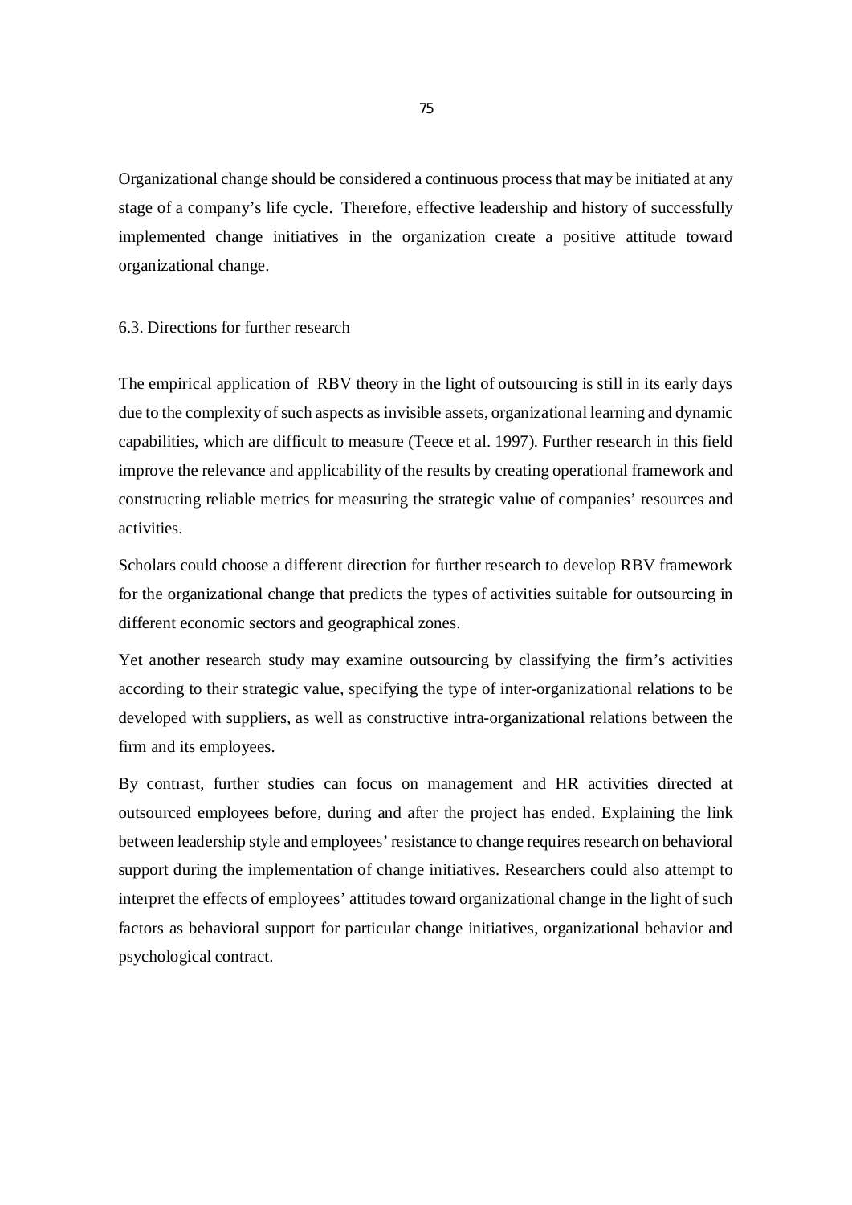Organizational change should be considered a continuous process that may be initiated at any stage of a company's life cycle. Therefore, effective leadership and history of successfully implemented change initiatives in the organization create a positive attitude toward organizational change.

## 6.3. Directions for further research

The empirical application of RBV theory in the light of outsourcing is still in its early days due to the complexity of such aspects as invisible assets, organizational learning and dynamic capabilities, which are difficult to measure (Teece et al. 1997). Further research in this field improve the relevance and applicability of the results by creating operational framework and constructing reliable metrics for measuring the strategic value of companies' resources and activities.

Scholars could choose a different direction for further research to develop RBV framework for the organizational change that predicts the types of activities suitable for outsourcing in different economic sectors and geographical zones.

Yet another research study may examine outsourcing by classifying the firm's activities according to their strategic value, specifying the type of inter-organizational relations to be developed with suppliers, as well as constructive intra-organizational relations between the firm and its employees.

By contrast, further studies can focus on management and HR activities directed at outsourced employees before, during and after the project has ended. Explaining the link between leadership style and employees' resistance to change requires research on behavioral support during the implementation of change initiatives. Researchers could also attempt to interpret the effects of employees' attitudes toward organizational change in the light of such factors as behavioral support for particular change initiatives, organizational behavior and psychological contract.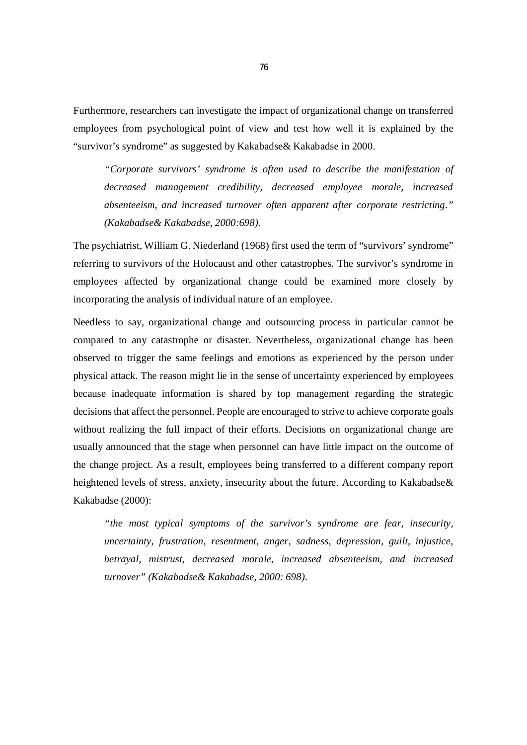Furthermore, researchers can investigate the impact of organizational change on transferred employees from psychological point of view and test how well it is explained by the "survivor's syndrome" as suggested by Kakabadse& Kakabadse in 2000.

> *"Corporate survivors' syndrome is often used to describe the manifestation of decreased management credibility, decreased employee morale, increased absenteeism, and increased turnover often apparent after corporate restricting." (Kakabadse& Kakabadse, 2000:698).*

The psychiatrist, William G. Niederland (1968) first used the term of "survivors' syndrome" referring to survivors of the Holocaust and other catastrophes. The survivor's syndrome in employees affected by organizational change could be examined more closely by incorporating the analysis of individual nature of an employee.

Needless to say, organizational change and outsourcing process in particular cannot be compared to any catastrophe or disaster. Nevertheless, organizational change has been observed to trigger the same feelings and emotions as experienced by the person under physical attack. The reason might lie in the sense of uncertainty experienced by employees because inadequate information is shared by top management regarding the strategic decisions that affect the personnel. People are encouraged to strive to achieve corporate goals without realizing the full impact of their efforts. Decisions on organizational change are usually announced that the stage when personnel can have little impact on the outcome of the change project. As a result, employees being transferred to a different company report heightened levels of stress, anxiety, insecurity about the future. According to Kakabadse& Kakabadse (2000):

> *"the most typical symptoms of the survivor's syndrome are fear, insecurity, uncertainty, frustration, resentment, anger, sadness, depression, guilt, injustice, betrayal, mistrust, decreased morale, increased absenteeism, and increased turnover" (Kakabadse& Kakabadse, 2000: 698).*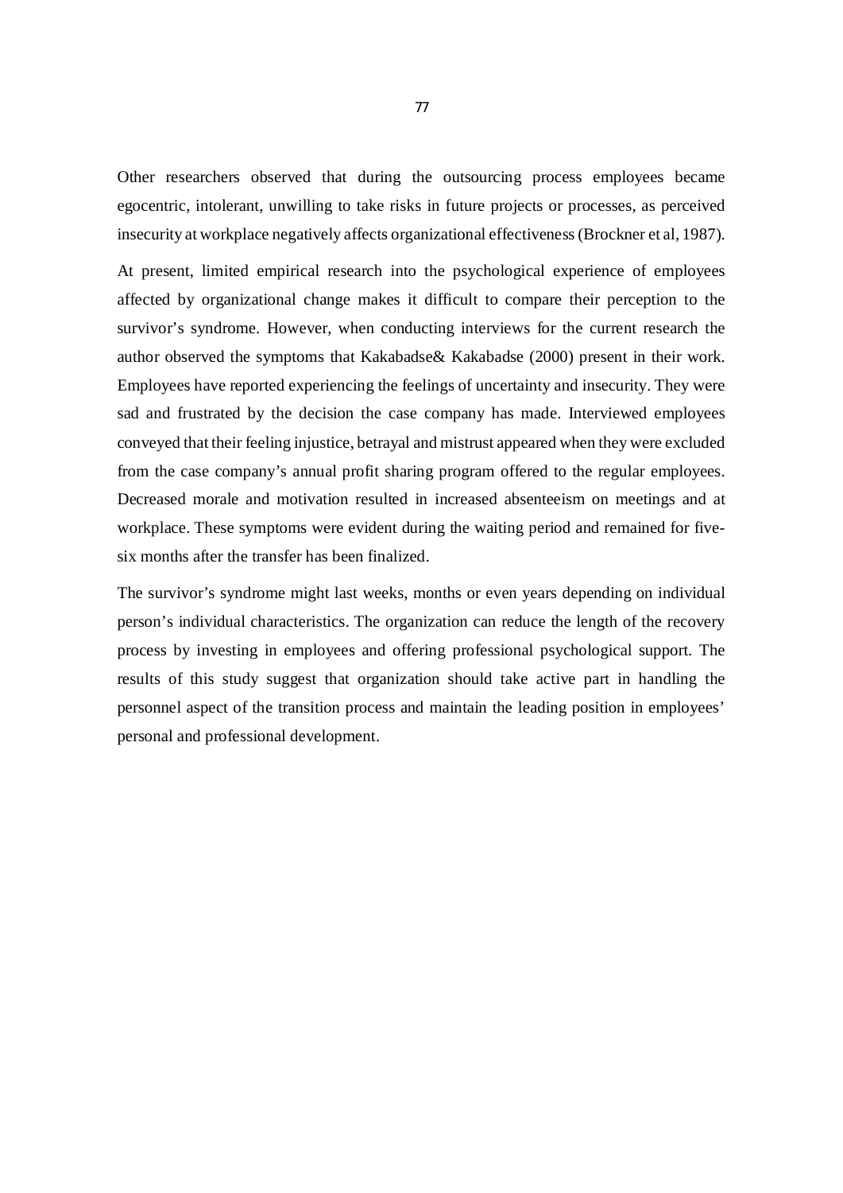Other researchers observed that during the outsourcing process employees became egocentric, intolerant, unwilling to take risks in future projects or processes, as perceived insecurity at workplace negatively affects organizational effectiveness (Brockner et al, 1987).

At present, limited empirical research into the psychological experience of employees affected by organizational change makes it difficult to compare their perception to the survivor's syndrome. However, when conducting interviews for the current research the author observed the symptoms that Kakabadse& Kakabadse (2000) present in their work. Employees have reported experiencing the feelings of uncertainty and insecurity. They were sad and frustrated by the decision the case company has made. Interviewed employees conveyed that their feeling injustice, betrayal and mistrust appeared when they were excluded from the case company's annual profit sharing program offered to the regular employees. Decreased morale and motivation resulted in increased absenteeism on meetings and at workplace. These symptoms were evident during the waiting period and remained for five-six months after the transfer has been finalized.

The survivor's syndrome might last weeks, months or even years depending on individual person's individual characteristics. The organization can reduce the length of the recovery process by investing in employees and offering professional psychological support. The results of this study suggest that organization should take active part in handling the personnel aspect of the transition process and maintain the leading position in employees' personal and professional development.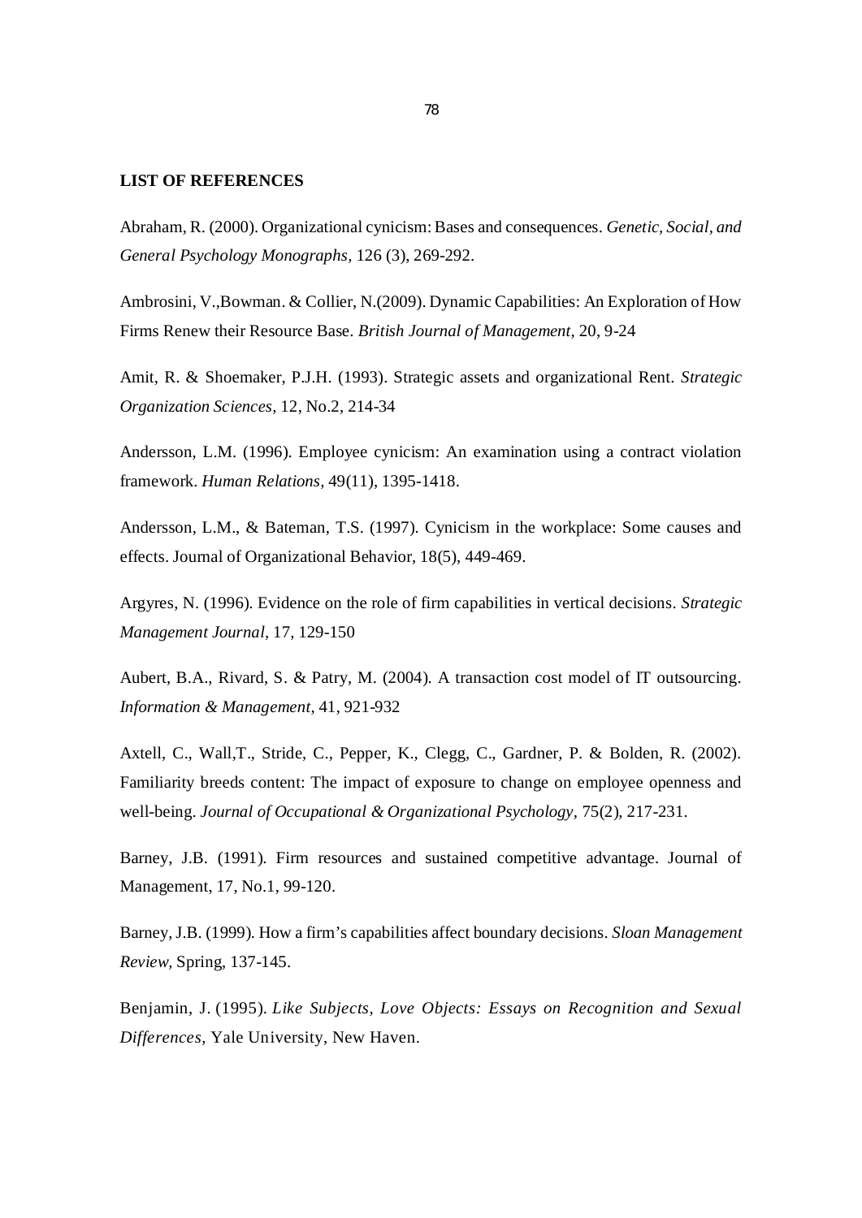**LIST OF REFERENCES**

Abraham, R. (2000). Organizational cynicism: Bases and consequences. *Genetic, Social, and General Psychology Monographs,* 126 (3), 269-292.

Ambrosini, V.,Bowman. & Collier, N.(2009). Dynamic Capabilities: An Exploration of How Firms Renew their Resource Base. *British Journal of Management,* 20, 9-24

Amit, R. & Shoemaker, P.J.H. (1993). Strategic assets and organizational Rent. *Strategic Organization Sciences,* 12, No.2, 214-34

Andersson, L.M. (1996). Employee cynicism: An examination using a contract violation framework. *Human Relations,* 49(11), 1395-1418.

Andersson, L.M., & Bateman, T.S. (1997). Cynicism in the workplace: Some causes and effects. Journal of Organizational Behavior, 18(5), 449-469.

Argyres, N. (1996). Evidence on the role of firm capabilities in vertical decisions. *Strategic Management Journal,* 17, 129-150

Aubert, B.A., Rivard, S. & Patry, M. (2004). A transaction cost model of IT outsourcing. *Information & Management,* 41, 921-932

Axtell, C., Wall,T., Stride, C., Pepper, K., Clegg, C., Gardner, P. & Bolden, R. (2002). Familiarity breeds content: The impact of exposure to change on employee openness and well-being. *Journal of Occupational & Organizational Psychology,* 75(2), 217-231.

Barney, J.B. (1991). Firm resources and sustained competitive advantage. Journal of Management, 17, No.1, 99-120.

Barney, J.B. (1999). How a firm's capabilities affect boundary decisions. *Sloan Management Review,* Spring, 137-145.

Benjamin, J. (1995). *Like Subjects, Love Objects: Essays on Recognition and Sexual Differences,* Yale University, New Haven.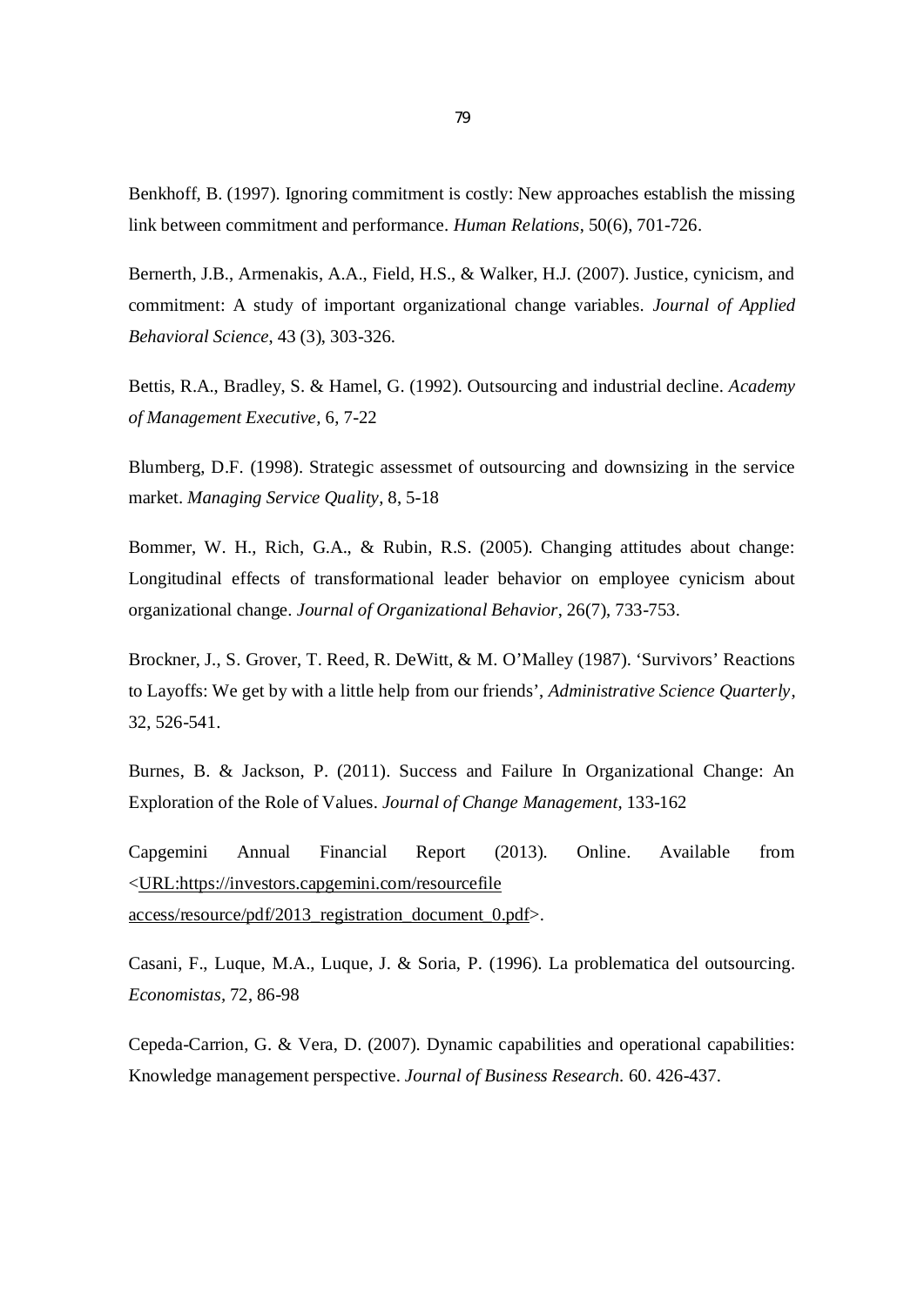Benkhoff, B. (1997). Ignoring commitment is costly: New approaches establish the missing link between commitment and performance. *Human Relations*, 50(6), 701-726.

Bernerth, J.B., Armenakis, A.A., Field, H.S., & Walker, H.J. (2007). Justice, cynicism, and commitment: A study of important organizational change variables. *Journal of Applied Behavioral Science*, 43 (3), 303-326.

Bettis, R.A., Bradley, S. & Hamel, G. (1992). Outsourcing and industrial decline. *Academy of Management Executive*, 6, 7-22

Blumberg, D.F. (1998). Strategic assessmet of outsourcing and downsizing in the service market. *Managing Service Quality*, 8, 5-18

Bommer, W. H., Rich, G.A., & Rubin, R.S. (2005). Changing attitudes about change: Longitudinal effects of transformational leader behavior on employee cynicism about organizational change. *Journal of Organizational Behavior*, 26(7), 733-753.

Brockner, J., S. Grover, T. Reed, R. DeWitt, & M. O'Malley (1987). 'Survivors' Reactions to Layoffs: We get by with a little help from our friends', *Administrative Science Quarterly*, 32, 526-541.

Burnes, B. & Jackson, P. (2011). Success and Failure In Organizational Change: An Exploration of the Role of Values. *Journal of Change Management*, 133-162

Capgemini Annual Financial Report (2013). Online. Available from <URL:https://investors.capgemini.com/resourcefile access/resource/pdf/2013_registration_document_0.pdf>.

Casani, F., Luque, M.A., Luque, J. & Soria, P. (1996). La problematica del outsourcing. *Economistas*, 72, 86-98

Cepeda-Carrion, G. & Vera, D. (2007). Dynamic capabilities and operational capabilities: Knowledge management perspective. *Journal of Business Research.* 60. 426-437.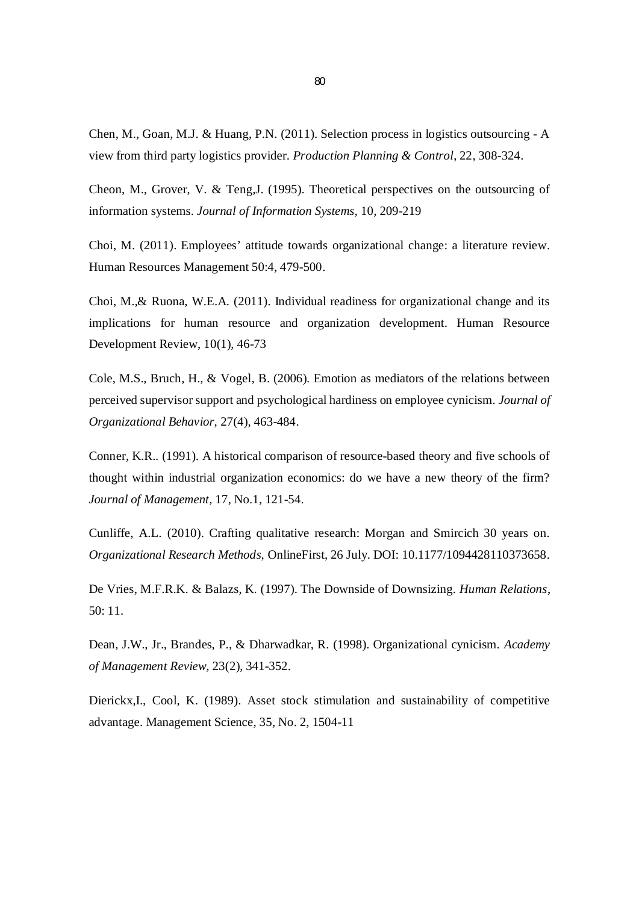Chen, M., Goan, M.J. & Huang, P.N. (2011). Selection process in logistics outsourcing - A view from third party logistics provider. *Production Planning & Control*, 22, 308-324.

Cheon, M., Grover, V. & Teng,J. (1995). Theoretical perspectives on the outsourcing of information systems. *Journal of Information Systems,* 10, 209-219

Choi, M. (2011). Employees' attitude towards organizational change: a literature review. Human Resources Management 50:4, 479-500.

Choi, M.,& Ruona, W.E.A. (2011). Individual readiness for organizational change and its implications for human resource and organization development. Human Resource Development Review, 10(1), 46-73

Cole, M.S., Bruch, H., & Vogel, B. (2006). Emotion as mediators of the relations between perceived supervisor support and psychological hardiness on employee cynicism. *Journal of Organizational Behavior,* 27(4), 463-484.

Conner, K.R.. (1991). A historical comparison of resource-based theory and five schools of thought within industrial organization economics: do we have a new theory of the firm? *Journal of Management*, 17, No.1, 121-54.

Cunliffe, A.L. (2010). Crafting qualitative research: Morgan and Smircich 30 years on. *Organizational Research Methods,* OnlineFirst, 26 July. DOI: 10.1177/1094428110373658.

De Vries, M.F.R.K. & Balazs, K. (1997). The Downside of Downsizing. *Human Relations*, 50: 11.

Dean, J.W., Jr., Brandes, P., & Dharwadkar, R. (1998). Organizational cynicism. *Academy of Management Review*, 23(2), 341-352.

Dierickx,I., Cool, K. (1989). Asset stock stimulation and sustainability of competitive advantage. Management Science, 35, No. 2, 1504-11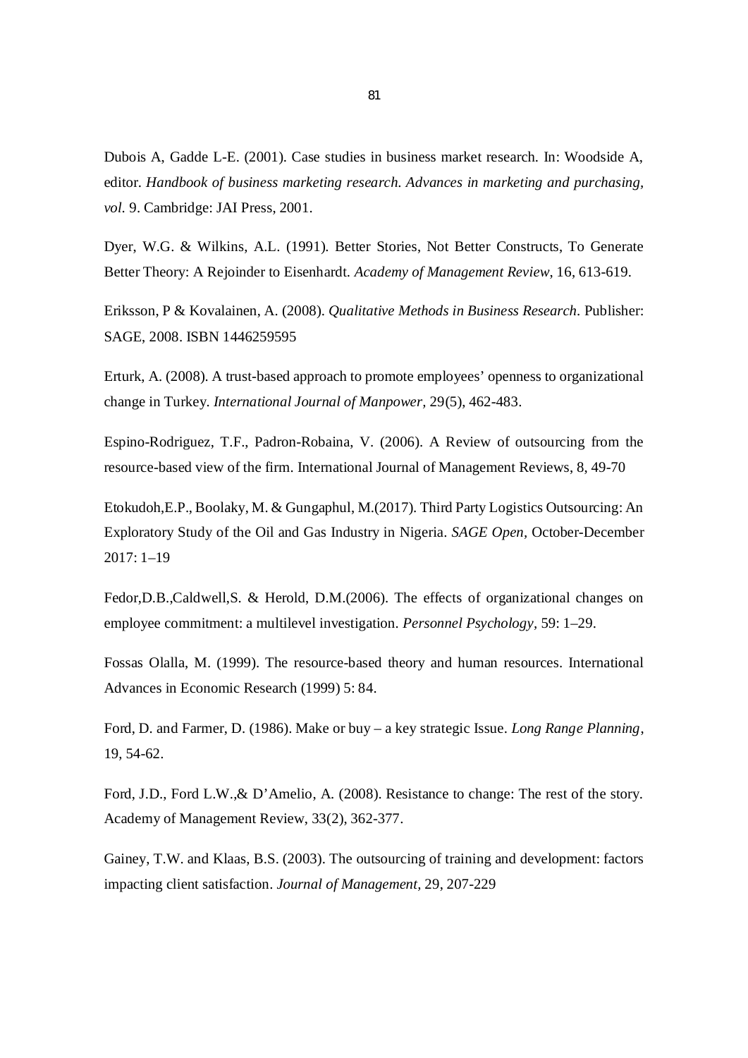Dubois A, Gadde L-E. (2001). Case studies in business market research. In: Woodside A, editor. *Handbook of business marketing research. Advances in marketing and purchasing, vol.* 9. Cambridge: JAI Press, 2001.

Dyer, W.G. & Wilkins, A.L. (1991). Better Stories, Not Better Constructs, To Generate Better Theory: A Rejoinder to Eisenhardt. *Academy of Management Review*, 16, 613-619.

Eriksson, P & Kovalainen, A. (2008). *Qualitative Methods in Business Research*. Publisher: SAGE, 2008. ISBN 1446259595

Erturk, A. (2008). A trust-based approach to promote employees' openness to organizational change in Turkey. *International Journal of Manpower*, 29(5), 462-483.

Espino-Rodriguez, T.F., Padron-Robaina, V. (2006). A Review of outsourcing from the resource-based view of the firm. International Journal of Management Reviews, 8, 49-70

Etokudoh,E.P., Boolaky, M. & Gungaphul, M.(2017). Third Party Logistics Outsourcing: An Exploratory Study of the Oil and Gas Industry in Nigeria. *SAGE Open*, October-December 2017: 1–19

Fedor,D.B.,Caldwell,S. & Herold, D.M.(2006). The effects of organizational changes on employee commitment: a multilevel investigation. *Personnel Psychology*, 59: 1–29.

Fossas Olalla, M. (1999). The resource-based theory and human resources. International Advances in Economic Research (1999) 5: 84.

Ford, D. and Farmer, D. (1986). Make or buy – a key strategic Issue. *Long Range Planning*, 19, 54-62.

Ford, J.D., Ford L.W.,& D'Amelio, A. (2008). Resistance to change: The rest of the story. Academy of Management Review, 33(2), 362-377.

Gainey, T.W. and Klaas, B.S. (2003). The outsourcing of training and development: factors impacting client satisfaction. *Journal of Management*, 29, 207-229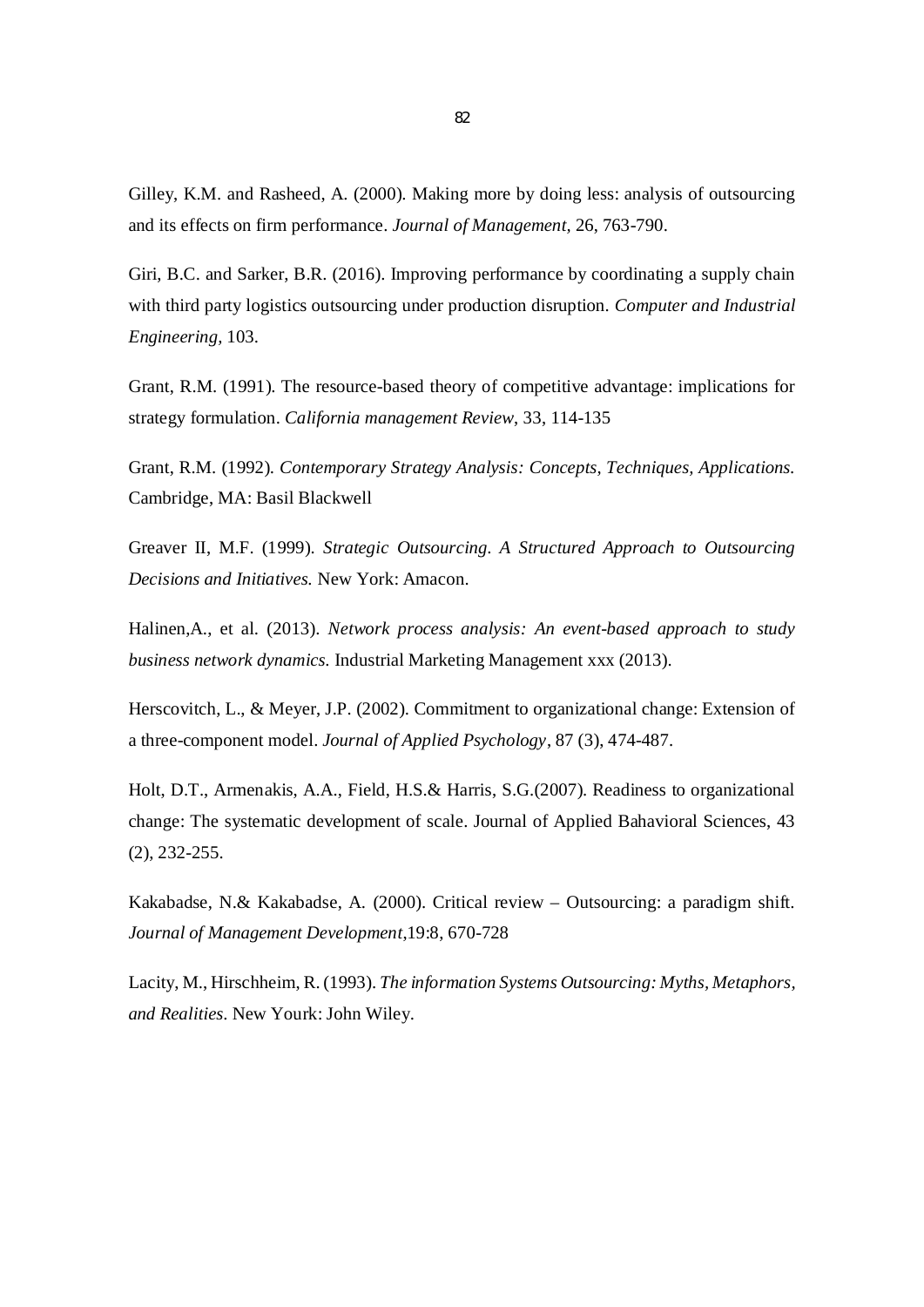Gilley, K.M. and Rasheed, A. (2000). Making more by doing less: analysis of outsourcing and its effects on firm performance. *Journal of Management,* 26, 763-790.

Giri, B.C. and Sarker, B.R. (2016). Improving performance by coordinating a supply chain with third party logistics outsourcing under production disruption. *Computer and Industrial Engineering,* 103.

Grant, R.M. (1991). The resource-based theory of competitive advantage: implications for strategy formulation. *California management Review*, 33, 114-135

Grant, R.M. (1992). *Contemporary Strategy Analysis: Concepts, Techniques, Applications.* Cambridge, MA: Basil Blackwell

Greaver II, M.F. (1999). *Strategic Outsourcing. A Structured Approach to Outsourcing Decisions and Initiatives.* New York: Amacon.

Halinen,A., et al. (2013). *Network process analysis: An event-based approach to study business network dynamics.* Industrial Marketing Management xxx (2013).

Herscovitch, L., & Meyer, J.P. (2002). Commitment to organizational change: Extension of a three-component model. *Journal of Applied Psychology*, 87 (3), 474-487.

Holt, D.T., Armenakis, A.A., Field, H.S.& Harris, S.G.(2007). Readiness to organizational change: The systematic development of scale. Journal of Applied Bahavioral Sciences, 43 (2), 232-255.

Kakabadse, N.& Kakabadse, A. (2000). Critical review – Outsourcing: a paradigm shift. *Journal of Management Development*,19:8, 670-728

Lacity, M., Hirschheim, R. (1993). *The information Systems Outsourcing: Myths, Metaphors, and Realities*. New Yourk: John Wiley.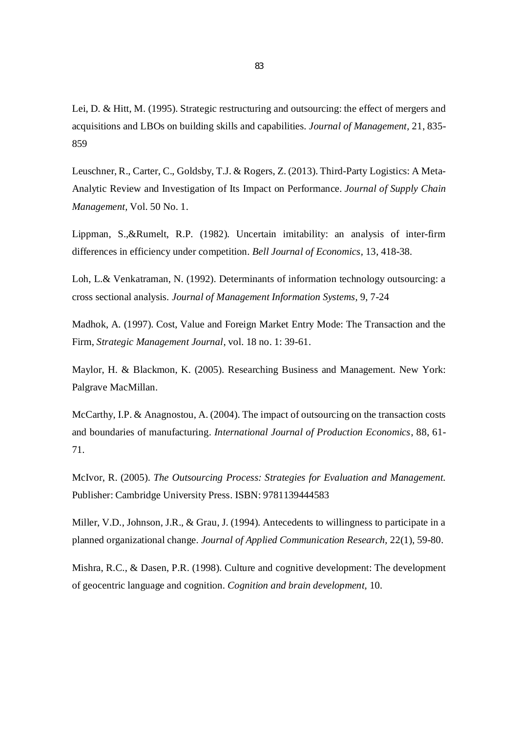Lei, D. & Hitt, M. (1995). Strategic restructuring and outsourcing: the effect of mergers and acquisitions and LBOs on building skills and capabilities. *Journal of Management,* 21, 835-859

Leuschner, R., Carter, C., Goldsby, T.J. & Rogers, Z. (2013). Third-Party Logistics: A Meta-Analytic Review and Investigation of Its Impact on Performance. *Journal of Supply Chain Management,* Vol. 50 No. 1.

Lippman, S.,&Rumelt, R.P. (1982). Uncertain imitability: an analysis of inter-firm differences in efficiency under competition. *Bell Journal of Economics*, 13, 418-38.

Loh, L.& Venkatraman, N. (1992). Determinants of information technology outsourcing: a cross sectional analysis. *Journal of Management Information Systems*, 9, 7-24

Madhok, A. (1997). Cost, Value and Foreign Market Entry Mode: The Transaction and the Firm, *Strategic Management Journal*, vol. 18 no. 1: 39-61.

Maylor, H. & Blackmon, K. (2005). Researching Business and Management. New York: Palgrave MacMillan.

McCarthy, I.P. & Anagnostou, A. (2004). The impact of outsourcing on the transaction costs and boundaries of manufacturing. *International Journal of Production Economics*, 88, 61-71.

McIvor, R. (2005). *The Outsourcing Process: Strategies for Evaluation and Management.* Publisher: Cambridge University Press. ISBN: 9781139444583

Miller, V.D., Johnson, J.R., & Grau, J. (1994). Antecedents to willingness to participate in a planned organizational change. *Journal of Applied Communication Research,* 22(1), 59-80.

Mishra, R.C., & Dasen, P.R. (1998). Culture and cognitive development: The development of geocentric language and cognition. *Cognition and brain development,* 10.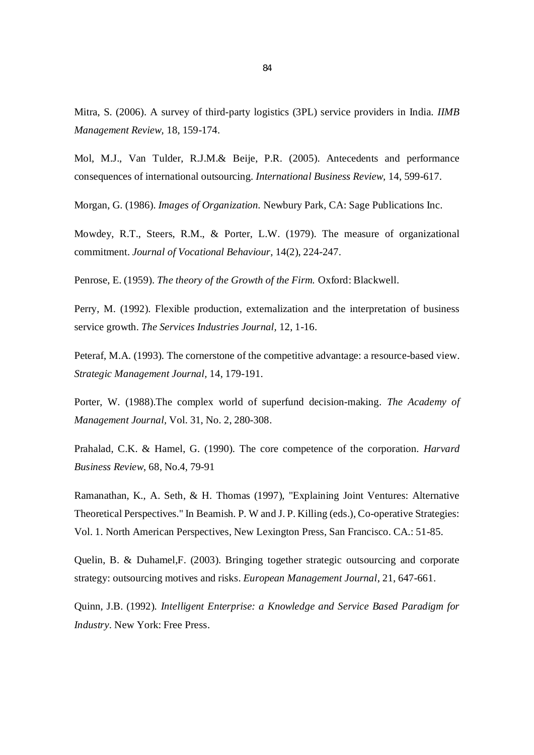Mitra, S. (2006). A survey of third-party logistics (3PL) service providers in India. *IIMB Management Review,* 18, 159-174.

Mol, M.J., Van Tulder, R.J.M.& Beije, P.R. (2005). Antecedents and performance consequences of international outsourcing. *International Business Review,* 14, 599-617.

Morgan, G. (1986). *Images of Organization*. Newbury Park, CA: Sage Publications Inc.

Mowdey, R.T., Steers, R.M., & Porter, L.W. (1979). The measure of organizational commitment. *Journal of Vocational Behaviour,* 14(2), 224-247.

Penrose, E. (1959). *The theory of the Growth of the Firm.* Oxford: Blackwell.

Perry, M. (1992). Flexible production, externalization and the interpretation of business service growth. *The Services Industries Journal*, 12, 1-16.

Peteraf, M.A. (1993). The cornerstone of the competitive advantage: a resource-based view. *Strategic Management Journal,* 14, 179-191.

Porter, W. (1988).The complex world of superfund decision-making. *The Academy of Management Journal*, Vol. 31, No. 2, 280-308.

Prahalad, C.K. & Hamel, G. (1990). The core competence of the corporation. *Harvard Business Review*, 68, No.4, 79-91

Ramanathan, K., A. Seth, & H. Thomas (1997), "Explaining Joint Ventures: Alternative Theoretical Perspectives." In Beamish. P. W and J. P. Killing (eds.), Co-operative Strategies: Vol. 1. North American Perspectives, New Lexington Press, San Francisco. CA.: 51-85.

Quelin, B. & Duhamel,F. (2003). Bringing together strategic outsourcing and corporate strategy: outsourcing motives and risks. *European Management Journal*, 21, 647-661.

Quinn, J.B. (1992). *Intelligent Enterprise: a Knowledge and Service Based Paradigm for Industry*. New York: Free Press.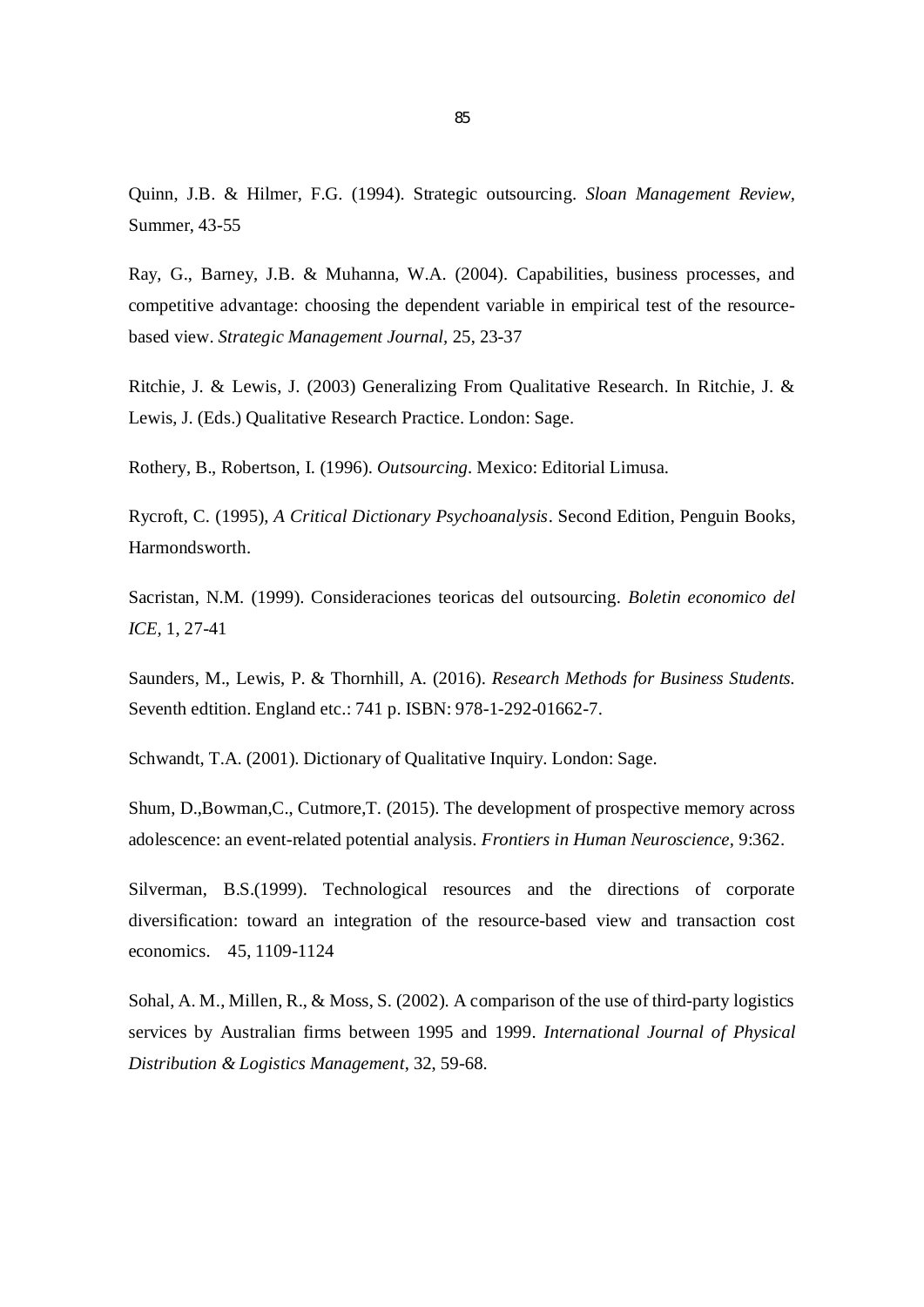Quinn, J.B. & Hilmer, F.G. (1994). Strategic outsourcing. *Sloan Management Review*, Summer, 43-55

Ray, G., Barney, J.B. & Muhanna, W.A. (2004). Capabilities, business processes, and competitive advantage: choosing the dependent variable in empirical test of the resource-based view. *Strategic Management Journal*, 25, 23-37

Ritchie, J. & Lewis, J. (2003) Generalizing From Qualitative Research. In Ritchie, J. & Lewis, J. (Eds.) Qualitative Research Practice. London: Sage.

Rothery, B., Robertson, I. (1996). *Outsourcing*. Mexico: Editorial Limusa.

Rycroft, C. (1995), *A Critical Dictionary Psychoanalysis*. Second Edition, Penguin Books, Harmondsworth.

Sacristan, N.M. (1999). Consideraciones teoricas del outsourcing. *Boletin economico del ICE*, 1, 27-41

Saunders, M., Lewis, P. & Thornhill, A. (2016). *Research Methods for Business Students.* Seventh edtition. England etc.: 741 p. ISBN: 978-1-292-01662-7.

Schwandt, T.A. (2001). Dictionary of Qualitative Inquiry. London: Sage.

Shum, D.,Bowman,C., Cutmore,T. (2015). The development of prospective memory across adolescence: an event-related potential analysis. *Frontiers in Human Neuroscience*, 9:362.

Silverman, B.S.(1999). Technological resources and the directions of corporate diversification: toward an integration of the resource-based view and transaction cost economics. 45, 1109-1124

Sohal, A. M., Millen, R., & Moss, S. (2002). A comparison of the use of third-party logistics services by Australian firms between 1995 and 1999. *International Journal of Physical Distribution & Logistics Management*, 32, 59-68.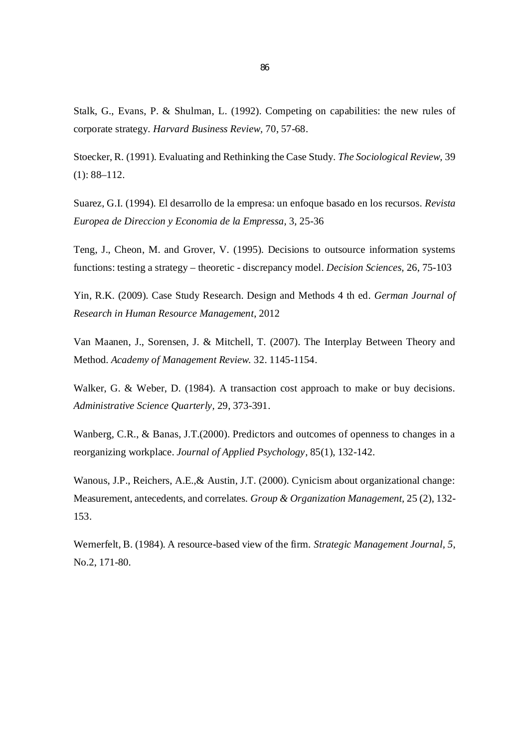Stalk, G., Evans, P. & Shulman, L. (1992). Competing on capabilities: the new rules of corporate strategy. *Harvard Business Review*, 70, 57-68.

Stoecker, R. (1991). Evaluating and Rethinking the Case Study. *The Sociological Review*, 39 (1): 88–112.

Suarez, G.I. (1994). El desarrollo de la empresa: un enfoque basado en los recursos. *Revista Europea de Direccion y Economia de la Empressa*, 3, 25-36

Teng, J., Cheon, M. and Grover, V. (1995). Decisions to outsource information systems functions: testing a strategy – theoretic - discrepancy model. *Decision Sciences*, 26, 75-103

Yin, R.K. (2009). Case Study Research. Design and Methods 4 th ed. *German Journal of Research in Human Resource Management*, 2012

Van Maanen, J., Sorensen, J. & Mitchell, T. (2007). The Interplay Between Theory and Method. *Academy of Management Review*. 32. 1145-1154.

Walker, G. & Weber, D. (1984). A transaction cost approach to make or buy decisions. *Administrative Science Quarterly*, 29, 373-391.

Wanberg, C.R., & Banas, J.T.(2000). Predictors and outcomes of openness to changes in a reorganizing workplace. *Journal of Applied Psychology*, 85(1), 132-142.

Wanous, J.P., Reichers, A.E.,& Austin, J.T. (2000). Cynicism about organizational change: Measurement, antecedents, and correlates. *Group & Organization Management*, 25 (2), 132-153.

Wernerfelt, B. (1984). A resource-based view of the firm. *Strategic Management Journal, 5*, No.2, 171-80.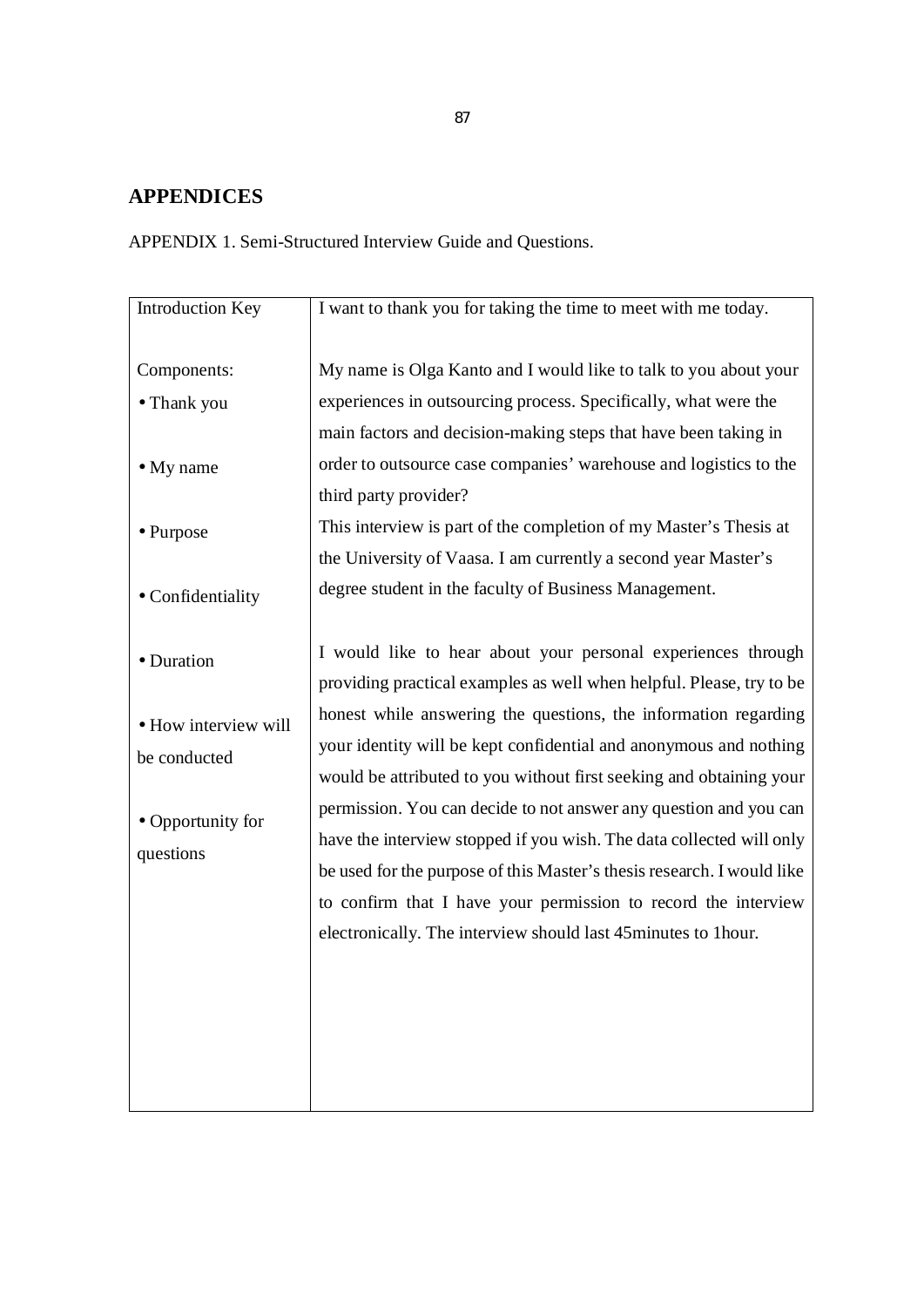# APPENDICES

APPENDIX 1. Semi-Structured Interview Guide and Questions.

| Introduction Key Components: • Thank you • My name • Purpose • Confidentiality • Duration • How interview will be conducted • Opportunity for questions | I want to thank you for taking the time to meet with me today. My name is Olga Kanto and I would like to talk to you about your experiences in outsourcing process. Specifically, what were the main factors and decision-making steps that have been taking in order to outsource case companies' warehouse and logistics to the third party provider? This interview is part of the completion of my Master's Thesis at the University of Vaasa. I am currently a second year Master's degree student in the faculty of Business Management. I would like to hear about your personal experiences through providing practical examples as well when helpful. Please, try to be honest while answering the questions, the information regarding your identity will be kept confidential and anonymous and nothing would be attributed to you without first seeking and obtaining your permission. You can decide to not answer any question and you can have the interview stopped if you wish. The data collected will only be used for the purpose of this Master's thesis research. I would like to confirm that I have your permission to record the interview electronically. The interview should last 45minutes to 1hour. |
|---|---|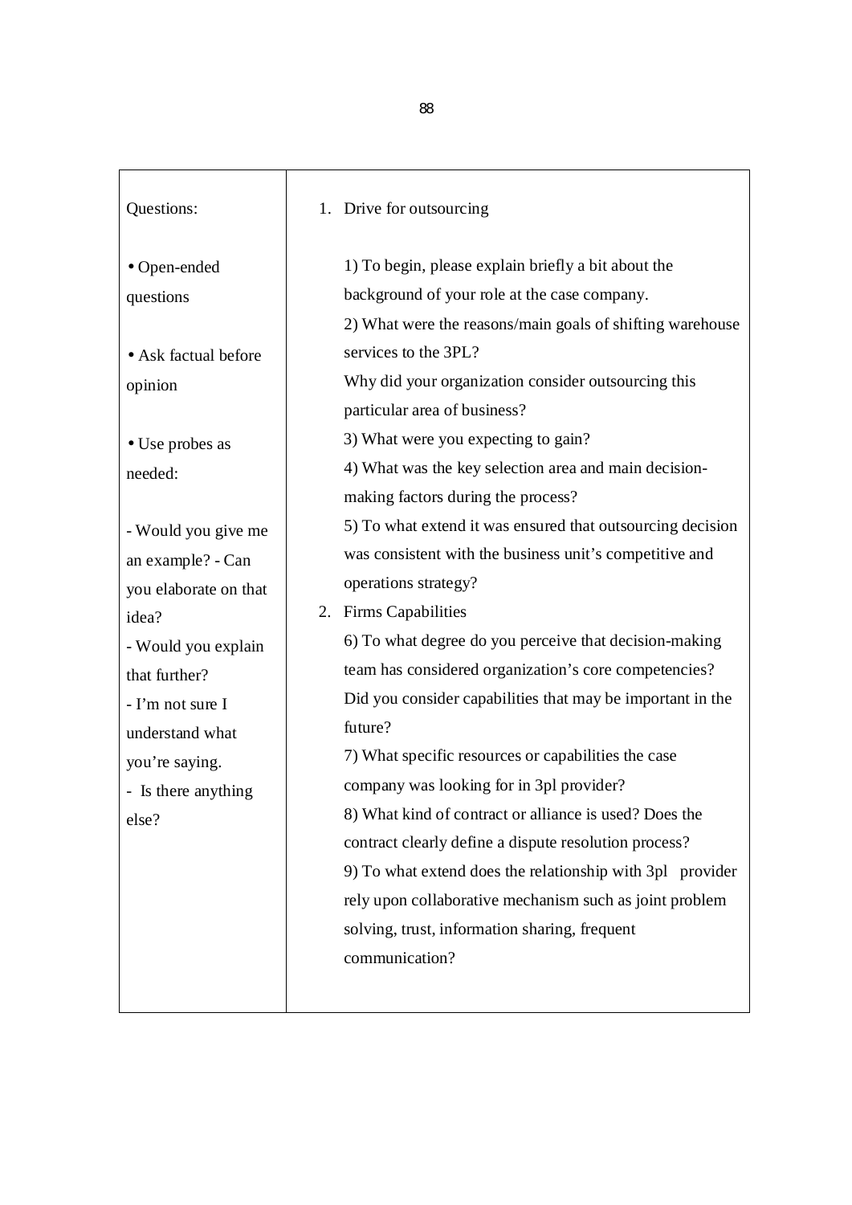| Questions:<br><br>• Open-ended questions<br><br>• Ask factual before opinion<br><br>• Use probes as needed:<br><br>- Would you give me an example? - Can you elaborate on that idea?<br>- Would you explain that further?<br>- I'm not sure I understand what you're saying.<br>- Is there anything else? | 1. Drive for outsourcing<br><br>1) To begin, please explain briefly a bit about the background of your role at the case company.<br>2) What were the reasons/main goals of shifting warehouse services to the 3PL?<br>Why did your organization consider outsourcing this particular area of business?<br>3) What were you expecting to gain?<br>4) What was the key selection area and main decision-making factors during the process?<br>5) To what extend it was ensured that outsourcing decision was consistent with the business unit's competitive and operations strategy?<br>2. Firms Capabilities<br>6) To what degree do you perceive that decision-making team has considered organization's core competencies? Did you consider capabilities that may be important in the future?<br>7) What specific resources or capabilities the case company was looking for in 3pl provider?<br>8) What kind of contract or alliance is used? Does the contract clearly define a dispute resolution process?<br>9) To what extend does the relationship with 3pl provider rely upon collaborative mechanism such as joint problem solving, trust, information sharing, frequent communication? |
|---|---|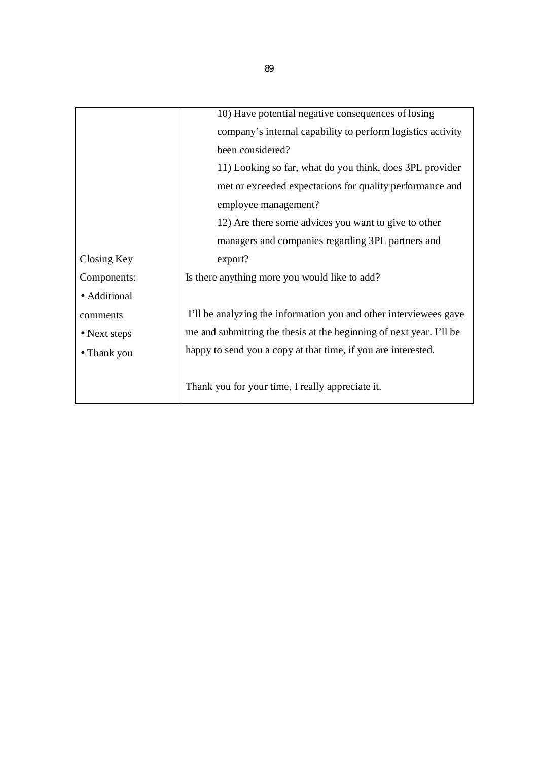| | |
|---|---|
| | 10) Have potential negative consequences of losing company's internal capability to perform logistics activity been considered? |
| | 11) Looking so far, what do you think, does 3PL provider met or exceeded expectations for quality performance and employee management? |
| | 12) Are there some advices you want to give to other managers and companies regarding 3PL partners and export? |
| Closing Key Components:<br>• Additional comments<br>• Next steps<br>• Thank you | Is there anything more you would like to add?<br><br>I'll be analyzing the information you and other interviewees gave me and submitting the thesis at the beginning of next year. I'll be happy to send you a copy at that time, if you are interested.<br><br>Thank you for your time, I really appreciate it. |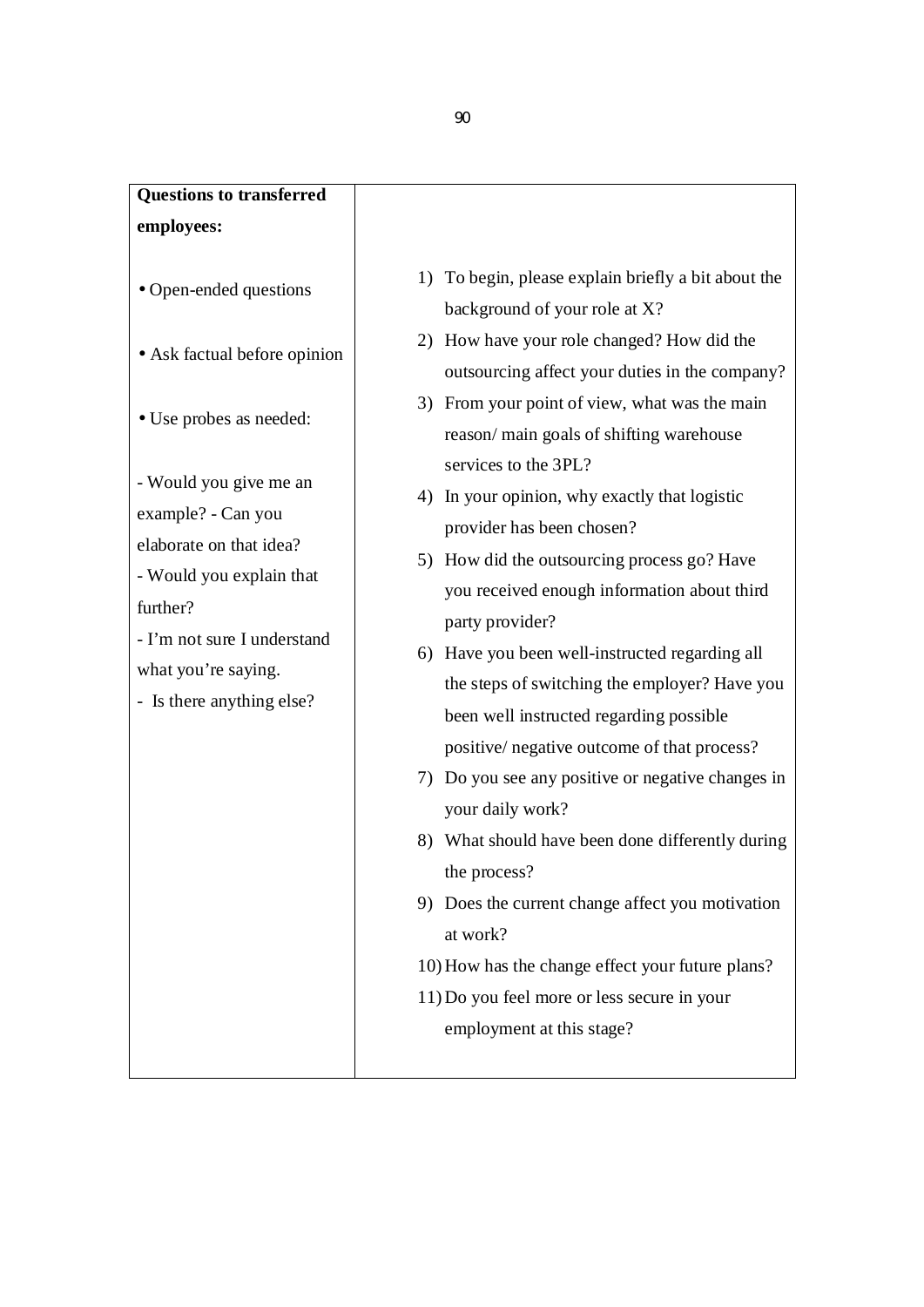| **Questions to transferred employees:**<br><br>• Open-ended questions<br><br>• Ask factual before opinion<br><br>• Use probes as needed:<br><br>- Would you give me an example? - Can you elaborate on that idea?<br>- Would you explain that further?<br>- I'm not sure I understand what you're saying.<br>- Is there anything else? | 1) To begin, please explain briefly a bit about the background of your role at X?<br>2) How have your role changed? How did the outsourcing affect your duties in the company?<br>3) From your point of view, what was the main reason/ main goals of shifting warehouse services to the 3PL?<br>4) In your opinion, why exactly that logistic provider has been chosen?<br>5) How did the outsourcing process go? Have you received enough information about third party provider?<br>6) Have you been well-instructed regarding all the steps of switching the employer? Have you been well instructed regarding possible positive/ negative outcome of that process?<br>7) Do you see any positive or negative changes in your daily work?<br>8) What should have been done differently during the process?<br>9) Does the current change affect you motivation at work?<br>10) How has the change effect your future plans?<br>11) Do you feel more or less secure in your employment at this stage? |
|---|---|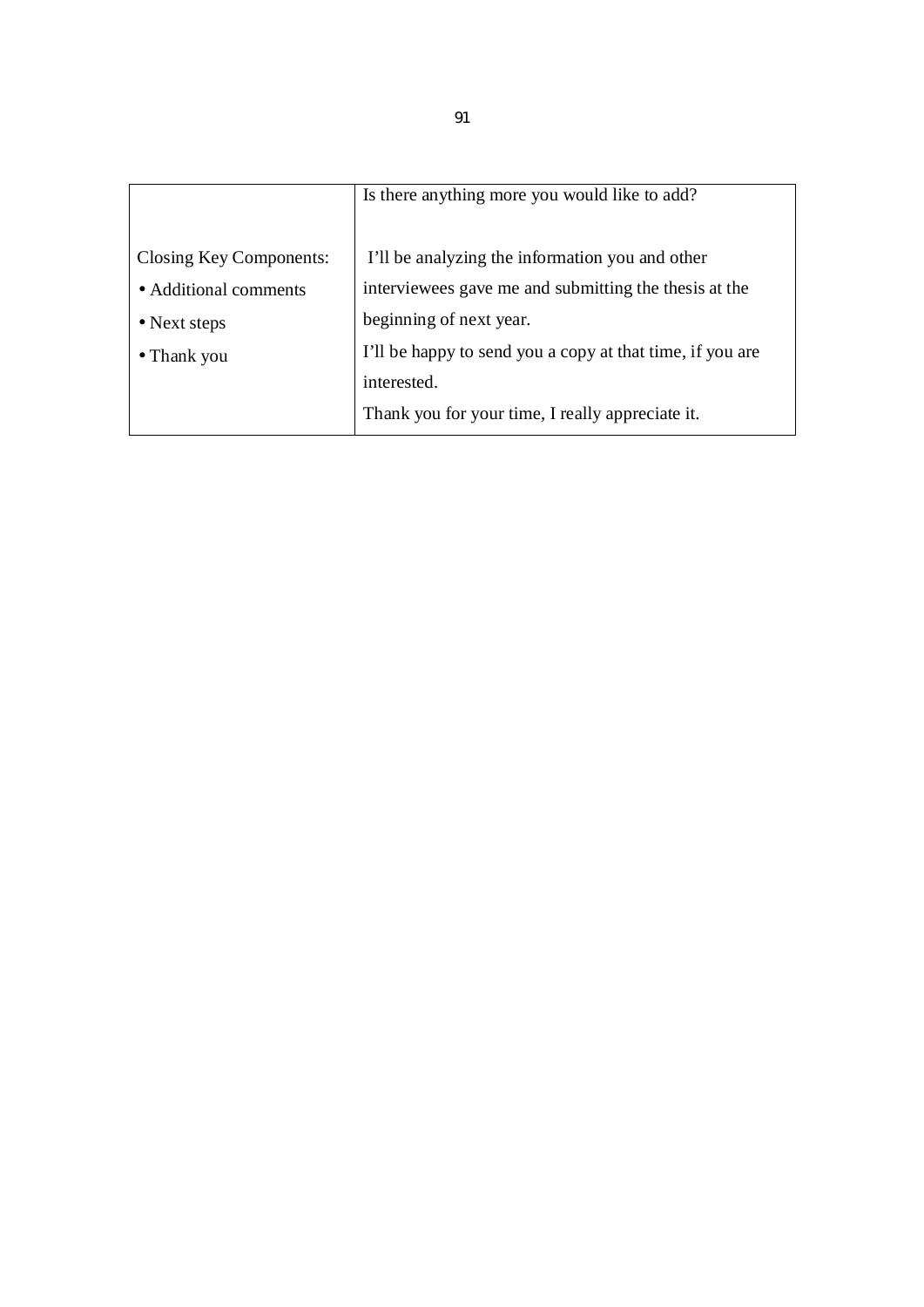| | |
|---|---|
| Closing Key Components:<br>• Additional comments<br>• Next steps<br>• Thank you | Is there anything more you would like to add?<br><br>I'll be analyzing the information you and other interviewees gave me and submitting the thesis at the beginning of next year.<br>I'll be happy to send you a copy at that time, if you are interested.<br>Thank you for your time, I really appreciate it. |